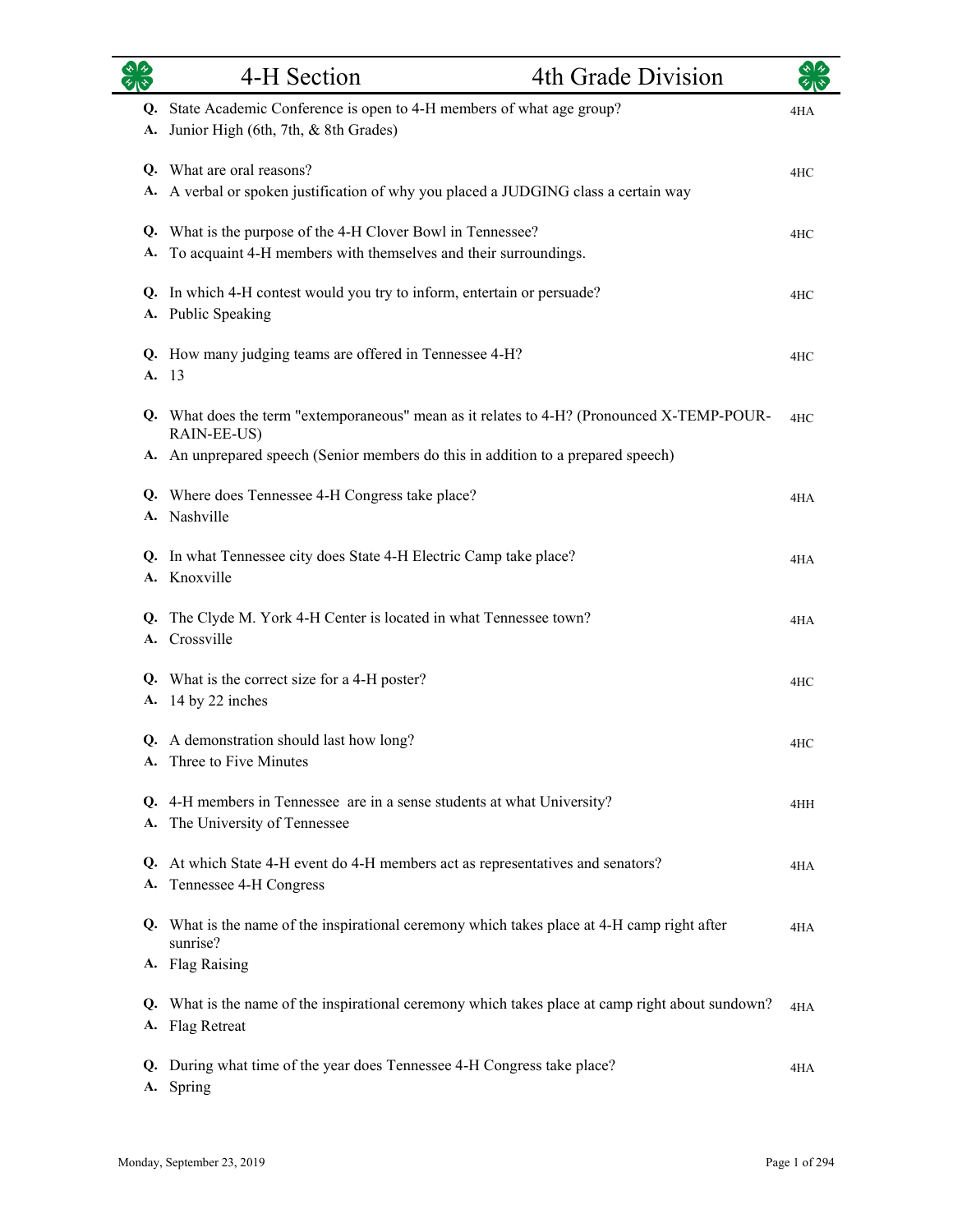# 4-H Section 4th Grade Division

**Q.** State Academic Conference is open to 4-H members of what age group? 4HA
**A.** Junior High (6th, 7th, & 8th Grades)

**Q.** What are oral reasons? 4HC
**A.** A verbal or spoken justification of why you placed a JUDGING class a certain way

**Q.** What is the purpose of the 4-H Clover Bowl in Tennessee? 4HC
**A.** To acquaint 4-H members with themselves and their surroundings.

**Q.** In which 4-H contest would you try to inform, entertain or persuade? 4HC
**A.** Public Speaking

**Q.** How many judging teams are offered in Tennessee 4-H? 4HC
**A.** 13

**Q.** What does the term "extemporaneous" mean as it relates to 4-H? (Pronounced X-TEMP-POUR-RAIN-EE-US) 4HC
**A.** An unprepared speech (Senior members do this in addition to a prepared speech)

**Q.** Where does Tennessee 4-H Congress take place? 4HA
**A.** Nashville

**Q.** In what Tennessee city does State 4-H Electric Camp take place? 4HA
**A.** Knoxville

**Q.** The Clyde M. York 4-H Center is located in what Tennessee town? 4HA
**A.** Crossville

**Q.** What is the correct size for a 4-H poster? 4HC
**A.** 14 by 22 inches

**Q.** A demonstration should last how long? 4HC
**A.** Three to Five Minutes

**Q.** 4-H members in Tennessee are in a sense students at what University? 4HH
**A.** The University of Tennessee

**Q.** At which State 4-H event do 4-H members act as representatives and senators? 4HA
**A.** Tennessee 4-H Congress

**Q.** What is the name of the inspirational ceremony which takes place at 4-H camp right after sunrise? 4HA
**A.** Flag Raising

**Q.** What is the name of the inspirational ceremony which takes place at camp right about sundown? 4HA
**A.** Flag Retreat

**Q.** During what time of the year does Tennessee 4-H Congress take place? 4HA
**A.** Spring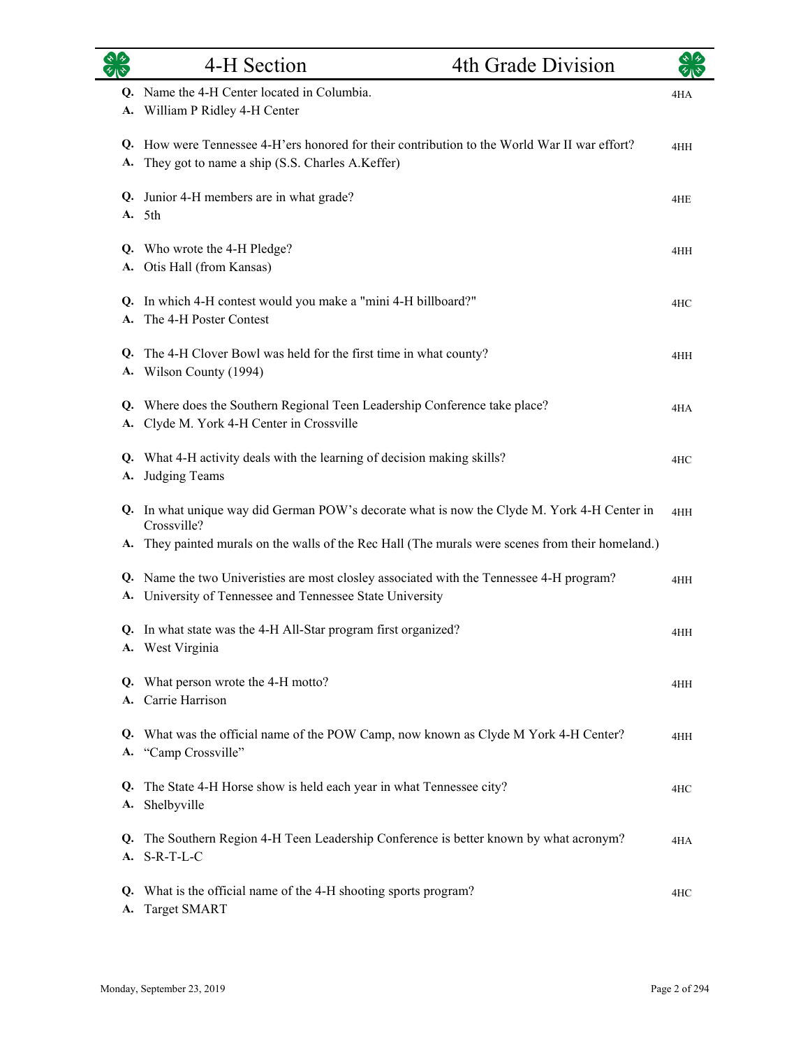## 4-H Section 4th Grade Division

**Q.** Name the 4-H Center located in Columbia. — 4HA
**A.** William P Ridley 4-H Center

**Q.** How were Tennessee 4-H'ers honored for their contribution to the World War II war effort? — 4HH
**A.** They got to name a ship (S.S. Charles A.Keffer)

**Q.** Junior 4-H members are in what grade? — 4HE
**A.** 5th

**Q.** Who wrote the 4-H Pledge? — 4HH
**A.** Otis Hall (from Kansas)

**Q.** In which 4-H contest would you make a "mini 4-H billboard?" — 4HC
**A.** The 4-H Poster Contest

**Q.** The 4-H Clover Bowl was held for the first time in what county? — 4HH
**A.** Wilson County (1994)

**Q.** Where does the Southern Regional Teen Leadership Conference take place? — 4HA
**A.** Clyde M. York 4-H Center in Crossville

**Q.** What 4-H activity deals with the learning of decision making skills? — 4HC
**A.** Judging Teams

**Q.** In what unique way did German POW's decorate what is now the Clyde M. York 4-H Center in Crossville? — 4HH
**A.** They painted murals on the walls of the Rec Hall (The murals were scenes from their homeland.)

**Q.** Name the two Univeristies are most closley associated with the Tennessee 4-H program? — 4HH
**A.** University of Tennessee and Tennessee State University

**Q.** In what state was the 4-H All-Star program first organized? — 4HH
**A.** West Virginia

**Q.** What person wrote the 4-H motto? — 4HH
**A.** Carrie Harrison

**Q.** What was the official name of the POW Camp, now known as Clyde M York 4-H Center? — 4HH
**A.** "Camp Crossville"

**Q.** The State 4-H Horse show is held each year in what Tennessee city? — 4HC
**A.** Shelbyville

**Q.** The Southern Region 4-H Teen Leadership Conference is better known by what acronym? — 4HA
**A.** S-R-T-L-C

**Q.** What is the official name of the 4-H shooting sports program? — 4HC
**A.** Target SMART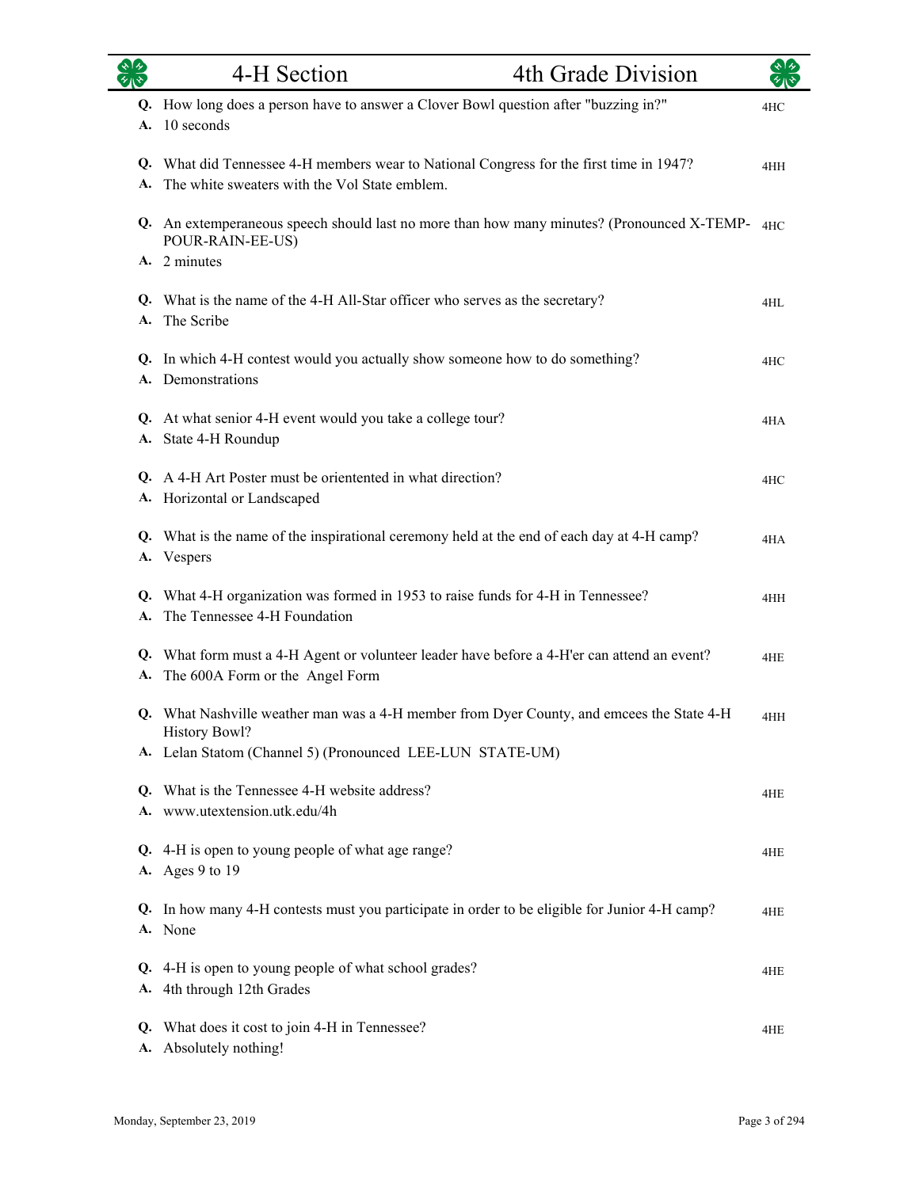# 4-H Section — 4th Grade Division

**Q.** How long does a person have to answer a Clover Bowl question after "buzzing in?" — 4HC
**A.** 10 seconds

**Q.** What did Tennessee 4-H members wear to National Congress for the first time in 1947? — 4HH
**A.** The white sweaters with the Vol State emblem.

**Q.** An extemperaneous speech should last no more than how many minutes? (Pronounced X-TEMP-POUR-RAIN-EE-US) — 4HC
**A.** 2 minutes

**Q.** What is the name of the 4-H All-Star officer who serves as the secretary? — 4HL
**A.** The Scribe

**Q.** In which 4-H contest would you actually show someone how to do something? — 4HC
**A.** Demonstrations

**Q.** At what senior 4-H event would you take a college tour? — 4HA
**A.** State 4-H Roundup

**Q.** A 4-H Art Poster must be orientented in what direction? — 4HC
**A.** Horizontal or Landscaped

**Q.** What is the name of the inspirational ceremony held at the end of each day at 4-H camp? — 4HA
**A.** Vespers

**Q.** What 4-H organization was formed in 1953 to raise funds for 4-H in Tennessee? — 4HH
**A.** The Tennessee 4-H Foundation

**Q.** What form must a 4-H Agent or volunteer leader have before a 4-H'er can attend an event? — 4HE
**A.** The 600A Form or the Angel Form

**Q.** What Nashville weather man was a 4-H member from Dyer County, and emcees the State 4-H History Bowl? — 4HH
**A.** Lelan Statom (Channel 5) (Pronounced LEE-LUN STATE-UM)

**Q.** What is the Tennessee 4-H website address? — 4HE
**A.** www.utextension.utk.edu/4h

**Q.** 4-H is open to young people of what age range? — 4HE
**A.** Ages 9 to 19

**Q.** In how many 4-H contests must you participate in order to be eligible for Junior 4-H camp? — 4HE
**A.** None

**Q.** 4-H is open to young people of what school grades? — 4HE
**A.** 4th through 12th Grades

**Q.** What does it cost to join 4-H in Tennessee? — 4HE
**A.** Absolutely nothing!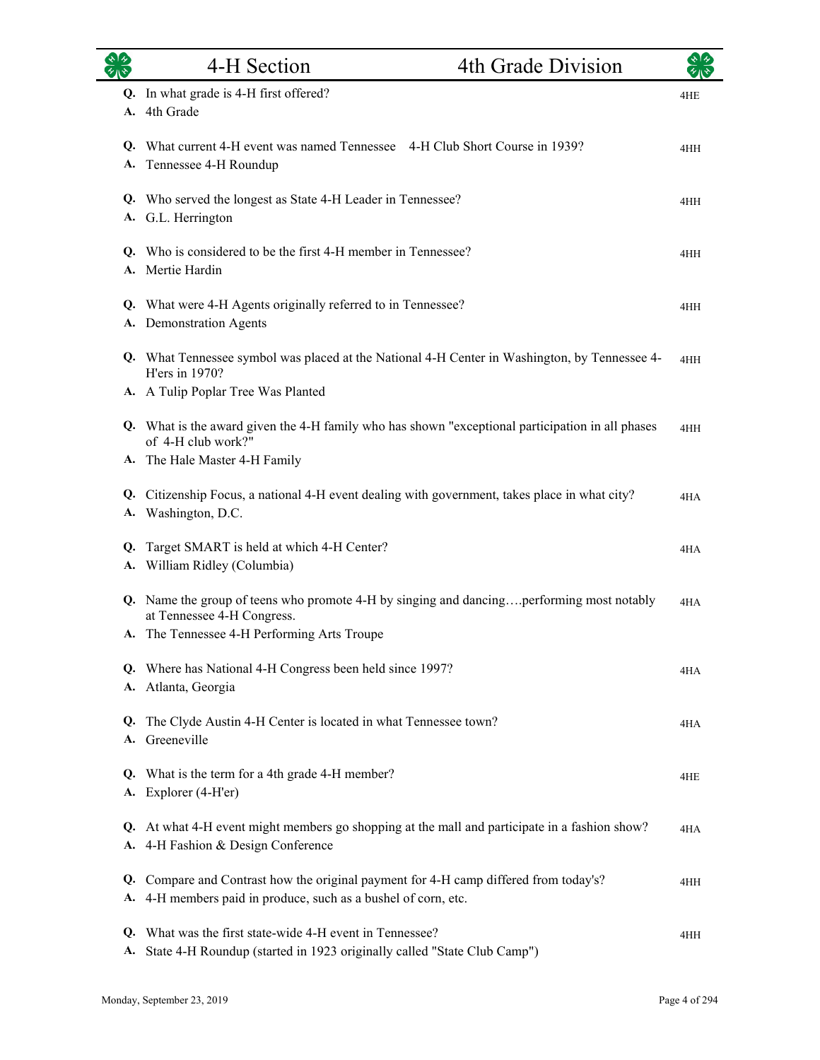## 4-H Section — 4th Grade Division

**Q.** In what grade is 4-H first offered? — 4HE
**A.** 4th Grade

**Q.** What current 4-H event was named Tennessee 4-H Club Short Course in 1939? — 4HH
**A.** Tennessee 4-H Roundup

**Q.** Who served the longest as State 4-H Leader in Tennessee? — 4HH
**A.** G.L. Herrington

**Q.** Who is considered to be the first 4-H member in Tennessee? — 4HH
**A.** Mertie Hardin

**Q.** What were 4-H Agents originally referred to in Tennessee? — 4HH
**A.** Demonstration Agents

**Q.** What Tennessee symbol was placed at the National 4-H Center in Washington, by Tennessee 4-H'ers in 1970? — 4HH
**A.** A Tulip Poplar Tree Was Planted

**Q.** What is the award given the 4-H family who has shown "exceptional participation in all phases of 4-H club work?" — 4HH
**A.** The Hale Master 4-H Family

**Q.** Citizenship Focus, a national 4-H event dealing with government, takes place in what city? — 4HA
**A.** Washington, D.C.

**Q.** Target SMART is held at which 4-H Center? — 4HA
**A.** William Ridley (Columbia)

**Q.** Name the group of teens who promote 4-H by singing and dancing….performing most notably at Tennessee 4-H Congress. — 4HA
**A.** The Tennessee 4-H Performing Arts Troupe

**Q.** Where has National 4-H Congress been held since 1997? — 4HA
**A.** Atlanta, Georgia

**Q.** The Clyde Austin 4-H Center is located in what Tennessee town? — 4HA
**A.** Greeneville

**Q.** What is the term for a 4th grade 4-H member? — 4HE
**A.** Explorer (4-H'er)

**Q.** At what 4-H event might members go shopping at the mall and participate in a fashion show? — 4HA
**A.** 4-H Fashion & Design Conference

**Q.** Compare and Contrast how the original payment for 4-H camp differed from today's? — 4HH
**A.** 4-H members paid in produce, such as a bushel of corn, etc.

**Q.** What was the first state-wide 4-H event in Tennessee? — 4HH
**A.** State 4-H Roundup (started in 1923 originally called "State Club Camp")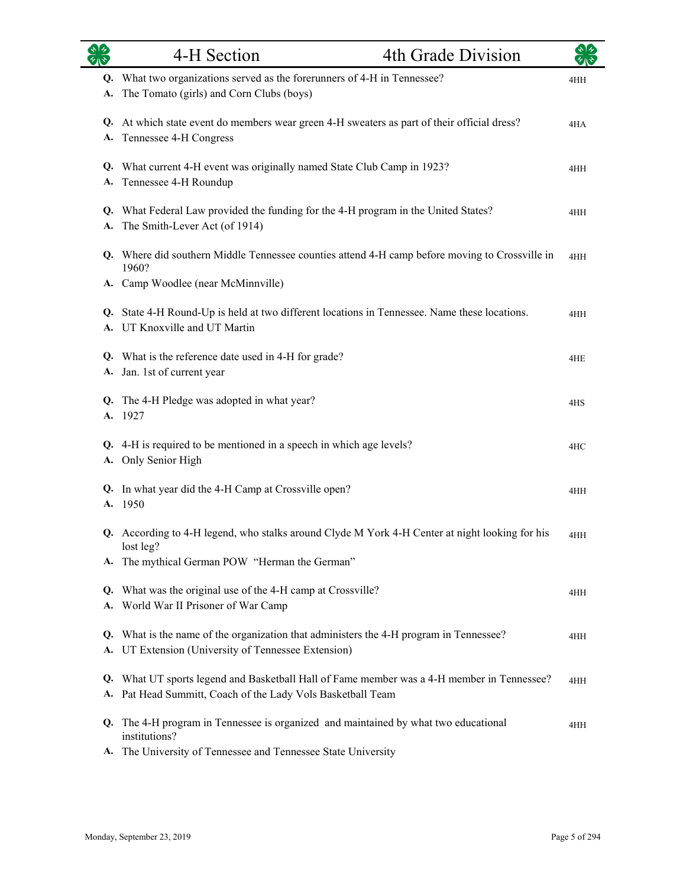# 4-H Section — 4th Grade Division

**Q.** What two organizations served as the forerunners of 4-H in Tennessee? — 4HH
**A.** The Tomato (girls) and Corn Clubs (boys)

**Q.** At which state event do members wear green 4-H sweaters as part of their official dress? — 4HA
**A.** Tennessee 4-H Congress

**Q.** What current 4-H event was originally named State Club Camp in 1923? — 4HH
**A.** Tennessee 4-H Roundup

**Q.** What Federal Law provided the funding for the 4-H program in the United States? — 4HH
**A.** The Smith-Lever Act (of 1914)

**Q.** Where did southern Middle Tennessee counties attend 4-H camp before moving to Crossville in 1960? — 4HH
**A.** Camp Woodlee (near McMinnville)

**Q.** State 4-H Round-Up is held at two different locations in Tennessee. Name these locations. — 4HH
**A.** UT Knoxville and UT Martin

**Q.** What is the reference date used in 4-H for grade? — 4HE
**A.** Jan. 1st of current year

**Q.** The 4-H Pledge was adopted in what year? — 4HS
**A.** 1927

**Q.** 4-H is required to be mentioned in a speech in which age levels? — 4HC
**A.** Only Senior High

**Q.** In what year did the 4-H Camp at Crossville open? — 4HH
**A.** 1950

**Q.** According to 4-H legend, who stalks around Clyde M York 4-H Center at night looking for his lost leg? — 4HH
**A.** The mythical German POW "Herman the German"

**Q.** What was the original use of the 4-H camp at Crossville? — 4HH
**A.** World War II Prisoner of War Camp

**Q.** What is the name of the organization that administers the 4-H program in Tennessee? — 4HH
**A.** UT Extension (University of Tennessee Extension)

**Q.** What UT sports legend and Basketball Hall of Fame member was a 4-H member in Tennessee? — 4HH
**A.** Pat Head Summitt, Coach of the Lady Vols Basketball Team

**Q.** The 4-H program in Tennessee is organized and maintained by what two educational institutions? — 4HH
**A.** The University of Tennessee and Tennessee State University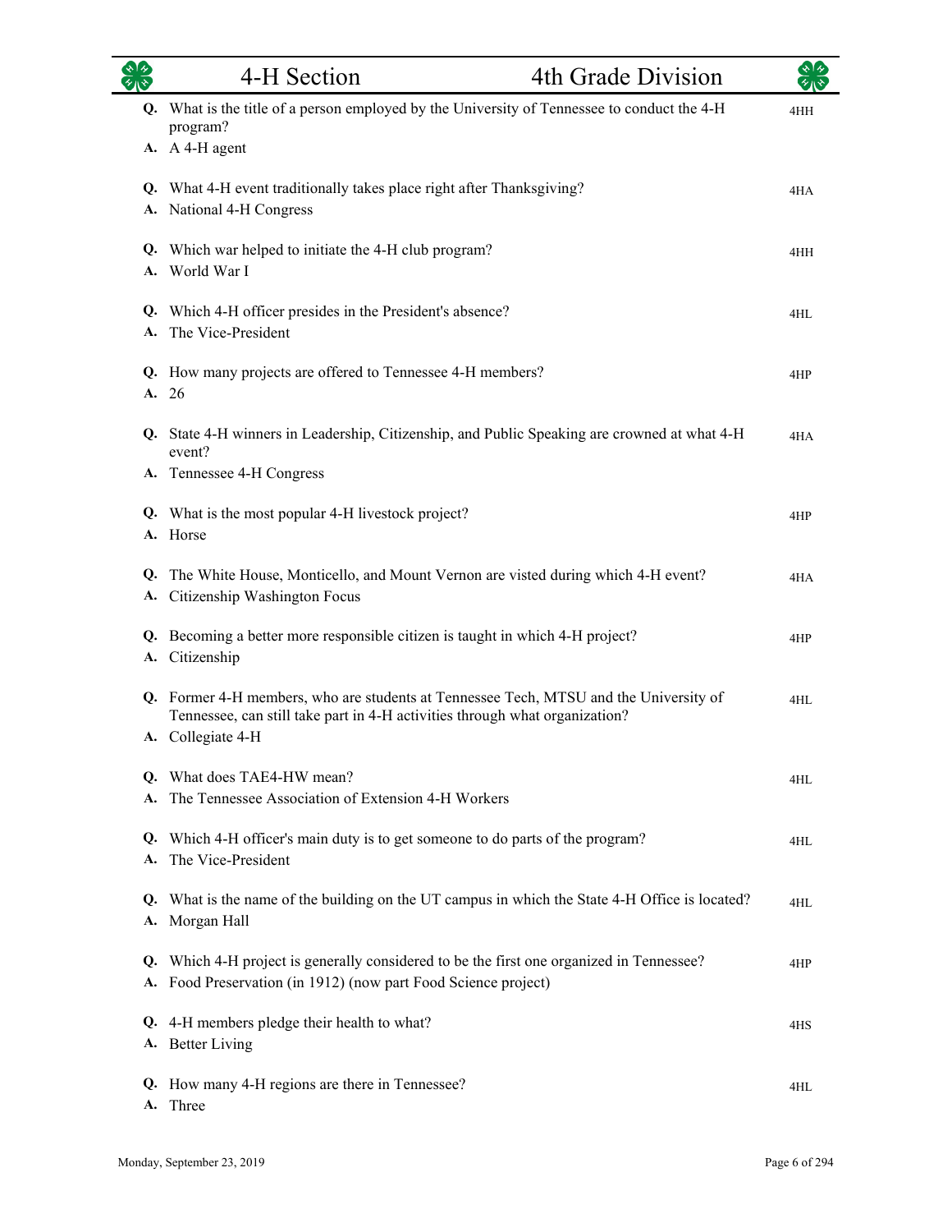| 4-H Section | 4th Grade Division |
|---|---|

**Q.** What is the title of a person employed by the University of Tennessee to conduct the 4-H program? — 4HH
**A.** A 4-H agent

**Q.** What 4-H event traditionally takes place right after Thanksgiving? — 4HA
**A.** National 4-H Congress

**Q.** Which war helped to initiate the 4-H club program? — 4HH
**A.** World War I

**Q.** Which 4-H officer presides in the President's absence? — 4HL
**A.** The Vice-President

**Q.** How many projects are offered to Tennessee 4-H members? — 4HP
**A.** 26

**Q.** State 4-H winners in Leadership, Citizenship, and Public Speaking are crowned at what 4-H event? — 4HA
**A.** Tennessee 4-H Congress

**Q.** What is the most popular 4-H livestock project? — 4HP
**A.** Horse

**Q.** The White House, Monticello, and Mount Vernon are visted during which 4-H event? — 4HA
**A.** Citizenship Washington Focus

**Q.** Becoming a better more responsible citizen is taught in which 4-H project? — 4HP
**A.** Citizenship

**Q.** Former 4-H members, who are students at Tennessee Tech, MTSU and the University of Tennessee, can still take part in 4-H activities through what organization? — 4HL
**A.** Collegiate 4-H

**Q.** What does TAE4-HW mean? — 4HL
**A.** The Tennessee Association of Extension 4-H Workers

**Q.** Which 4-H officer's main duty is to get someone to do parts of the program? — 4HL
**A.** The Vice-President

**Q.** What is the name of the building on the UT campus in which the State 4-H Office is located? — 4HL
**A.** Morgan Hall

**Q.** Which 4-H project is generally considered to be the first one organized in Tennessee? — 4HP
**A.** Food Preservation (in 1912) (now part Food Science project)

**Q.** 4-H members pledge their health to what? — 4HS
**A.** Better Living

**Q.** How many 4-H regions are there in Tennessee? — 4HL
**A.** Three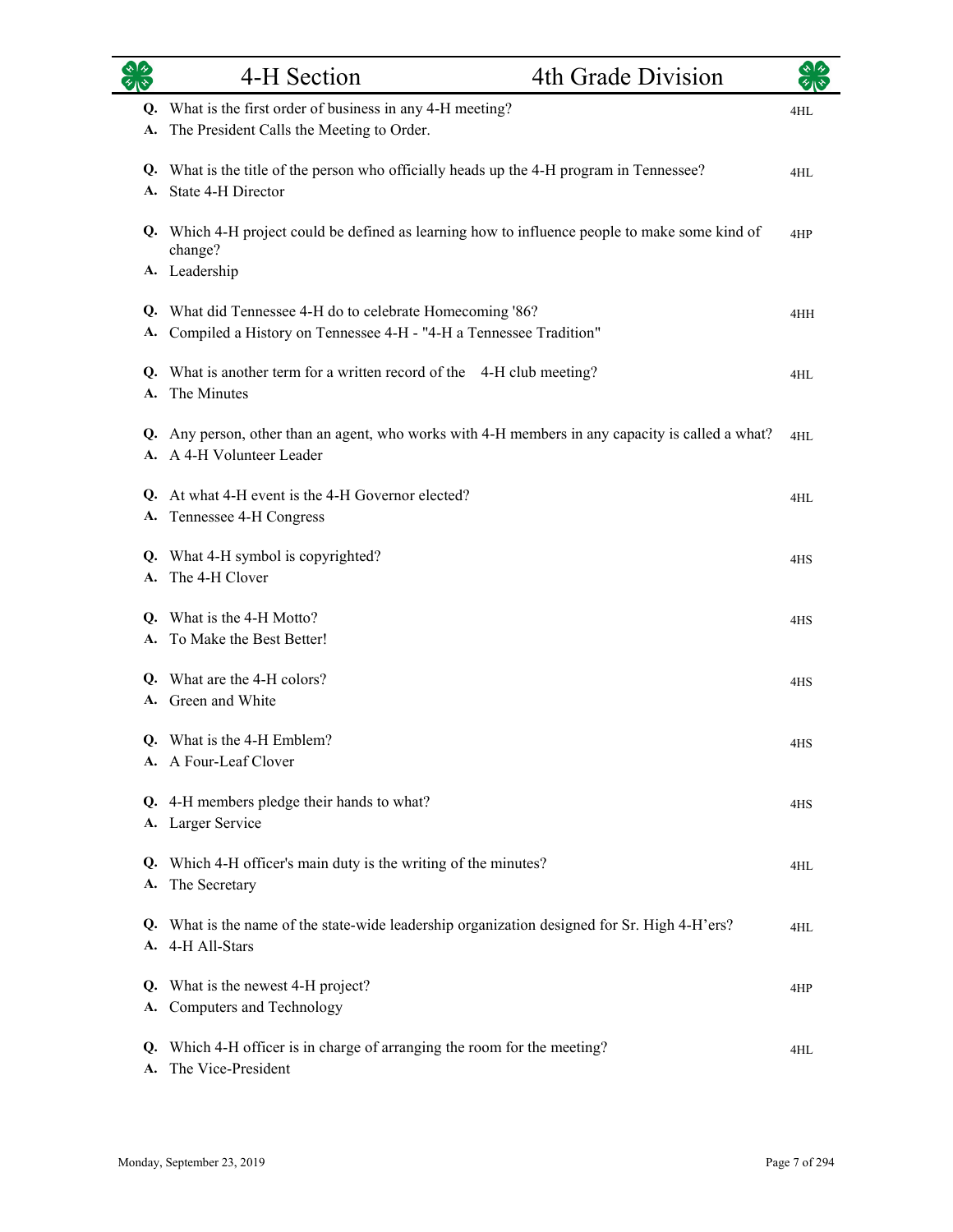# 4-H Section — 4th Grade Division

**Q.** What is the first order of business in any 4-H meeting? — 4HL
**A.** The President Calls the Meeting to Order.

**Q.** What is the title of the person who officially heads up the 4-H program in Tennessee? — 4HL
**A.** State 4-H Director

**Q.** Which 4-H project could be defined as learning how to influence people to make some kind of change? — 4HP
**A.** Leadership

**Q.** What did Tennessee 4-H do to celebrate Homecoming '86? — 4HH
**A.** Compiled a History on Tennessee 4-H - "4-H a Tennessee Tradition"

**Q.** What is another term for a written record of the 4-H club meeting? — 4HL
**A.** The Minutes

**Q.** Any person, other than an agent, who works with 4-H members in any capacity is called a what? — 4HL
**A.** A 4-H Volunteer Leader

**Q.** At what 4-H event is the 4-H Governor elected? — 4HL
**A.** Tennessee 4-H Congress

**Q.** What 4-H symbol is copyrighted? — 4HS
**A.** The 4-H Clover

**Q.** What is the 4-H Motto? — 4HS
**A.** To Make the Best Better!

**Q.** What are the 4-H colors? — 4HS
**A.** Green and White

**Q.** What is the 4-H Emblem? — 4HS
**A.** A Four-Leaf Clover

**Q.** 4-H members pledge their hands to what? — 4HS
**A.** Larger Service

**Q.** Which 4-H officer's main duty is the writing of the minutes? — 4HL
**A.** The Secretary

**Q.** What is the name of the state-wide leadership organization designed for Sr. High 4-H'ers? — 4HL
**A.** 4-H All-Stars

**Q.** What is the newest 4-H project? — 4HP
**A.** Computers and Technology

**Q.** Which 4-H officer is in charge of arranging the room for the meeting? — 4HL
**A.** The Vice-President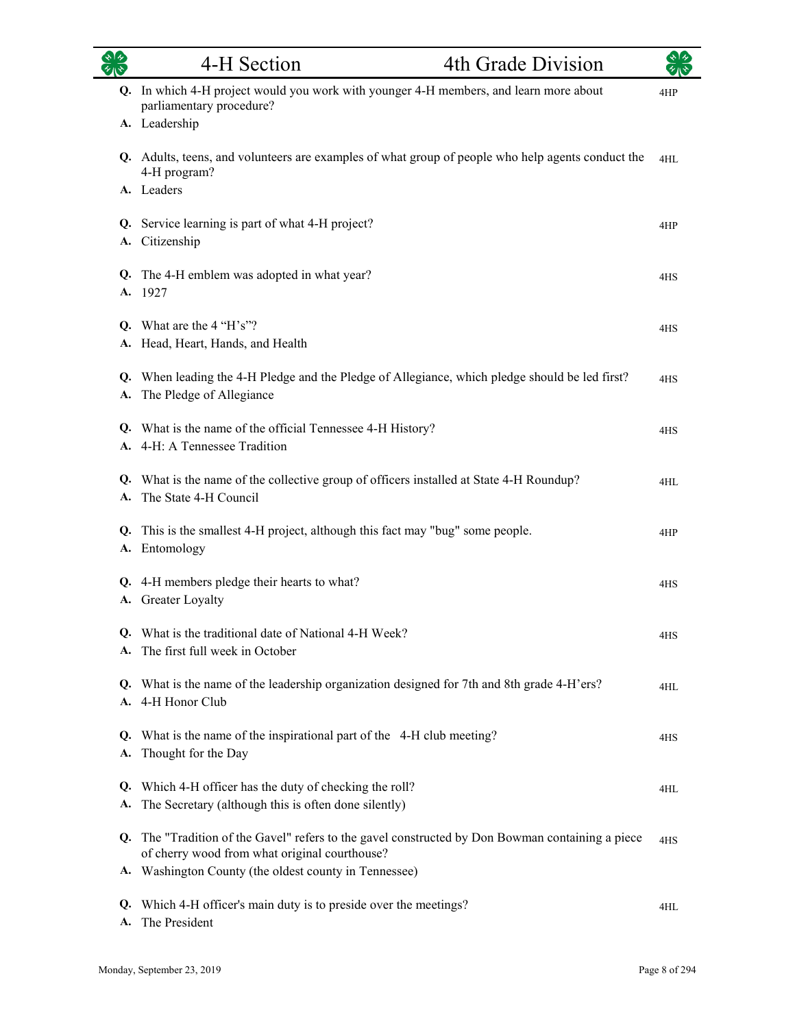**Q.** In which 4-H project would you work with younger 4-H members, and learn more about parliamentary procedure? — 4HP
**A.** Leadership

**Q.** Adults, teens, and volunteers are examples of what group of people who help agents conduct the 4-H program? — 4HL
**A.** Leaders

**Q.** Service learning is part of what 4-H project? — 4HP
**A.** Citizenship

**Q.** The 4-H emblem was adopted in what year? — 4HS
**A.** 1927

**Q.** What are the 4 "H's"? — 4HS
**A.** Head, Heart, Hands, and Health

**Q.** When leading the 4-H Pledge and the Pledge of Allegiance, which pledge should be led first? — 4HS
**A.** The Pledge of Allegiance

**Q.** What is the name of the official Tennessee 4-H History? — 4HS
**A.** 4-H: A Tennessee Tradition

**Q.** What is the name of the collective group of officers installed at State 4-H Roundup? — 4HL
**A.** The State 4-H Council

**Q.** This is the smallest 4-H project, although this fact may "bug" some people. — 4HP
**A.** Entomology

**Q.** 4-H members pledge their hearts to what? — 4HS
**A.** Greater Loyalty

**Q.** What is the traditional date of National 4-H Week? — 4HS
**A.** The first full week in October

**Q.** What is the name of the leadership organization designed for 7th and 8th grade 4-H'ers? — 4HL
**A.** 4-H Honor Club

**Q.** What is the name of the inspirational part of the 4-H club meeting? — 4HS
**A.** Thought for the Day

**Q.** Which 4-H officer has the duty of checking the roll? — 4HL
**A.** The Secretary (although this is often done silently)

**Q.** The "Tradition of the Gavel" refers to the gavel constructed by Don Bowman containing a piece of cherry wood from what original courthouse? — 4HS
**A.** Washington County (the oldest county in Tennessee)

**Q.** Which 4-H officer's main duty is to preside over the meetings? — 4HL
**A.** The President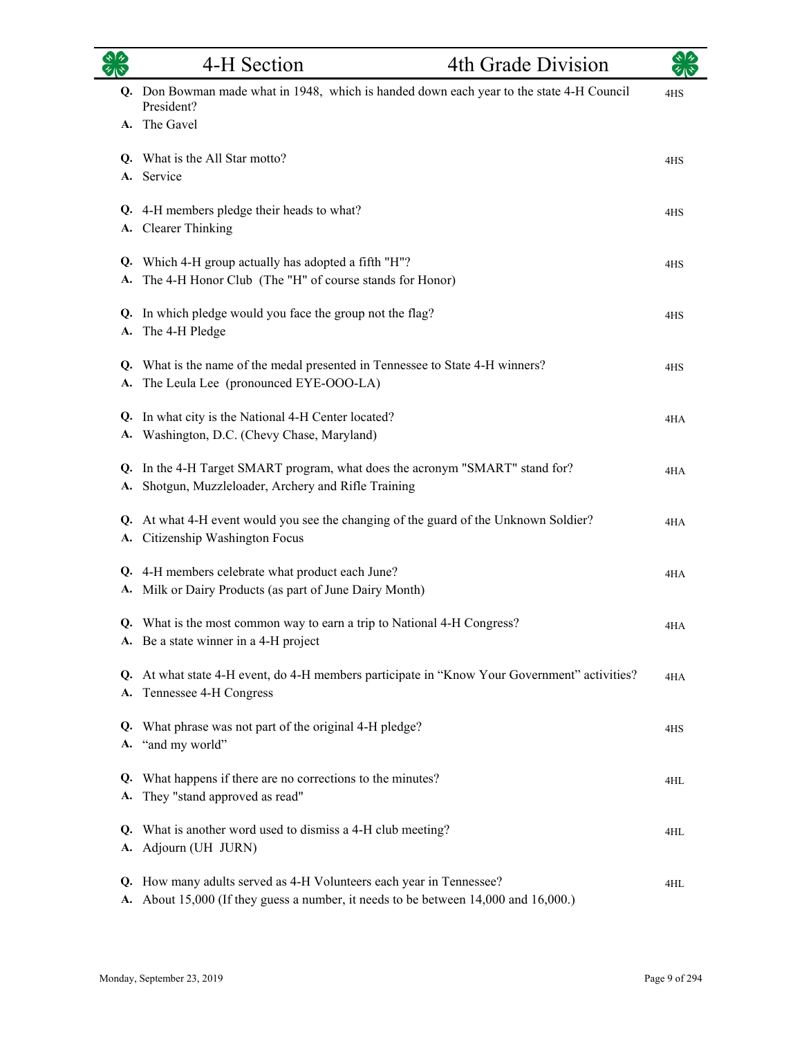| 4-H Section | 4th Grade Division |
|---|---|

**Q.** Don Bowman made what in 1948, which is handed down each year to the state 4-H Council President? — 4HS
**A.** The Gavel

**Q.** What is the All Star motto? — 4HS
**A.** Service

**Q.** 4-H members pledge their heads to what? — 4HS
**A.** Clearer Thinking

**Q.** Which 4-H group actually has adopted a fifth "H"? — 4HS
**A.** The 4-H Honor Club (The "H" of course stands for Honor)

**Q.** In which pledge would you face the group not the flag? — 4HS
**A.** The 4-H Pledge

**Q.** What is the name of the medal presented in Tennessee to State 4-H winners? — 4HS
**A.** The Leula Lee (pronounced EYE-OOO-LA)

**Q.** In what city is the National 4-H Center located? — 4HA
**A.** Washington, D.C. (Chevy Chase, Maryland)

**Q.** In the 4-H Target SMART program, what does the acronym "SMART" stand for? — 4HA
**A.** Shotgun, Muzzleloader, Archery and Rifle Training

**Q.** At what 4-H event would you see the changing of the guard of the Unknown Soldier? — 4HA
**A.** Citizenship Washington Focus

**Q.** 4-H members celebrate what product each June? — 4HA
**A.** Milk or Dairy Products (as part of June Dairy Month)

**Q.** What is the most common way to earn a trip to National 4-H Congress? — 4HA
**A.** Be a state winner in a 4-H project

**Q.** At what state 4-H event, do 4-H members participate in "Know Your Government" activities? — 4HA
**A.** Tennessee 4-H Congress

**Q.** What phrase was not part of the original 4-H pledge? — 4HS
**A.** "and my world"

**Q.** What happens if there are no corrections to the minutes? — 4HL
**A.** They "stand approved as read"

**Q.** What is another word used to dismiss a 4-H club meeting? — 4HL
**A.** Adjourn (UH JURN)

**Q.** How many adults served as 4-H Volunteers each year in Tennessee? — 4HL
**A.** About 15,000 (If they guess a number, it needs to be between 14,000 and 16,000.)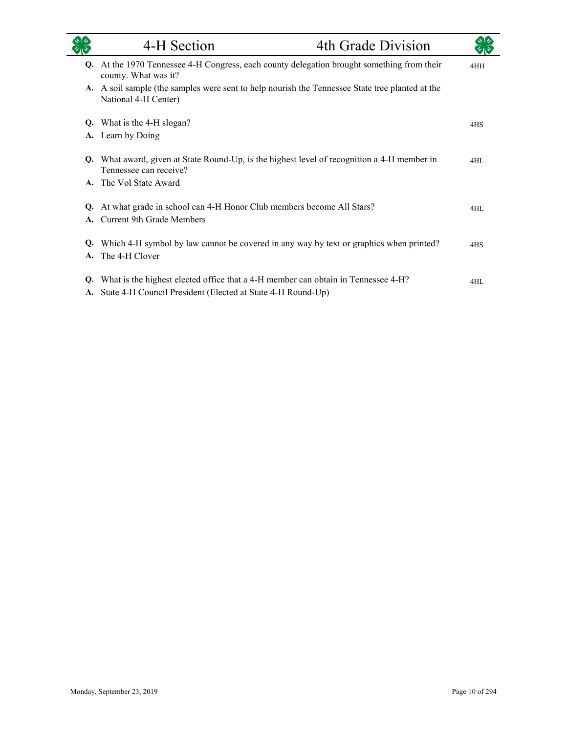**Q.** At the 1970 Tennessee 4-H Congress, each county delegation brought something from their county. What was it? — 4HH

**A.** A soil sample (the samples were sent to help nourish the Tennessee State tree planted at the National 4-H Center)

**Q.** What is the 4-H slogan? — 4HS

**A.** Learn by Doing

**Q.** What award, given at State Round-Up, is the highest level of recognition a 4-H member in Tennessee can receive? — 4HL

**A.** The Vol State Award

**Q.** At what grade in school can 4-H Honor Club members become All Stars? — 4HL

**A.** Current 9th Grade Members

**Q.** Which 4-H symbol by law cannot be covered in any way by text or graphics when printed? — 4HS

**A.** The 4-H Clover

**Q.** What is the highest elected office that a 4-H member can obtain in Tennessee 4-H? — 4HL

**A.** State 4-H Council President (Elected at State 4-H Round-Up)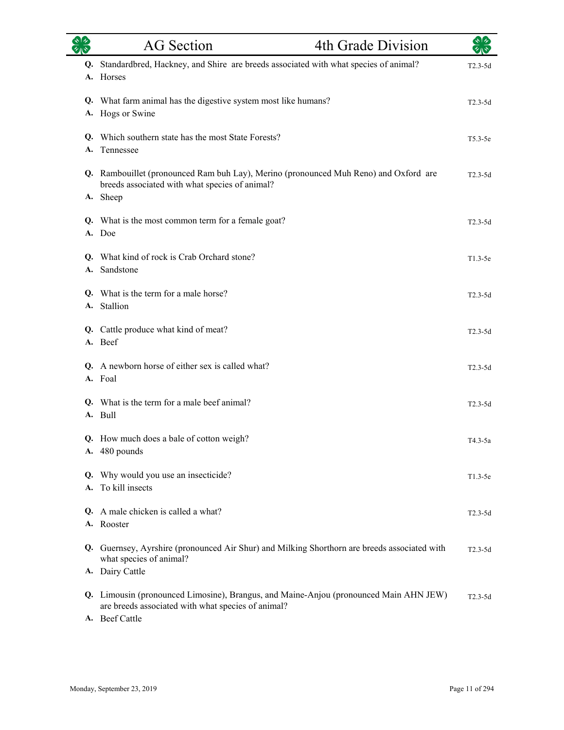**Q.** Standardbred, Hackney, and Shire are breeds associated with what species of animal? T2.3-5d
**A.** Horses

**Q.** What farm animal has the digestive system most like humans? T2.3-5d
**A.** Hogs or Swine

**Q.** Which southern state has the most State Forests? T5.3-5e
**A.** Tennessee

**Q.** Rambouillet (pronounced Ram buh Lay), Merino (pronounced Muh Reno) and Oxford are breeds associated with what species of animal? T2.3-5d
**A.** Sheep

**Q.** What is the most common term for a female goat? T2.3-5d
**A.** Doe

**Q.** What kind of rock is Crab Orchard stone? T1.3-5e
**A.** Sandstone

**Q.** What is the term for a male horse? T2.3-5d
**A.** Stallion

**Q.** Cattle produce what kind of meat? T2.3-5d
**A.** Beef

**Q.** A newborn horse of either sex is called what? T2.3-5d
**A.** Foal

**Q.** What is the term for a male beef animal? T2.3-5d
**A.** Bull

**Q.** How much does a bale of cotton weigh? T4.3-5a
**A.** 480 pounds

**Q.** Why would you use an insecticide? T1.3-5e
**A.** To kill insects

**Q.** A male chicken is called a what? T2.3-5d
**A.** Rooster

**Q.** Guernsey, Ayrshire (pronounced Air Shur) and Milking Shorthorn are breeds associated with what species of animal? T2.3-5d
**A.** Dairy Cattle

**Q.** Limousin (pronounced Limosine), Brangus, and Maine-Anjou (pronounced Main AHN JEW) are breeds associated with what species of animal? T2.3-5d
**A.** Beef Cattle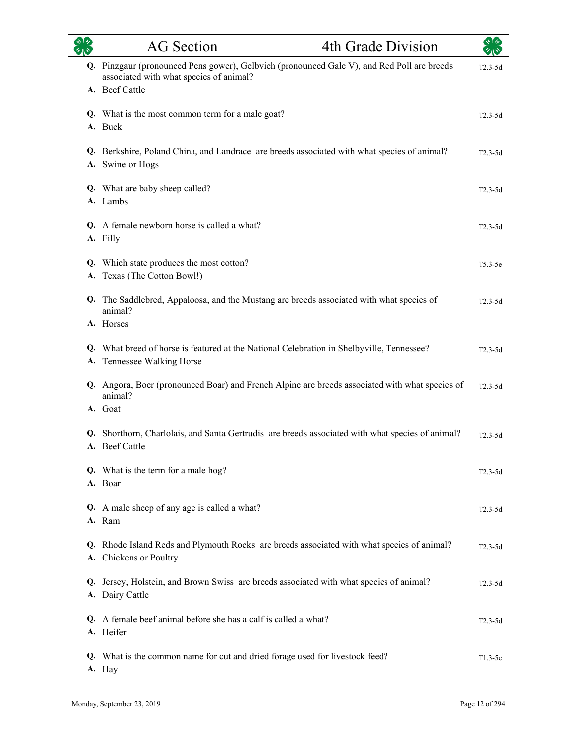**Q.** Pinzgaur (pronounced Pens gower), Gelbvieh (pronounced Gale V), and Red Poll are breeds associated with what species of animal? T2.3-5d
**A.** Beef Cattle

**Q.** What is the most common term for a male goat? T2.3-5d
**A.** Buck

**Q.** Berkshire, Poland China, and Landrace are breeds associated with what species of animal? T2.3-5d
**A.** Swine or Hogs

**Q.** What are baby sheep called? T2.3-5d
**A.** Lambs

**Q.** A female newborn horse is called a what? T2.3-5d
**A.** Filly

**Q.** Which state produces the most cotton? T5.3-5e
**A.** Texas (The Cotton Bowl!)

**Q.** The Saddlebred, Appaloosa, and the Mustang are breeds associated with what species of animal? T2.3-5d
**A.** Horses

**Q.** What breed of horse is featured at the National Celebration in Shelbyville, Tennessee? T2.3-5d
**A.** Tennessee Walking Horse

**Q.** Angora, Boer (pronounced Boar) and French Alpine are breeds associated with what species of animal? T2.3-5d
**A.** Goat

**Q.** Shorthorn, Charlolais, and Santa Gertrudis are breeds associated with what species of animal? T2.3-5d
**A.** Beef Cattle

**Q.** What is the term for a male hog? T2.3-5d
**A.** Boar

**Q.** A male sheep of any age is called a what? T2.3-5d
**A.** Ram

**Q.** Rhode Island Reds and Plymouth Rocks are breeds associated with what species of animal? T2.3-5d
**A.** Chickens or Poultry

**Q.** Jersey, Holstein, and Brown Swiss are breeds associated with what species of animal? T2.3-5d
**A.** Dairy Cattle

**Q.** A female beef animal before she has a calf is called a what? T2.3-5d
**A.** Heifer

**Q.** What is the common name for cut and dried forage used for livestock feed? T1.3-5e
**A.** Hay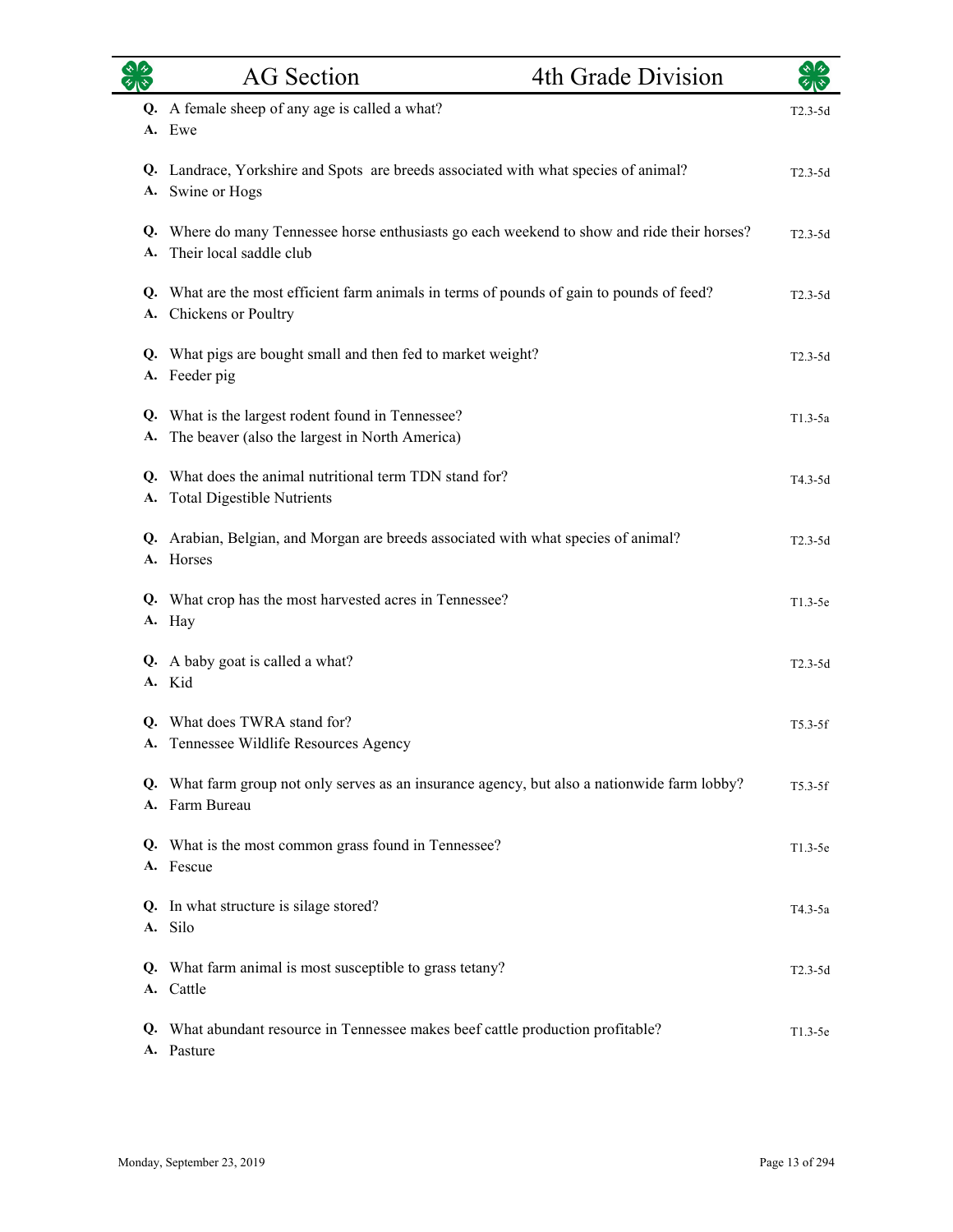**Q.** A female sheep of any age is called a what? T2.3-5d
**A.** Ewe

**Q.** Landrace, Yorkshire and Spots are breeds associated with what species of animal? T2.3-5d
**A.** Swine or Hogs

**Q.** Where do many Tennessee horse enthusiasts go each weekend to show and ride their horses? T2.3-5d
**A.** Their local saddle club

**Q.** What are the most efficient farm animals in terms of pounds of gain to pounds of feed? T2.3-5d
**A.** Chickens or Poultry

**Q.** What pigs are bought small and then fed to market weight? T2.3-5d
**A.** Feeder pig

**Q.** What is the largest rodent found in Tennessee? T1.3-5a
**A.** The beaver (also the largest in North America)

**Q.** What does the animal nutritional term TDN stand for? T4.3-5d
**A.** Total Digestible Nutrients

**Q.** Arabian, Belgian, and Morgan are breeds associated with what species of animal? T2.3-5d
**A.** Horses

**Q.** What crop has the most harvested acres in Tennessee? T1.3-5e
**A.** Hay

**Q.** A baby goat is called a what? T2.3-5d
**A.** Kid

**Q.** What does TWRA stand for? T5.3-5f
**A.** Tennessee Wildlife Resources Agency

**Q.** What farm group not only serves as an insurance agency, but also a nationwide farm lobby? T5.3-5f
**A.** Farm Bureau

**Q.** What is the most common grass found in Tennessee? T1.3-5e
**A.** Fescue

**Q.** In what structure is silage stored? T4.3-5a
**A.** Silo

**Q.** What farm animal is most susceptible to grass tetany? T2.3-5d
**A.** Cattle

**Q.** What abundant resource in Tennessee makes beef cattle production profitable? T1.3-5e
**A.** Pasture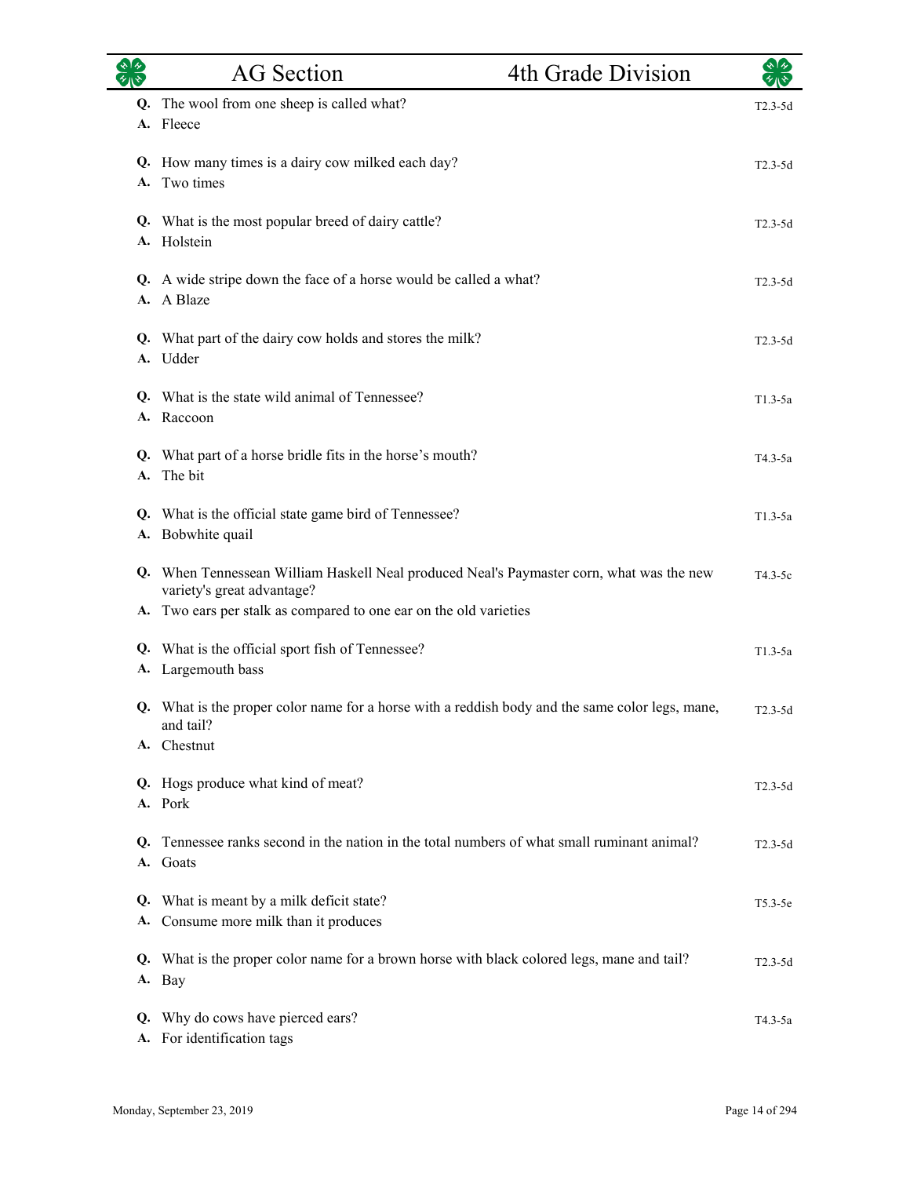**Q.** The wool from one sheep is called what? T2.3-5d
**A.** Fleece

**Q.** How many times is a dairy cow milked each day? T2.3-5d
**A.** Two times

**Q.** What is the most popular breed of dairy cattle? T2.3-5d
**A.** Holstein

**Q.** A wide stripe down the face of a horse would be called a what? T2.3-5d
**A.** A Blaze

**Q.** What part of the dairy cow holds and stores the milk? T2.3-5d
**A.** Udder

**Q.** What is the state wild animal of Tennessee? T1.3-5a
**A.** Raccoon

**Q.** What part of a horse bridle fits in the horse's mouth? T4.3-5a
**A.** The bit

**Q.** What is the official state game bird of Tennessee? T1.3-5a
**A.** Bobwhite quail

**Q.** When Tennessean William Haskell Neal produced Neal's Paymaster corn, what was the new variety's great advantage? T4.3-5c
**A.** Two ears per stalk as compared to one ear on the old varieties

**Q.** What is the official sport fish of Tennessee? T1.3-5a
**A.** Largemouth bass

**Q.** What is the proper color name for a horse with a reddish body and the same color legs, mane, and tail? T2.3-5d
**A.** Chestnut

**Q.** Hogs produce what kind of meat? T2.3-5d
**A.** Pork

**Q.** Tennessee ranks second in the nation in the total numbers of what small ruminant animal? T2.3-5d
**A.** Goats

**Q.** What is meant by a milk deficit state? T5.3-5e
**A.** Consume more milk than it produces

**Q.** What is the proper color name for a brown horse with black colored legs, mane and tail? T2.3-5d
**A.** Bay

**Q.** Why do cows have pierced ears? T4.3-5a
**A.** For identification tags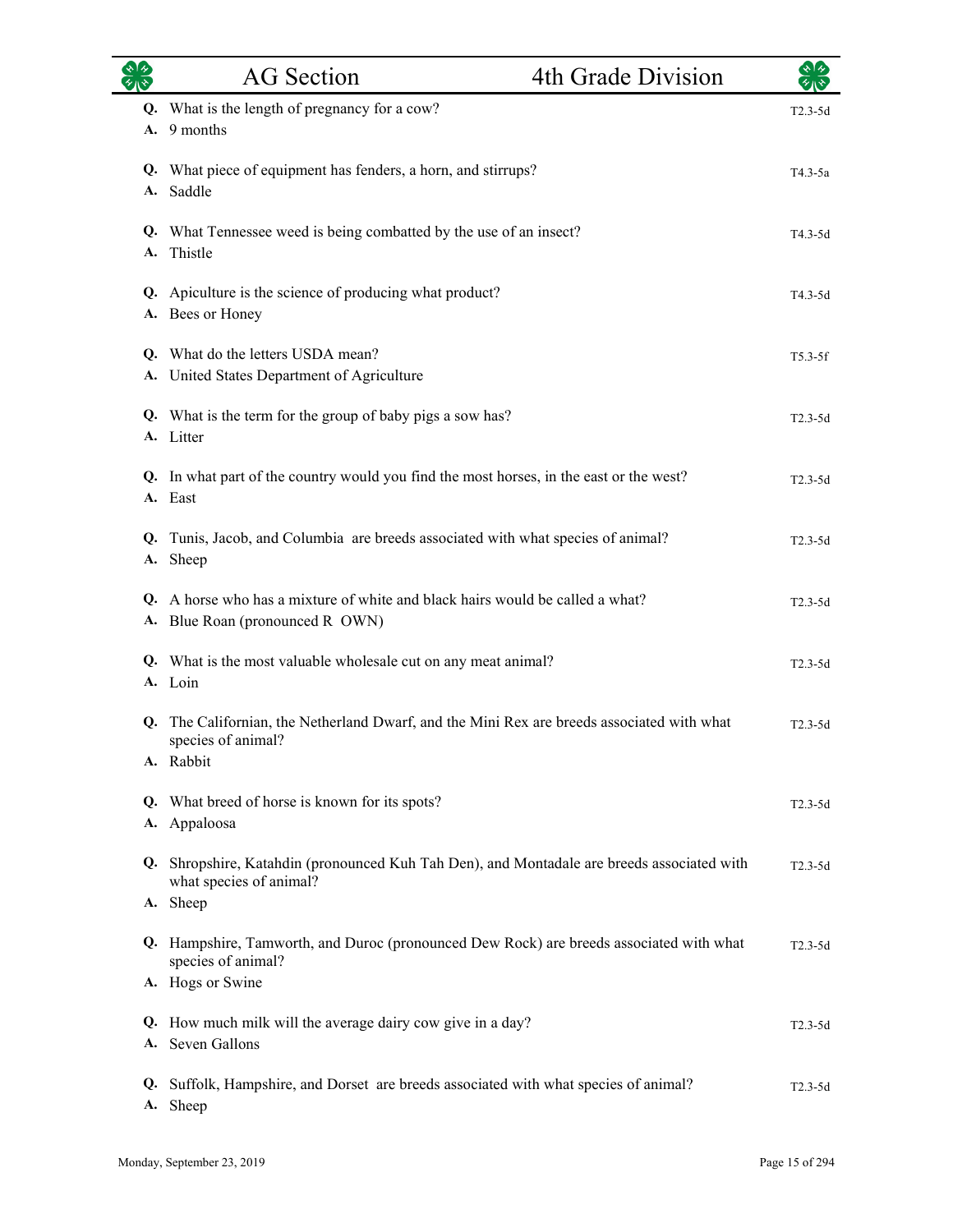**Q.** What is the length of pregnancy for a cow? T2.3-5d
**A.** 9 months

**Q.** What piece of equipment has fenders, a horn, and stirrups? T4.3-5a
**A.** Saddle

**Q.** What Tennessee weed is being combatted by the use of an insect? T4.3-5d
**A.** Thistle

**Q.** Apiculture is the science of producing what product? T4.3-5d
**A.** Bees or Honey

**Q.** What do the letters USDA mean? T5.3-5f
**A.** United States Department of Agriculture

**Q.** What is the term for the group of baby pigs a sow has? T2.3-5d
**A.** Litter

**Q.** In what part of the country would you find the most horses, in the east or the west? T2.3-5d
**A.** East

**Q.** Tunis, Jacob, and Columbia are breeds associated with what species of animal? T2.3-5d
**A.** Sheep

**Q.** A horse who has a mixture of white and black hairs would be called a what? T2.3-5d
**A.** Blue Roan (pronounced R OWN)

**Q.** What is the most valuable wholesale cut on any meat animal? T2.3-5d
**A.** Loin

**Q.** The Californian, the Netherland Dwarf, and the Mini Rex are breeds associated with what species of animal? T2.3-5d
**A.** Rabbit

**Q.** What breed of horse is known for its spots? T2.3-5d
**A.** Appaloosa

**Q.** Shropshire, Katahdin (pronounced Kuh Tah Den), and Montadale are breeds associated with what species of animal? T2.3-5d
**A.** Sheep

**Q.** Hampshire, Tamworth, and Duroc (pronounced Dew Rock) are breeds associated with what species of animal? T2.3-5d
**A.** Hogs or Swine

**Q.** How much milk will the average dairy cow give in a day? T2.3-5d
**A.** Seven Gallons

**Q.** Suffolk, Hampshire, and Dorset are breeds associated with what species of animal? T2.3-5d
**A.** Sheep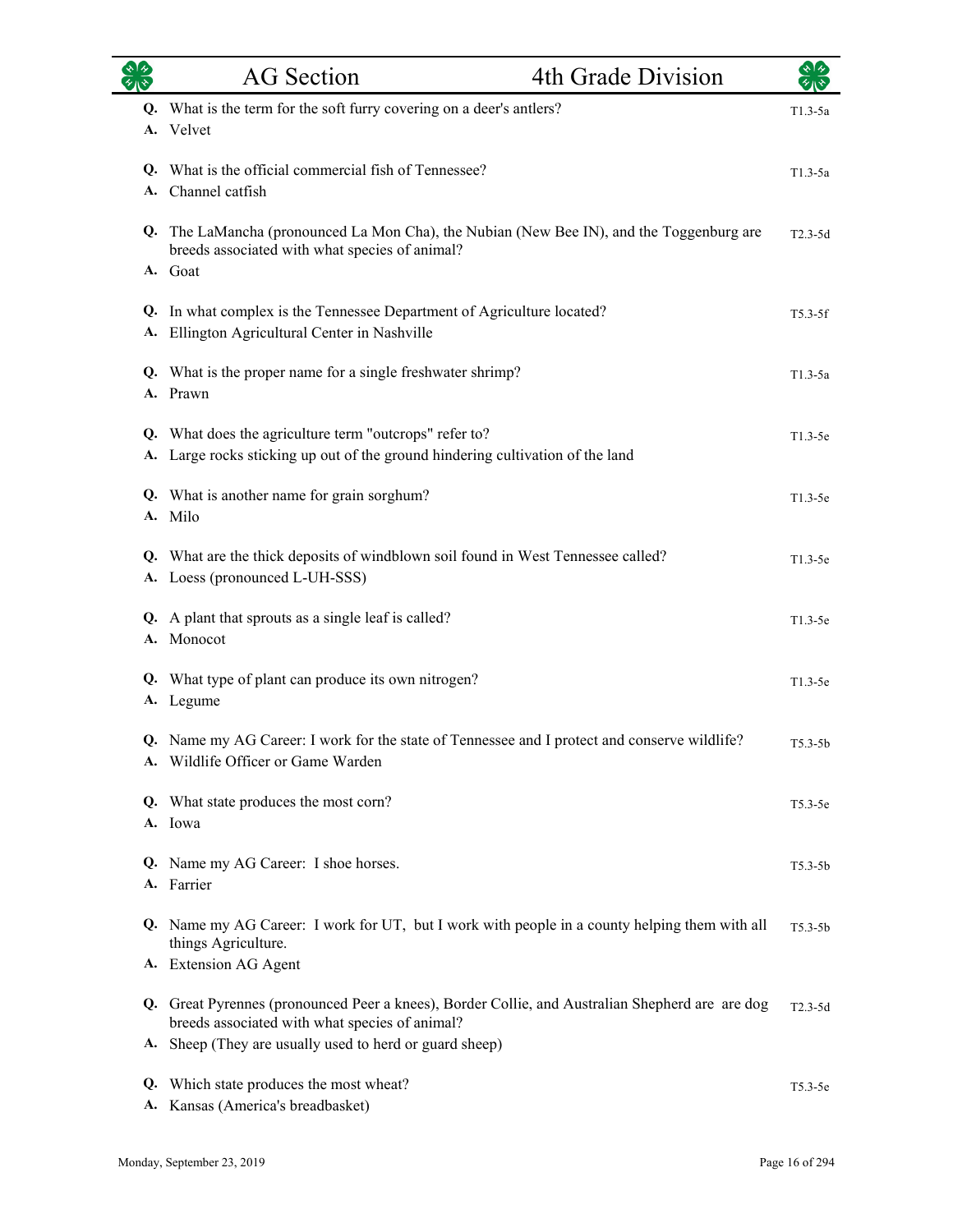**Q.** What is the term for the soft furry covering on a deer's antlers? T1.3-5a
**A.** Velvet

**Q.** What is the official commercial fish of Tennessee? T1.3-5a
**A.** Channel catfish

**Q.** The LaMancha (pronounced La Mon Cha), the Nubian (New Bee IN), and the Toggenburg are breeds associated with what species of animal? T2.3-5d
**A.** Goat

**Q.** In what complex is the Tennessee Department of Agriculture located? T5.3-5f
**A.** Ellington Agricultural Center in Nashville

**Q.** What is the proper name for a single freshwater shrimp? T1.3-5a
**A.** Prawn

**Q.** What does the agriculture term "outcrops" refer to? T1.3-5e
**A.** Large rocks sticking up out of the ground hindering cultivation of the land

**Q.** What is another name for grain sorghum? T1.3-5e
**A.** Milo

**Q.** What are the thick deposits of windblown soil found in West Tennessee called? T1.3-5e
**A.** Loess (pronounced L-UH-SSS)

**Q.** A plant that sprouts as a single leaf is called? T1.3-5e
**A.** Monocot

**Q.** What type of plant can produce its own nitrogen? T1.3-5e
**A.** Legume

**Q.** Name my AG Career: I work for the state of Tennessee and I protect and conserve wildlife? T5.3-5b
**A.** Wildlife Officer or Game Warden

**Q.** What state produces the most corn? T5.3-5e
**A.** Iowa

**Q.** Name my AG Career: I shoe horses. T5.3-5b
**A.** Farrier

**Q.** Name my AG Career: I work for UT, but I work with people in a county helping them with all things Agriculture. T5.3-5b
**A.** Extension AG Agent

**Q.** Great Pyrennes (pronounced Peer a knees), Border Collie, and Australian Shepherd are are dog breeds associated with what species of animal? T2.3-5d
**A.** Sheep (They are usually used to herd or guard sheep)

**Q.** Which state produces the most wheat? T5.3-5e
**A.** Kansas (America's breadbasket)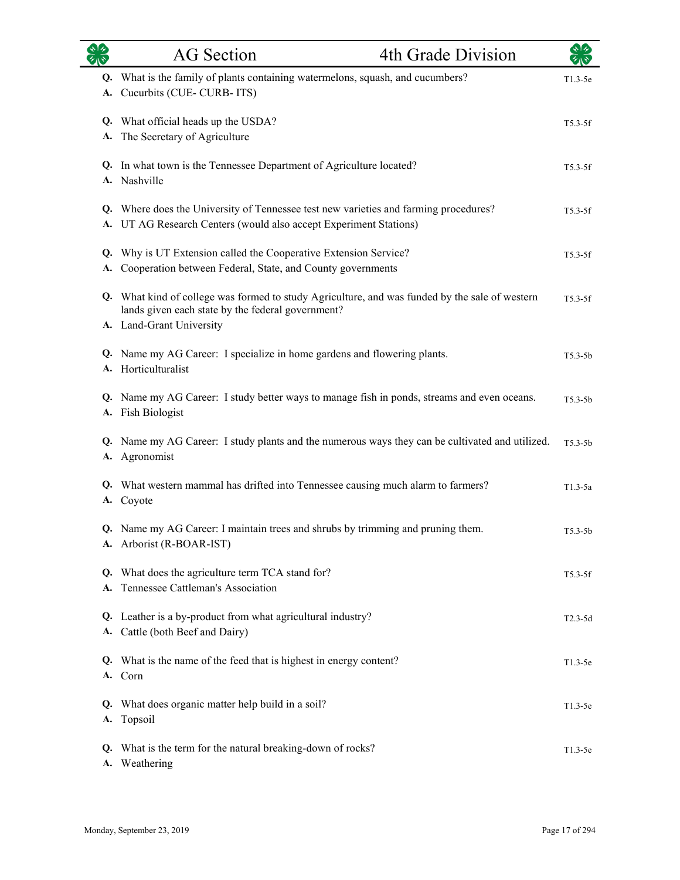| | Question / Answer | Code |
|---|---|---|
| **Q.** | What is the family of plants containing watermelons, squash, and cucumbers? | T1.3-5e |
| **A.** | Cucurbits (CUE- CURB- ITS) | |
| **Q.** | What official heads up the USDA? | T5.3-5f |
| **A.** | The Secretary of Agriculture | |
| **Q.** | In what town is the Tennessee Department of Agriculture located? | T5.3-5f |
| **A.** | Nashville | |
| **Q.** | Where does the University of Tennessee test new varieties and farming procedures? | T5.3-5f |
| **A.** | UT AG Research Centers (would also accept Experiment Stations) | |
| **Q.** | Why is UT Extension called the Cooperative Extension Service? | T5.3-5f |
| **A.** | Cooperation between Federal, State, and County governments | |
| **Q.** | What kind of college was formed to study Agriculture, and was funded by the sale of western lands given each state by the federal government? | T5.3-5f |
| **A.** | Land-Grant University | |
| **Q.** | Name my AG Career: I specialize in home gardens and flowering plants. | T5.3-5b |
| **A.** | Horticulturalist | |
| **Q.** | Name my AG Career: I study better ways to manage fish in ponds, streams and even oceans. | T5.3-5b |
| **A.** | Fish Biologist | |
| **Q.** | Name my AG Career: I study plants and the numerous ways they can be cultivated and utilized. | T5.3-5b |
| **A.** | Agronomist | |
| **Q.** | What western mammal has drifted into Tennessee causing much alarm to farmers? | T1.3-5a |
| **A.** | Coyote | |
| **Q.** | Name my AG Career: I maintain trees and shrubs by trimming and pruning them. | T5.3-5b |
| **A.** | Arborist (R-BOAR-IST) | |
| **Q.** | What does the agriculture term TCA stand for? | T5.3-5f |
| **A.** | Tennessee Cattleman's Association | |
| **Q.** | Leather is a by-product from what agricultural industry? | T2.3-5d |
| **A.** | Cattle (both Beef and Dairy) | |
| **Q.** | What is the name of the feed that is highest in energy content? | T1.3-5e |
| **A.** | Corn | |
| **Q.** | What does organic matter help build in a soil? | T1.3-5e |
| **A.** | Topsoil | |
| **Q.** | What is the term for the natural breaking-down of rocks? | T1.3-5e |
| **A.** | Weathering | |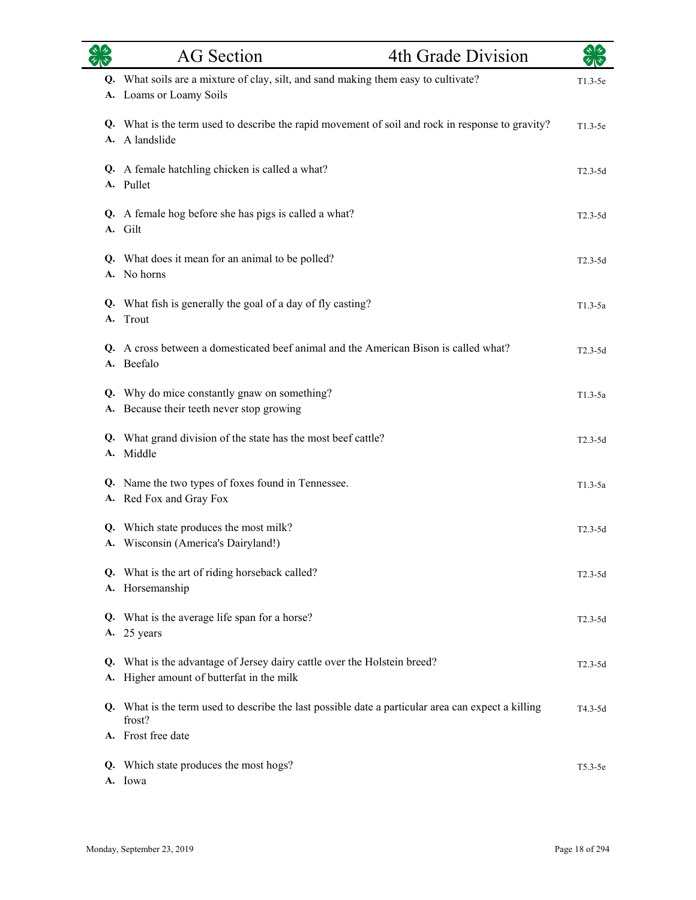**Q.** What soils are a mixture of clay, silt, and sand making them easy to cultivate? T1.3-5e
**A.** Loams or Loamy Soils

**Q.** What is the term used to describe the rapid movement of soil and rock in response to gravity? T1.3-5e
**A.** A landslide

**Q.** A female hatchling chicken is called a what? T2.3-5d
**A.** Pullet

**Q.** A female hog before she has pigs is called a what? T2.3-5d
**A.** Gilt

**Q.** What does it mean for an animal to be polled? T2.3-5d
**A.** No horns

**Q.** What fish is generally the goal of a day of fly casting? T1.3-5a
**A.** Trout

**Q.** A cross between a domesticated beef animal and the American Bison is called what? T2.3-5d
**A.** Beefalo

**Q.** Why do mice constantly gnaw on something? T1.3-5a
**A.** Because their teeth never stop growing

**Q.** What grand division of the state has the most beef cattle? T2.3-5d
**A.** Middle

**Q.** Name the two types of foxes found in Tennessee. T1.3-5a
**A.** Red Fox and Gray Fox

**Q.** Which state produces the most milk? T2.3-5d
**A.** Wisconsin (America's Dairyland!)

**Q.** What is the art of riding horseback called? T2.3-5d
**A.** Horsemanship

**Q.** What is the average life span for a horse? T2.3-5d
**A.** 25 years

**Q.** What is the advantage of Jersey dairy cattle over the Holstein breed? T2.3-5d
**A.** Higher amount of butterfat in the milk

**Q.** What is the term used to describe the last possible date a particular area can expect a killing frost? T4.3-5d
**A.** Frost free date

**Q.** Which state produces the most hogs? T5.3-5e
**A.** Iowa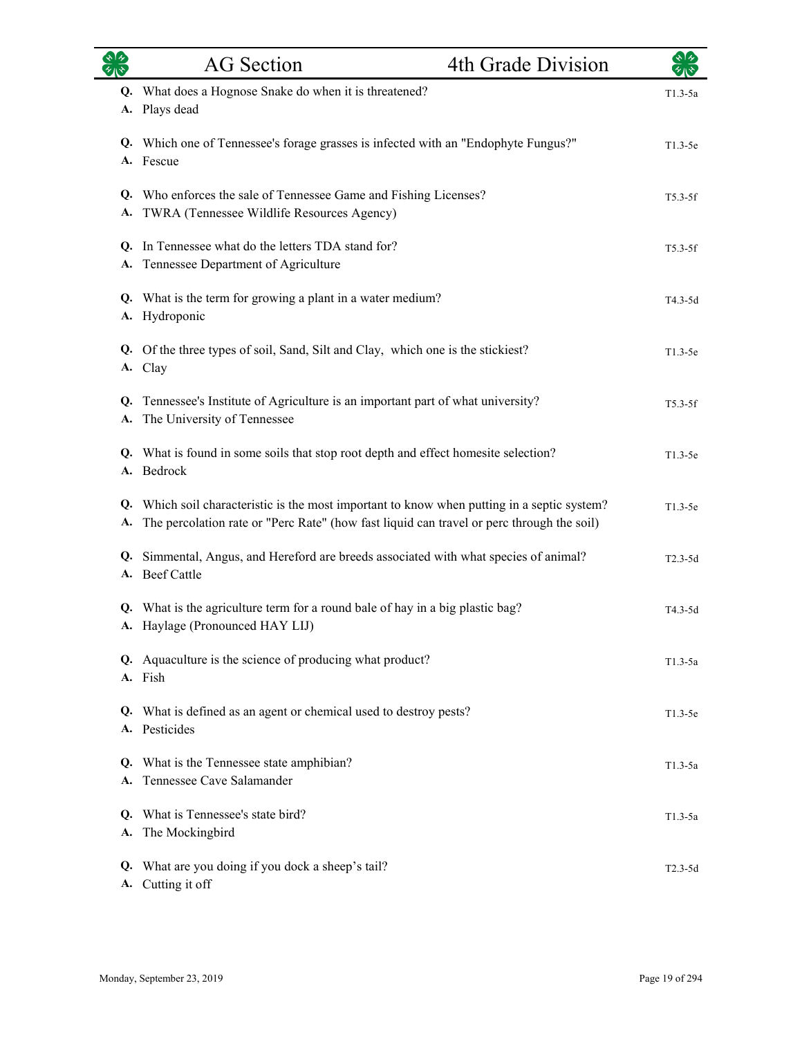**Q.** What does a Hognose Snake do when it is threatened? — T1.3-5a
**A.** Plays dead

**Q.** Which one of Tennessee's forage grasses is infected with an "Endophyte Fungus?" — T1.3-5e
**A.** Fescue

**Q.** Who enforces the sale of Tennessee Game and Fishing Licenses? — T5.3-5f
**A.** TWRA (Tennessee Wildlife Resources Agency)

**Q.** In Tennessee what do the letters TDA stand for? — T5.3-5f
**A.** Tennessee Department of Agriculture

**Q.** What is the term for growing a plant in a water medium? — T4.3-5d
**A.** Hydroponic

**Q.** Of the three types of soil, Sand, Silt and Clay, which one is the stickiest? — T1.3-5e
**A.** Clay

**Q.** Tennessee's Institute of Agriculture is an important part of what university? — T5.3-5f
**A.** The University of Tennessee

**Q.** What is found in some soils that stop root depth and effect homesite selection? — T1.3-5e
**A.** Bedrock

**Q.** Which soil characteristic is the most important to know when putting in a septic system? — T1.3-5e
**A.** The percolation rate or "Perc Rate" (how fast liquid can travel or perc through the soil)

**Q.** Simmental, Angus, and Hereford are breeds associated with what species of animal? — T2.3-5d
**A.** Beef Cattle

**Q.** What is the agriculture term for a round bale of hay in a big plastic bag? — T4.3-5d
**A.** Haylage (Pronounced HAY LIJ)

**Q.** Aquaculture is the science of producing what product? — T1.3-5a
**A.** Fish

**Q.** What is defined as an agent or chemical used to destroy pests? — T1.3-5e
**A.** Pesticides

**Q.** What is the Tennessee state amphibian? — T1.3-5a
**A.** Tennessee Cave Salamander

**Q.** What is Tennessee's state bird? — T1.3-5a
**A.** The Mockingbird

**Q.** What are you doing if you dock a sheep's tail? — T2.3-5d
**A.** Cutting it off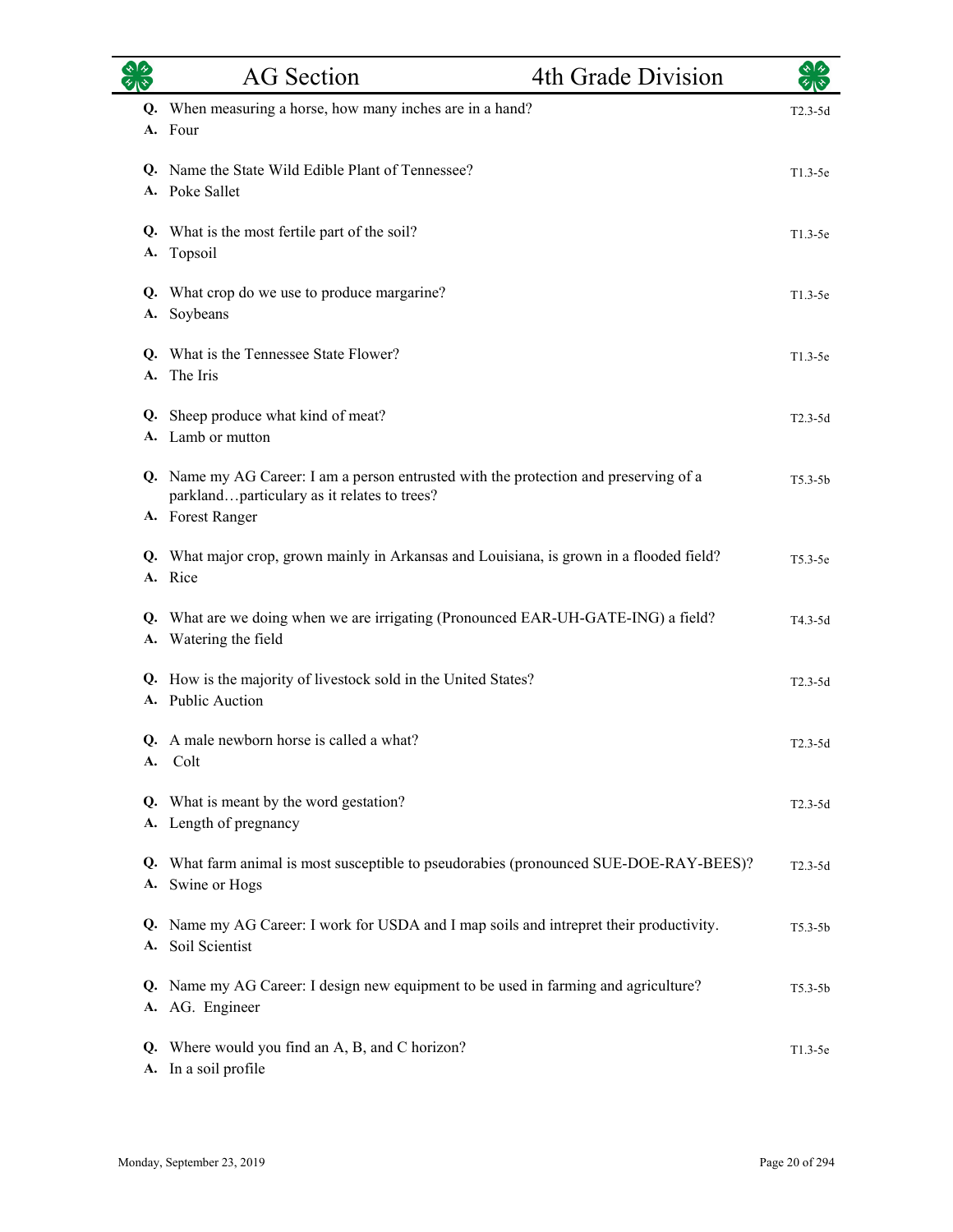**Q.** When measuring a horse, how many inches are in a hand? — T2.3-5d
**A.** Four

**Q.** Name the State Wild Edible Plant of Tennessee? — T1.3-5e
**A.** Poke Sallet

**Q.** What is the most fertile part of the soil? — T1.3-5e
**A.** Topsoil

**Q.** What crop do we use to produce margarine? — T1.3-5e
**A.** Soybeans

**Q.** What is the Tennessee State Flower? — T1.3-5e
**A.** The Iris

**Q.** Sheep produce what kind of meat? — T2.3-5d
**A.** Lamb or mutton

**Q.** Name my AG Career: I am a person entrusted with the protection and preserving of a parkland…particulary as it relates to trees? — T5.3-5b
**A.** Forest Ranger

**Q.** What major crop, grown mainly in Arkansas and Louisiana, is grown in a flooded field? — T5.3-5e
**A.** Rice

**Q.** What are we doing when we are irrigating (Pronounced EAR-UH-GATE-ING) a field? — T4.3-5d
**A.** Watering the field

**Q.** How is the majority of livestock sold in the United States? — T2.3-5d
**A.** Public Auction

**Q.** A male newborn horse is called a what? — T2.3-5d
**A.** Colt

**Q.** What is meant by the word gestation? — T2.3-5d
**A.** Length of pregnancy

**Q.** What farm animal is most susceptible to pseudorabies (pronounced SUE-DOE-RAY-BEES)? — T2.3-5d
**A.** Swine or Hogs

**Q.** Name my AG Career: I work for USDA and I map soils and intrepret their productivity. — T5.3-5b
**A.** Soil Scientist

**Q.** Name my AG Career: I design new equipment to be used in farming and agriculture? — T5.3-5b
**A.** AG. Engineer

**Q.** Where would you find an A, B, and C horizon? — T1.3-5e
**A.** In a soil profile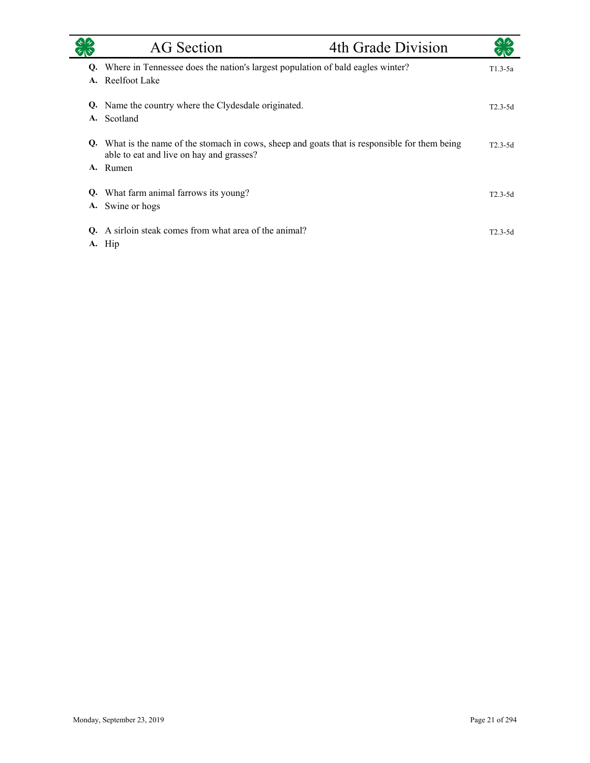**Q.** Where in Tennessee does the nation's largest population of bald eagles winter? T1.3-5a
**A.** Reelfoot Lake

**Q.** Name the country where the Clydesdale originated. T2.3-5d
**A.** Scotland

**Q.** What is the name of the stomach in cows, sheep and goats that is responsible for them being able to eat and live on hay and grasses? T2.3-5d
**A.** Rumen

**Q.** What farm animal farrows its young? T2.3-5d
**A.** Swine or hogs

**Q.** A sirloin steak comes from what area of the animal? T2.3-5d
**A.** Hip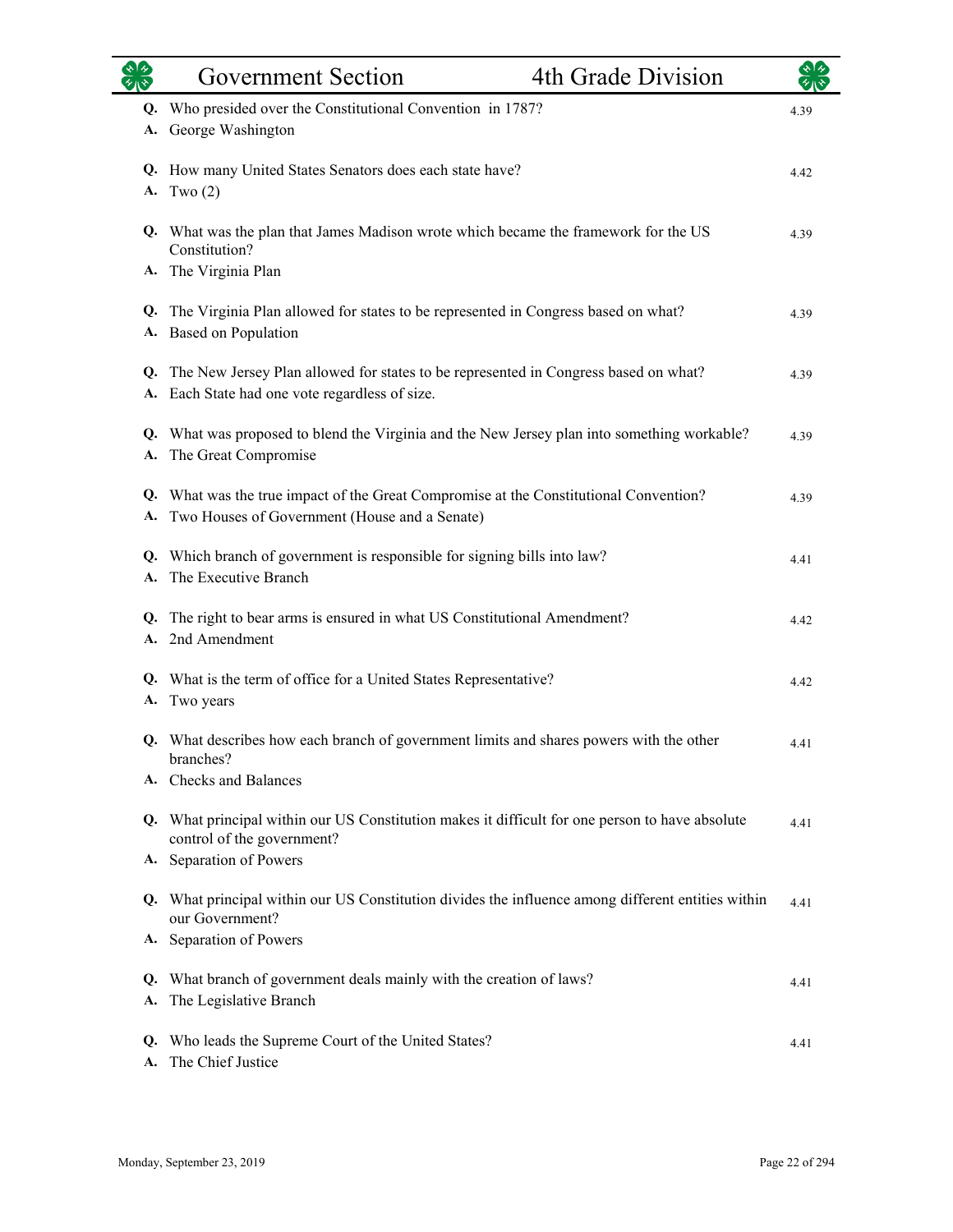**Q.** Who presided over the Constitutional Convention in 1787? 4.39
**A.** George Washington

**Q.** How many United States Senators does each state have? 4.42
**A.** Two (2)

**Q.** What was the plan that James Madison wrote which became the framework for the US Constitution? 4.39
**A.** The Virginia Plan

**Q.** The Virginia Plan allowed for states to be represented in Congress based on what? 4.39
**A.** Based on Population

**Q.** The New Jersey Plan allowed for states to be represented in Congress based on what? 4.39
**A.** Each State had one vote regardless of size.

**Q.** What was proposed to blend the Virginia and the New Jersey plan into something workable? 4.39
**A.** The Great Compromise

**Q.** What was the true impact of the Great Compromise at the Constitutional Convention? 4.39
**A.** Two Houses of Government (House and a Senate)

**Q.** Which branch of government is responsible for signing bills into law? 4.41
**A.** The Executive Branch

**Q.** The right to bear arms is ensured in what US Constitutional Amendment? 4.42
**A.** 2nd Amendment

**Q.** What is the term of office for a United States Representative? 4.42
**A.** Two years

**Q.** What describes how each branch of government limits and shares powers with the other branches? 4.41
**A.** Checks and Balances

**Q.** What principal within our US Constitution makes it difficult for one person to have absolute control of the government? 4.41
**A.** Separation of Powers

**Q.** What principal within our US Constitution divides the influence among different entities within our Government? 4.41
**A.** Separation of Powers

**Q.** What branch of government deals mainly with the creation of laws? 4.41
**A.** The Legislative Branch

**Q.** Who leads the Supreme Court of the United States? 4.41
**A.** The Chief Justice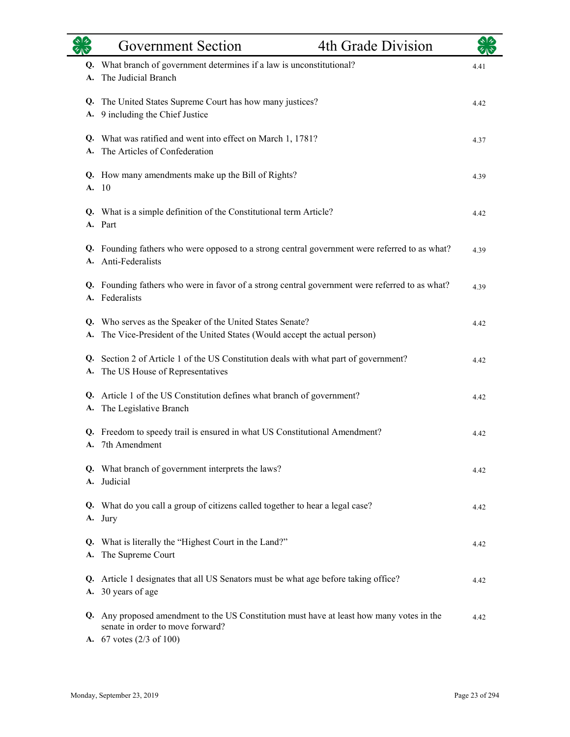## Government Section — 4th Grade Division

**Q.** What branch of government determines if a law is unconstitutional? — 4.41
**A.** The Judicial Branch

**Q.** The United States Supreme Court has how many justices? — 4.42
**A.** 9 including the Chief Justice

**Q.** What was ratified and went into effect on March 1, 1781? — 4.37
**A.** The Articles of Confederation

**Q.** How many amendments make up the Bill of Rights? — 4.39
**A.** 10

**Q.** What is a simple definition of the Constitutional term Article? — 4.42
**A.** Part

**Q.** Founding fathers who were opposed to a strong central government were referred to as what? — 4.39
**A.** Anti-Federalists

**Q.** Founding fathers who were in favor of a strong central government were referred to as what? — 4.39
**A.** Federalists

**Q.** Who serves as the Speaker of the United States Senate? — 4.42
**A.** The Vice-President of the United States (Would accept the actual person)

**Q.** Section 2 of Article 1 of the US Constitution deals with what part of government? — 4.42
**A.** The US House of Representatives

**Q.** Article 1 of the US Constitution defines what branch of government? — 4.42
**A.** The Legislative Branch

**Q.** Freedom to speedy trail is ensured in what US Constitutional Amendment? — 4.42
**A.** 7th Amendment

**Q.** What branch of government interprets the laws? — 4.42
**A.** Judicial

**Q.** What do you call a group of citizens called together to hear a legal case? — 4.42
**A.** Jury

**Q.** What is literally the "Highest Court in the Land?" — 4.42
**A.** The Supreme Court

**Q.** Article 1 designates that all US Senators must be what age before taking office? — 4.42
**A.** 30 years of age

**Q.** Any proposed amendment to the US Constitution must have at least how many votes in the senate in order to move forward? — 4.42
**A.** 67 votes (2/3 of 100)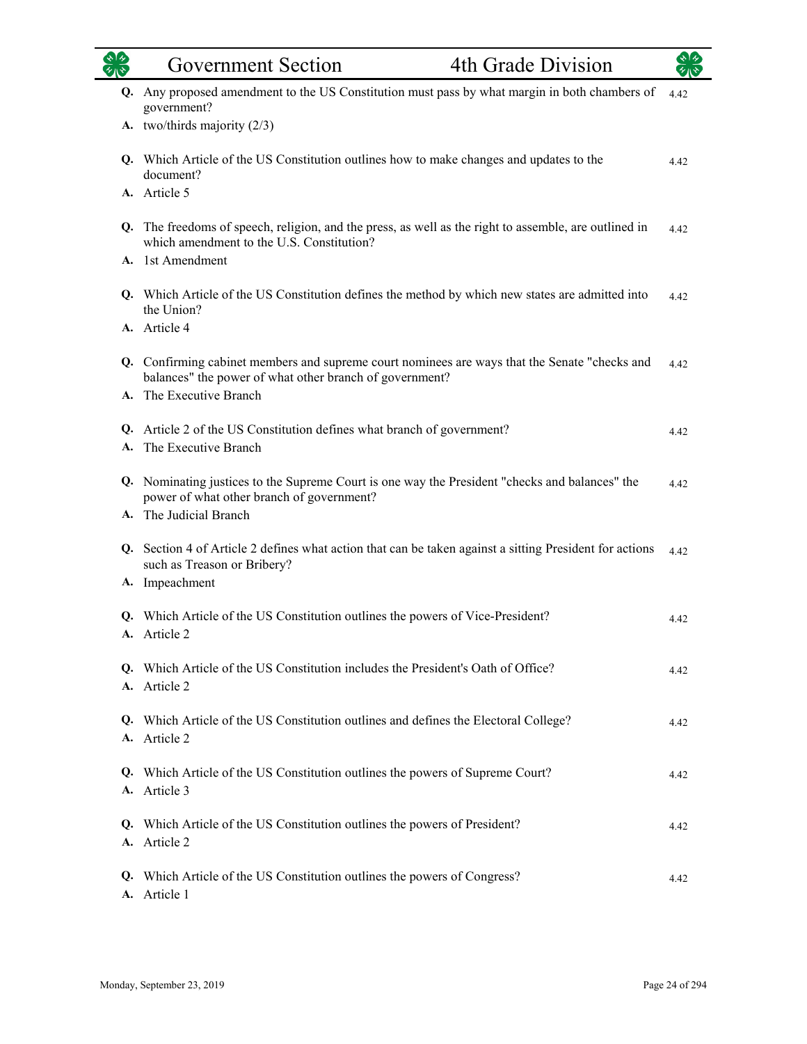**Q.** Any proposed amendment to the US Constitution must pass by what margin in both chambers of government? 4.42
**A.** two/thirds majority (2/3)

**Q.** Which Article of the US Constitution outlines how to make changes and updates to the document? 4.42
**A.** Article 5

**Q.** The freedoms of speech, religion, and the press, as well as the right to assemble, are outlined in which amendment to the U.S. Constitution? 4.42
**A.** 1st Amendment

**Q.** Which Article of the US Constitution defines the method by which new states are admitted into the Union? 4.42
**A.** Article 4

**Q.** Confirming cabinet members and supreme court nominees are ways that the Senate "checks and balances" the power of what other branch of government? 4.42
**A.** The Executive Branch

**Q.** Article 2 of the US Constitution defines what branch of government? 4.42
**A.** The Executive Branch

**Q.** Nominating justices to the Supreme Court is one way the President "checks and balances" the power of what other branch of government? 4.42
**A.** The Judicial Branch

**Q.** Section 4 of Article 2 defines what action that can be taken against a sitting President for actions such as Treason or Bribery? 4.42
**A.** Impeachment

**Q.** Which Article of the US Constitution outlines the powers of Vice-President? 4.42
**A.** Article 2

**Q.** Which Article of the US Constitution includes the President's Oath of Office? 4.42
**A.** Article 2

**Q.** Which Article of the US Constitution outlines and defines the Electoral College? 4.42
**A.** Article 2

**Q.** Which Article of the US Constitution outlines the powers of Supreme Court? 4.42
**A.** Article 3

**Q.** Which Article of the US Constitution outlines the powers of President? 4.42
**A.** Article 2

**Q.** Which Article of the US Constitution outlines the powers of Congress? 4.42
**A.** Article 1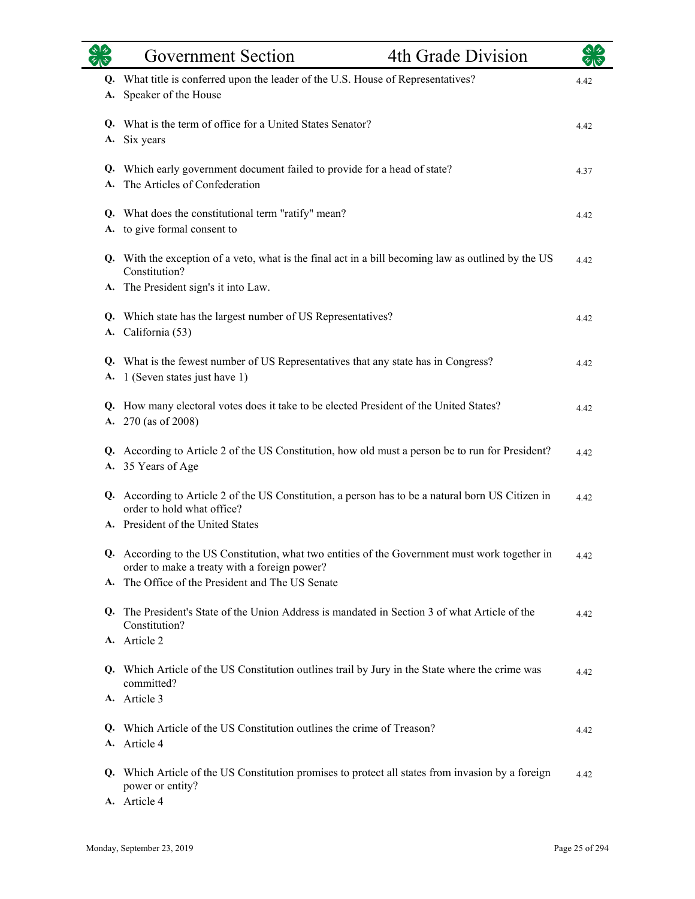**Q.** What title is conferred upon the leader of the U.S. House of Representatives? 4.42
**A.** Speaker of the House

**Q.** What is the term of office for a United States Senator? 4.42
**A.** Six years

**Q.** Which early government document failed to provide for a head of state? 4.37
**A.** The Articles of Confederation

**Q.** What does the constitutional term "ratify" mean? 4.42
**A.** to give formal consent to

**Q.** With the exception of a veto, what is the final act in a bill becoming law as outlined by the US Constitution? 4.42
**A.** The President sign's it into Law.

**Q.** Which state has the largest number of US Representatives? 4.42
**A.** California (53)

**Q.** What is the fewest number of US Representatives that any state has in Congress? 4.42
**A.** 1 (Seven states just have 1)

**Q.** How many electoral votes does it take to be elected President of the United States? 4.42
**A.** 270 (as of 2008)

**Q.** According to Article 2 of the US Constitution, how old must a person be to run for President? 4.42
**A.** 35 Years of Age

**Q.** According to Article 2 of the US Constitution, a person has to be a natural born US Citizen in order to hold what office? 4.42
**A.** President of the United States

**Q.** According to the US Constitution, what two entities of the Government must work together in order to make a treaty with a foreign power? 4.42
**A.** The Office of the President and The US Senate

**Q.** The President's State of the Union Address is mandated in Section 3 of what Article of the Constitution? 4.42
**A.** Article 2

**Q.** Which Article of the US Constitution outlines trail by Jury in the State where the crime was committed? 4.42
**A.** Article 3

**Q.** Which Article of the US Constitution outlines the crime of Treason? 4.42
**A.** Article 4

**Q.** Which Article of the US Constitution promises to protect all states from invasion by a foreign power or entity? 4.42
**A.** Article 4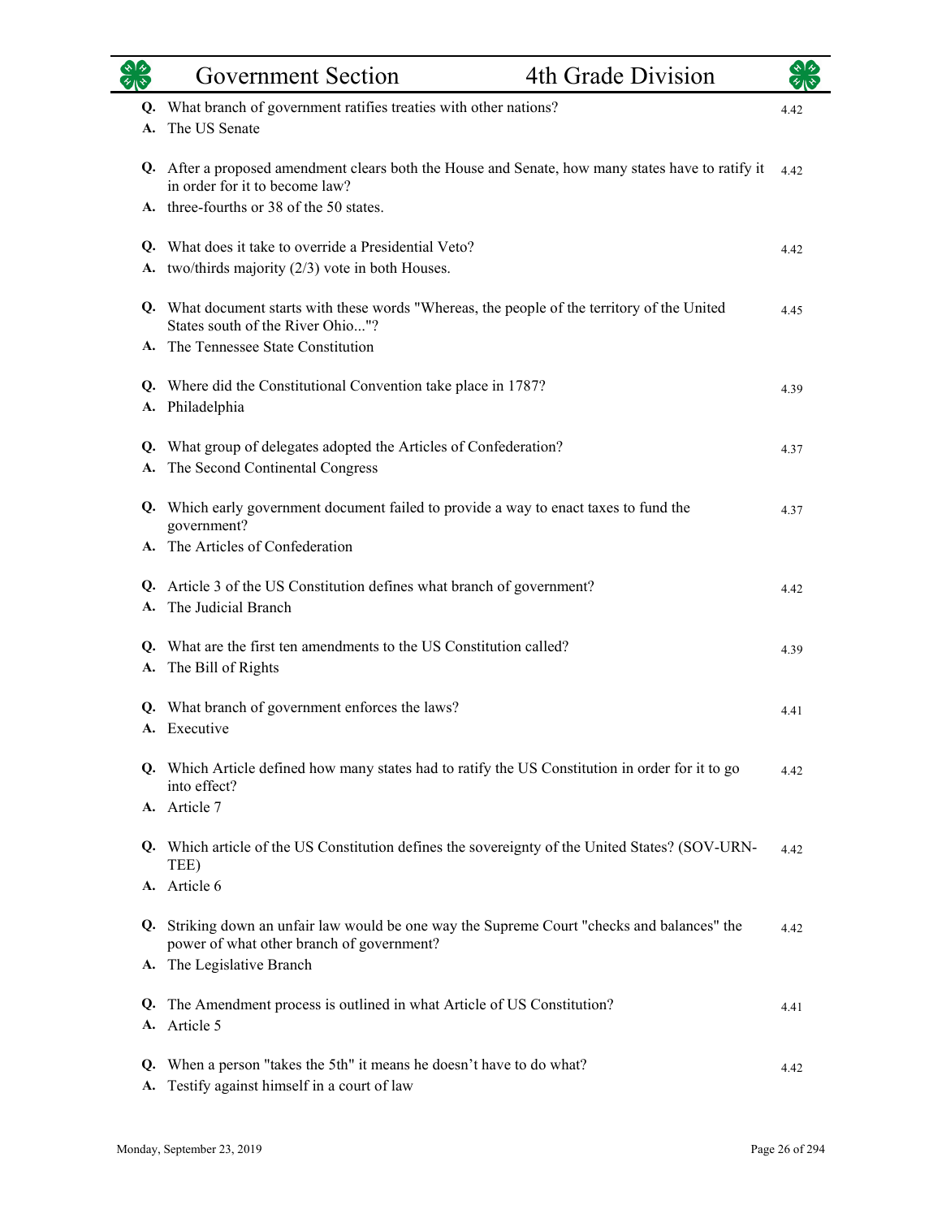**Q.** What branch of government ratifies treaties with other nations? 4.42
**A.** The US Senate

**Q.** After a proposed amendment clears both the House and Senate, how many states have to ratify it in order for it to become law? 4.42
**A.** three-fourths or 38 of the 50 states.

**Q.** What does it take to override a Presidential Veto? 4.42
**A.** two/thirds majority (2/3) vote in both Houses.

**Q.** What document starts with these words "Whereas, the people of the territory of the United States south of the River Ohio..."? 4.45
**A.** The Tennessee State Constitution

**Q.** Where did the Constitutional Convention take place in 1787? 4.39
**A.** Philadelphia

**Q.** What group of delegates adopted the Articles of Confederation? 4.37
**A.** The Second Continental Congress

**Q.** Which early government document failed to provide a way to enact taxes to fund the government? 4.37
**A.** The Articles of Confederation

**Q.** Article 3 of the US Constitution defines what branch of government? 4.42
**A.** The Judicial Branch

**Q.** What are the first ten amendments to the US Constitution called? 4.39
**A.** The Bill of Rights

**Q.** What branch of government enforces the laws? 4.41
**A.** Executive

**Q.** Which Article defined how many states had to ratify the US Constitution in order for it to go into effect? 4.42
**A.** Article 7

**Q.** Which article of the US Constitution defines the sovereignty of the United States? (SOV-URN-TEE) 4.42
**A.** Article 6

**Q.** Striking down an unfair law would be one way the Supreme Court "checks and balances" the power of what other branch of government? 4.42
**A.** The Legislative Branch

**Q.** The Amendment process is outlined in what Article of US Constitution? 4.41
**A.** Article 5

**Q.** When a person "takes the 5th" it means he doesn't have to do what? 4.42
**A.** Testify against himself in a court of law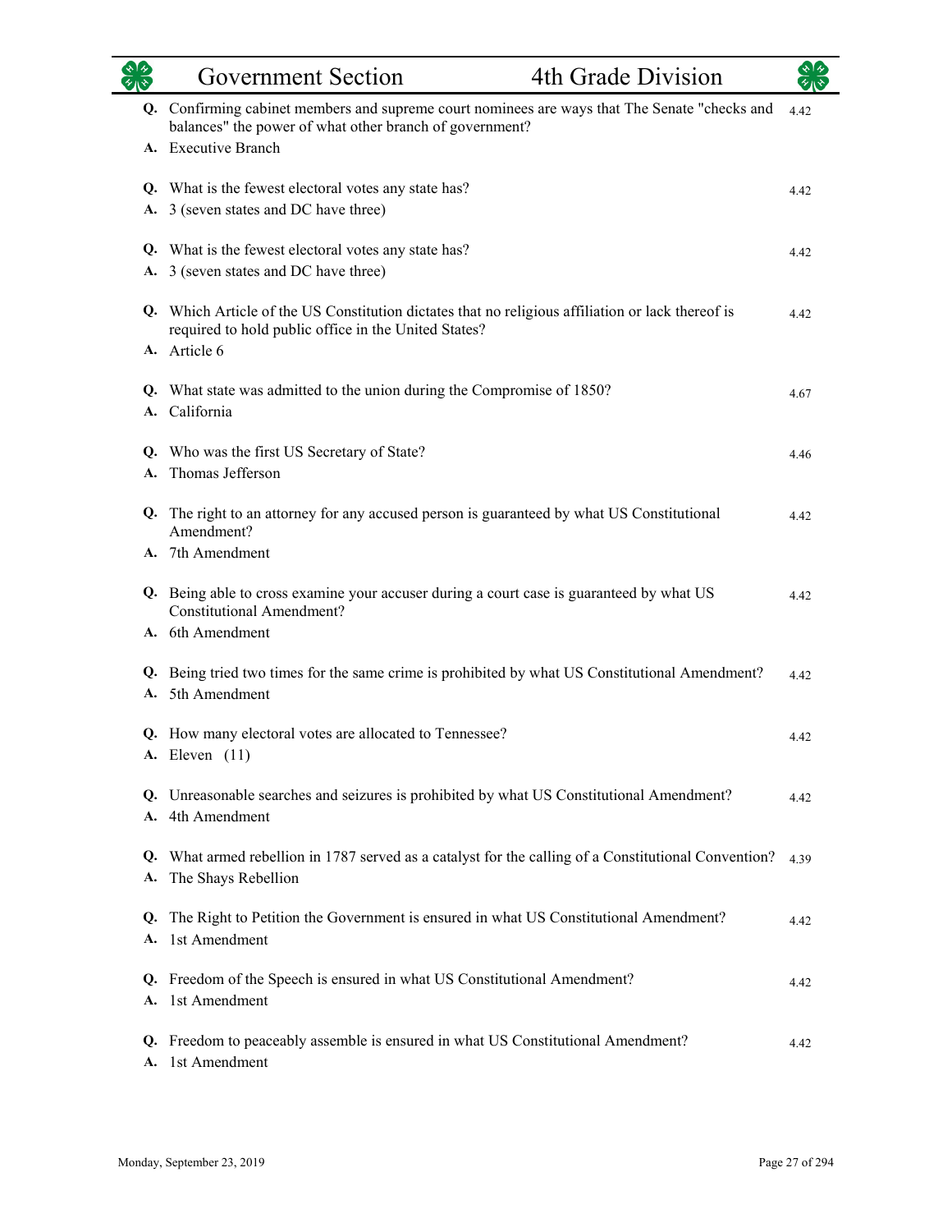**Q.** Confirming cabinet members and supreme court nominees are ways that The Senate "checks and balances" the power of what other branch of government? — 4.42
**A.** Executive Branch

**Q.** What is the fewest electoral votes any state has? — 4.42
**A.** 3 (seven states and DC have three)

**Q.** What is the fewest electoral votes any state has? — 4.42
**A.** 3 (seven states and DC have three)

**Q.** Which Article of the US Constitution dictates that no religious affiliation or lack thereof is required to hold public office in the United States? — 4.42
**A.** Article 6

**Q.** What state was admitted to the union during the Compromise of 1850? — 4.67
**A.** California

**Q.** Who was the first US Secretary of State? — 4.46
**A.** Thomas Jefferson

**Q.** The right to an attorney for any accused person is guaranteed by what US Constitutional Amendment? — 4.42
**A.** 7th Amendment

**Q.** Being able to cross examine your accuser during a court case is guaranteed by what US Constitutional Amendment? — 4.42
**A.** 6th Amendment

**Q.** Being tried two times for the same crime is prohibited by what US Constitutional Amendment? — 4.42
**A.** 5th Amendment

**Q.** How many electoral votes are allocated to Tennessee? — 4.42
**A.** Eleven (11)

**Q.** Unreasonable searches and seizures is prohibited by what US Constitutional Amendment? — 4.42
**A.** 4th Amendment

**Q.** What armed rebellion in 1787 served as a catalyst for the calling of a Constitutional Convention? — 4.39
**A.** The Shays Rebellion

**Q.** The Right to Petition the Government is ensured in what US Constitutional Amendment? — 4.42
**A.** 1st Amendment

**Q.** Freedom of the Speech is ensured in what US Constitutional Amendment? — 4.42
**A.** 1st Amendment

**Q.** Freedom to peaceably assemble is ensured in what US Constitutional Amendment? — 4.42
**A.** 1st Amendment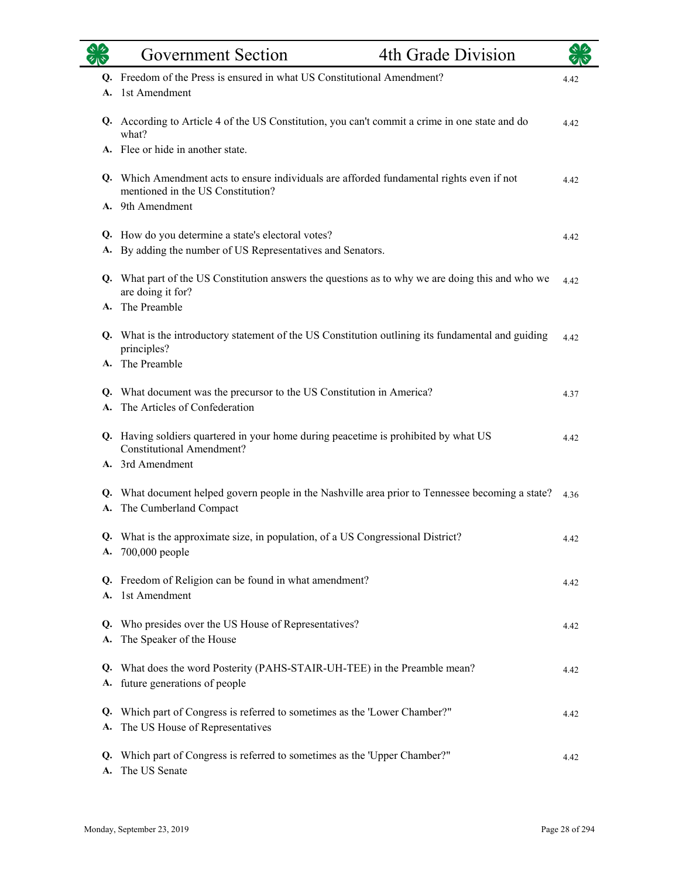**Q.** Freedom of the Press is ensured in what US Constitutional Amendment? 4.42
**A.** 1st Amendment

**Q.** According to Article 4 of the US Constitution, you can't commit a crime in one state and do what? 4.42
**A.** Flee or hide in another state.

**Q.** Which Amendment acts to ensure individuals are afforded fundamental rights even if not mentioned in the US Constitution? 4.42
**A.** 9th Amendment

**Q.** How do you determine a state's electoral votes? 4.42
**A.** By adding the number of US Representatives and Senators.

**Q.** What part of the US Constitution answers the questions as to why we are doing this and who we are doing it for? 4.42
**A.** The Preamble

**Q.** What is the introductory statement of the US Constitution outlining its fundamental and guiding principles? 4.42
**A.** The Preamble

**Q.** What document was the precursor to the US Constitution in America? 4.37
**A.** The Articles of Confederation

**Q.** Having soldiers quartered in your home during peacetime is prohibited by what US Constitutional Amendment? 4.42
**A.** 3rd Amendment

**Q.** What document helped govern people in the Nashville area prior to Tennessee becoming a state? 4.36
**A.** The Cumberland Compact

**Q.** What is the approximate size, in population, of a US Congressional District? 4.42
**A.** 700,000 people

**Q.** Freedom of Religion can be found in what amendment? 4.42
**A.** 1st Amendment

**Q.** Who presides over the US House of Representatives? 4.42
**A.** The Speaker of the House

**Q.** What does the word Posterity (PAHS-STAIR-UH-TEE) in the Preamble mean? 4.42
**A.** future generations of people

**Q.** Which part of Congress is referred to sometimes as the 'Lower Chamber?" 4.42
**A.** The US House of Representatives

**Q.** Which part of Congress is referred to sometimes as the 'Upper Chamber?" 4.42
**A.** The US Senate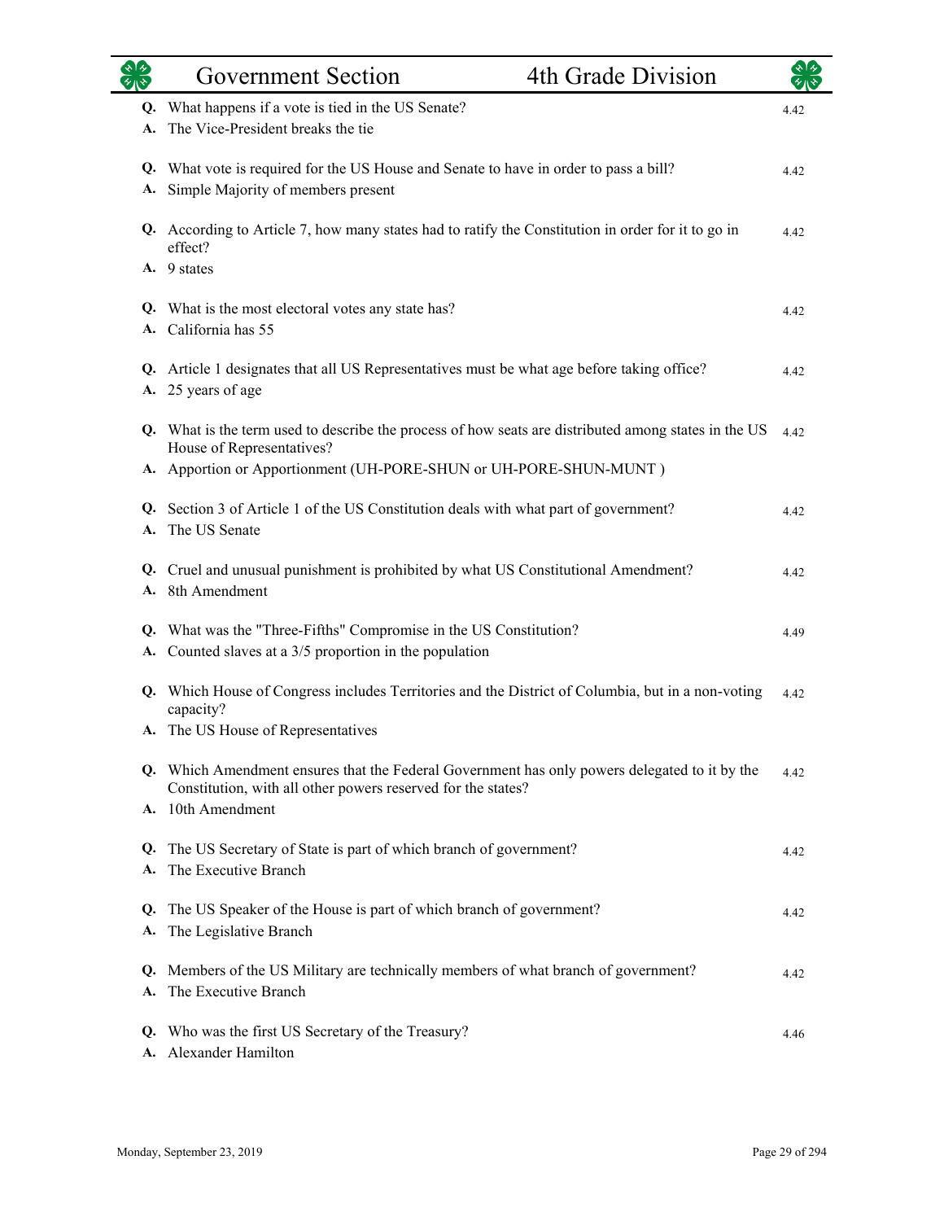**Q.** What happens if a vote is tied in the US Senate? 4.42
**A.** The Vice-President breaks the tie

**Q.** What vote is required for the US House and Senate to have in order to pass a bill? 4.42
**A.** Simple Majority of members present

**Q.** According to Article 7, how many states had to ratify the Constitution in order for it to go in effect? 4.42
**A.** 9 states

**Q.** What is the most electoral votes any state has? 4.42
**A.** California has 55

**Q.** Article 1 designates that all US Representatives must be what age before taking office? 4.42
**A.** 25 years of age

**Q.** What is the term used to describe the process of how seats are distributed among states in the US House of Representatives? 4.42
**A.** Apportion or Apportionment (UH-PORE-SHUN or UH-PORE-SHUN-MUNT )

**Q.** Section 3 of Article 1 of the US Constitution deals with what part of government? 4.42
**A.** The US Senate

**Q.** Cruel and unusual punishment is prohibited by what US Constitutional Amendment? 4.42
**A.** 8th Amendment

**Q.** What was the "Three-Fifths" Compromise in the US Constitution? 4.49
**A.** Counted slaves at a 3/5 proportion in the population

**Q.** Which House of Congress includes Territories and the District of Columbia, but in a non-voting capacity? 4.42
**A.** The US House of Representatives

**Q.** Which Amendment ensures that the Federal Government has only powers delegated to it by the Constitution, with all other powers reserved for the states? 4.42
**A.** 10th Amendment

**Q.** The US Secretary of State is part of which branch of government? 4.42
**A.** The Executive Branch

**Q.** The US Speaker of the House is part of which branch of government? 4.42
**A.** The Legislative Branch

**Q.** Members of the US Military are technically members of what branch of government? 4.42
**A.** The Executive Branch

**Q.** Who was the first US Secretary of the Treasury? 4.46
**A.** Alexander Hamilton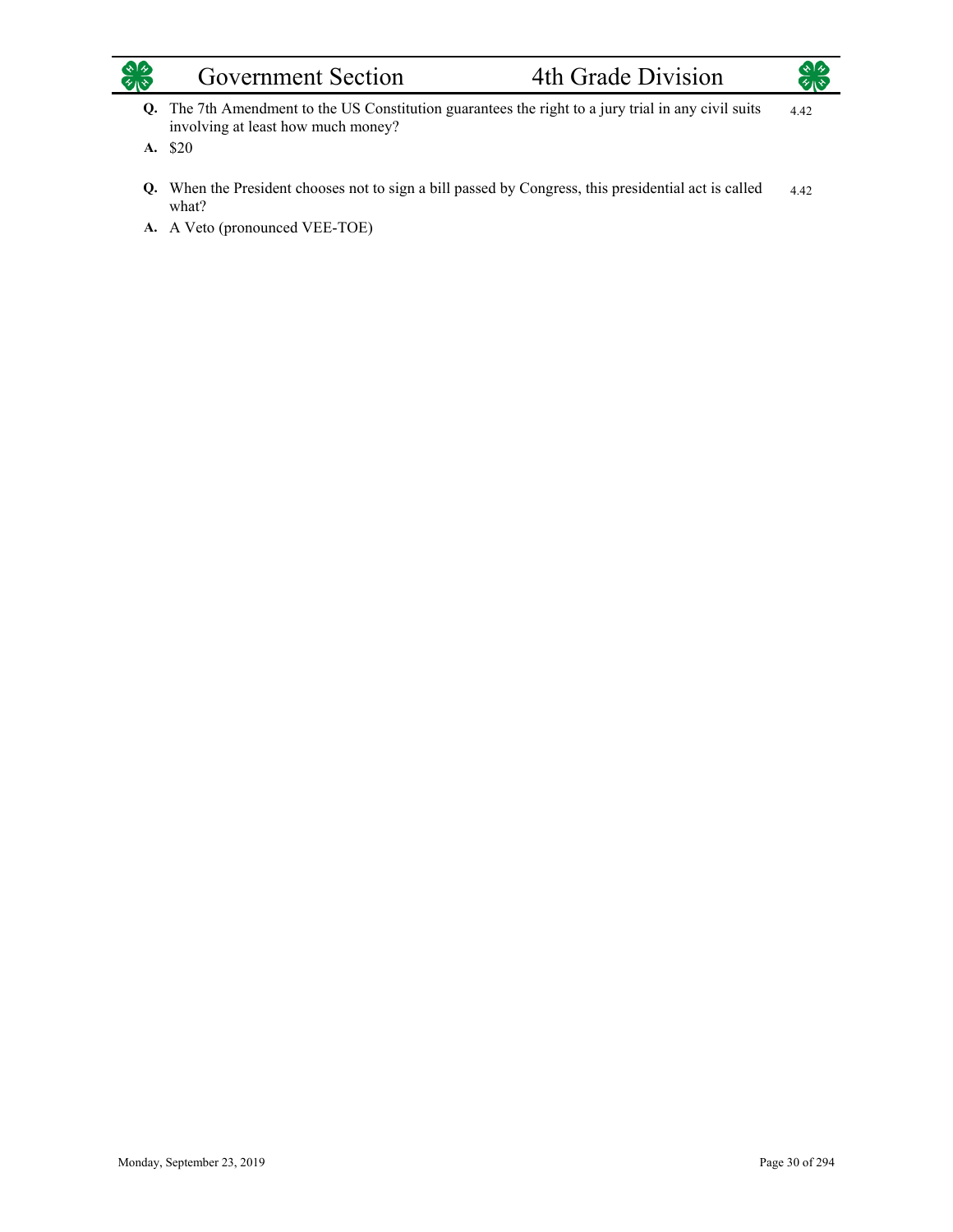**Q.** The 7th Amendment to the US Constitution guarantees the right to a jury trial in any civil suits involving at least how much money? 4.42

**A.** $20

**Q.** When the President chooses not to sign a bill passed by Congress, this presidential act is called what? 4.42

**A.** A Veto (pronounced VEE-TOE)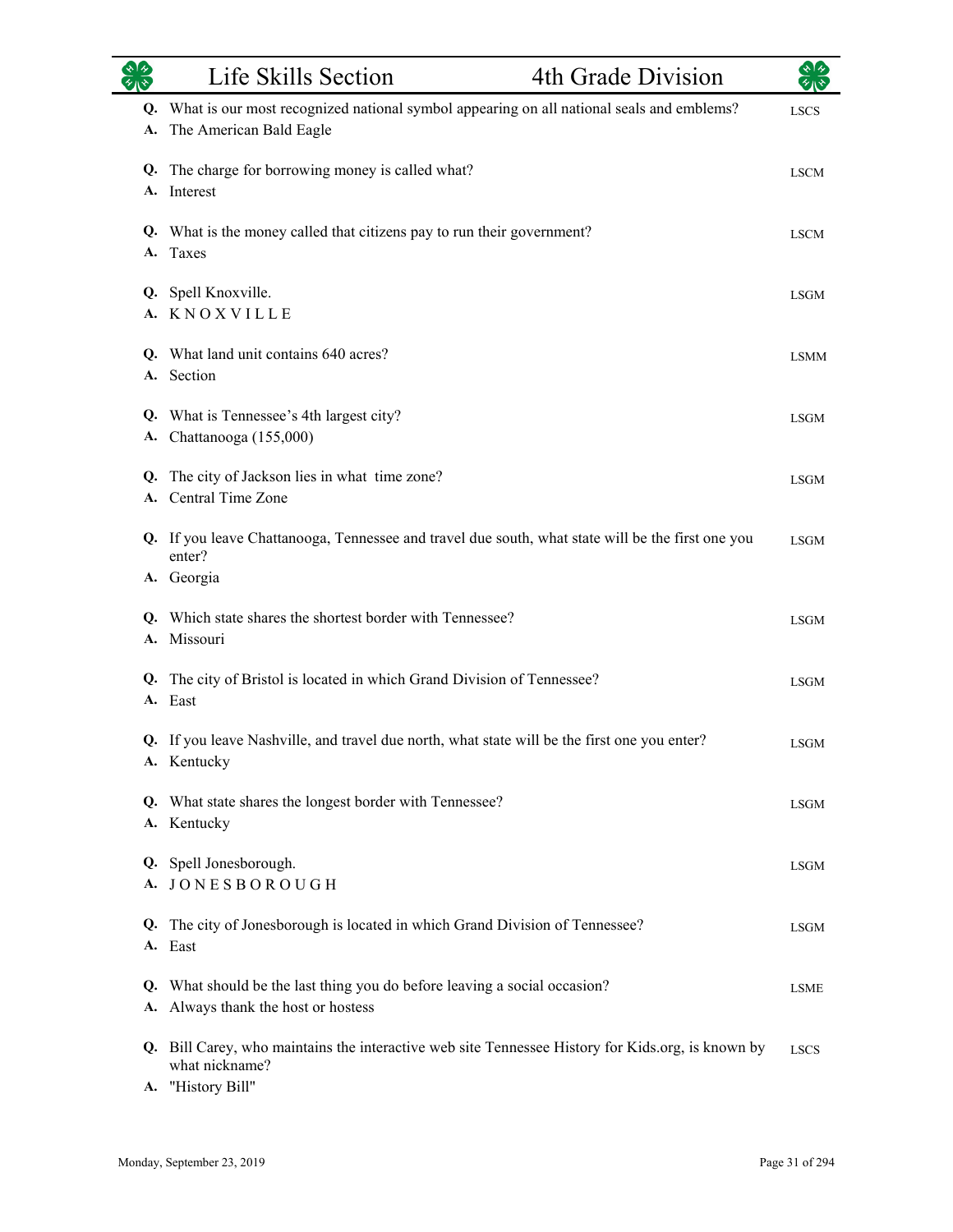**Q.** What is our most recognized national symbol appearing on all national seals and emblems? LSCS
**A.** The American Bald Eagle

**Q.** The charge for borrowing money is called what? LSCM
**A.** Interest

**Q.** What is the money called that citizens pay to run their government? LSCM
**A.** Taxes

**Q.** Spell Knoxville. LSGM
**A.** K N O X V I L L E

**Q.** What land unit contains 640 acres? LSMM
**A.** Section

**Q.** What is Tennessee's 4th largest city? LSGM
**A.** Chattanooga (155,000)

**Q.** The city of Jackson lies in what time zone? LSGM
**A.** Central Time Zone

**Q.** If you leave Chattanooga, Tennessee and travel due south, what state will be the first one you enter? LSGM
**A.** Georgia

**Q.** Which state shares the shortest border with Tennessee? LSGM
**A.** Missouri

**Q.** The city of Bristol is located in which Grand Division of Tennessee? LSGM
**A.** East

**Q.** If you leave Nashville, and travel due north, what state will be the first one you enter? LSGM
**A.** Kentucky

**Q.** What state shares the longest border with Tennessee? LSGM
**A.** Kentucky

**Q.** Spell Jonesborough. LSGM
**A.** J O N E S B O R O U G H

**Q.** The city of Jonesborough is located in which Grand Division of Tennessee? LSGM
**A.** East

**Q.** What should be the last thing you do before leaving a social occasion? LSME
**A.** Always thank the host or hostess

**Q.** Bill Carey, who maintains the interactive web site Tennessee History for Kids.org, is known by what nickname? LSCS
**A.** "History Bill"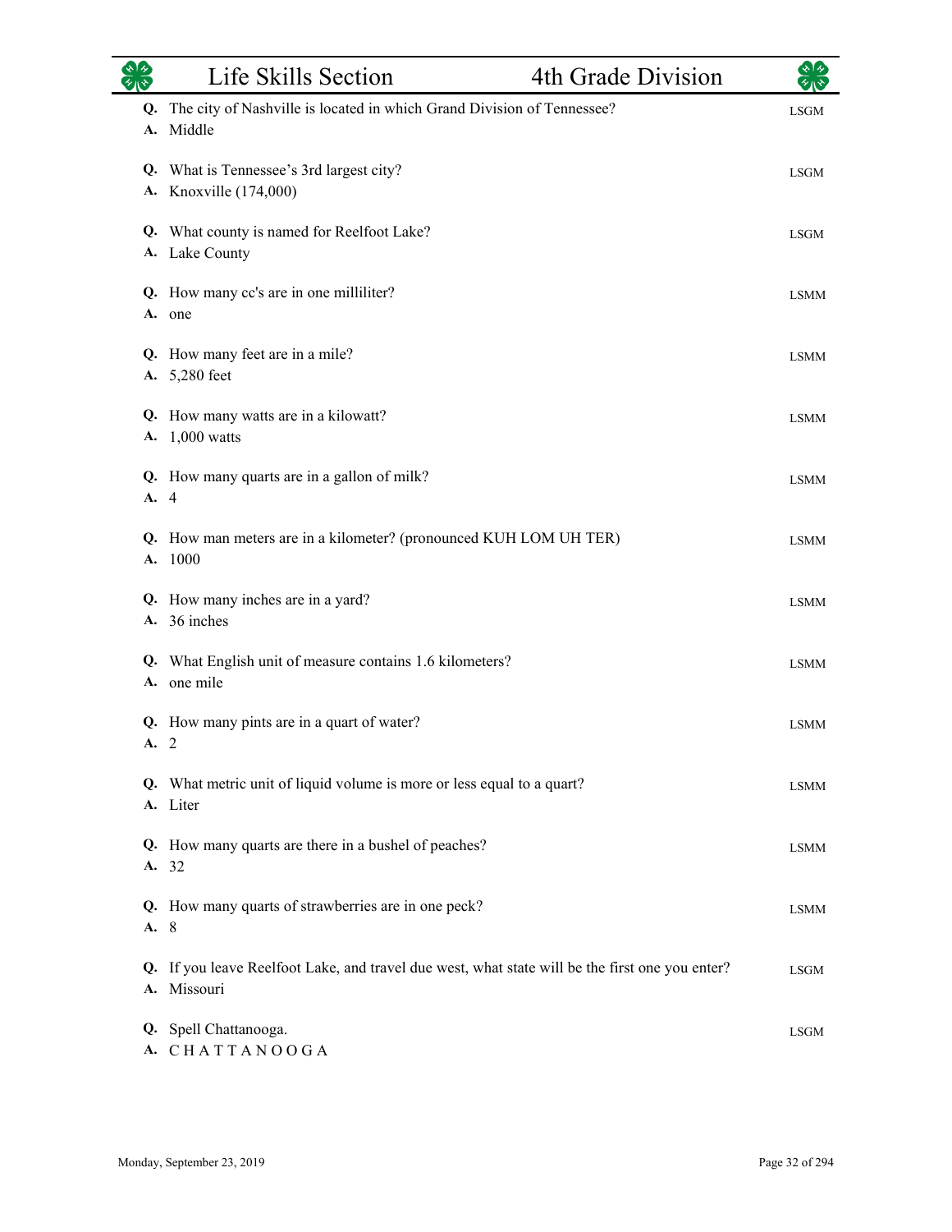| | Question / Answer | Code |
|---|---|---|
| **Q.** | The city of Nashville is located in which Grand Division of Tennessee? | LSGM |
| **A.** | Middle | |
| **Q.** | What is Tennessee's 3rd largest city? | LSGM |
| **A.** | Knoxville (174,000) | |
| **Q.** | What county is named for Reelfoot Lake? | LSGM |
| **A.** | Lake County | |
| **Q.** | How many cc's are in one milliliter? | LSMM |
| **A.** | one | |
| **Q.** | How many feet are in a mile? | LSMM |
| **A.** | 5,280 feet | |
| **Q.** | How many watts are in a kilowatt? | LSMM |
| **A.** | 1,000 watts | |
| **Q.** | How many quarts are in a gallon of milk? | LSMM |
| **A.** | 4 | |
| **Q.** | How man meters are in a kilometer? (pronounced KUH LOM UH TER) | LSMM |
| **A.** | 1000 | |
| **Q.** | How many inches are in a yard? | LSMM |
| **A.** | 36 inches | |
| **Q.** | What English unit of measure contains 1.6 kilometers? | LSMM |
| **A.** | one mile | |
| **Q.** | How many pints are in a quart of water? | LSMM |
| **A.** | 2 | |
| **Q.** | What metric unit of liquid volume is more or less equal to a quart? | LSMM |
| **A.** | Liter | |
| **Q.** | How many quarts are there in a bushel of peaches? | LSMM |
| **A.** | 32 | |
| **Q.** | How many quarts of strawberries are in one peck? | LSMM |
| **A.** | 8 | |
| **Q.** | If you leave Reelfoot Lake, and travel due west, what state will be the first one you enter? | LSGM |
| **A.** | Missouri | |
| **Q.** | Spell Chattanooga. | LSGM |
| **A.** | C H A T T A N O O G A | |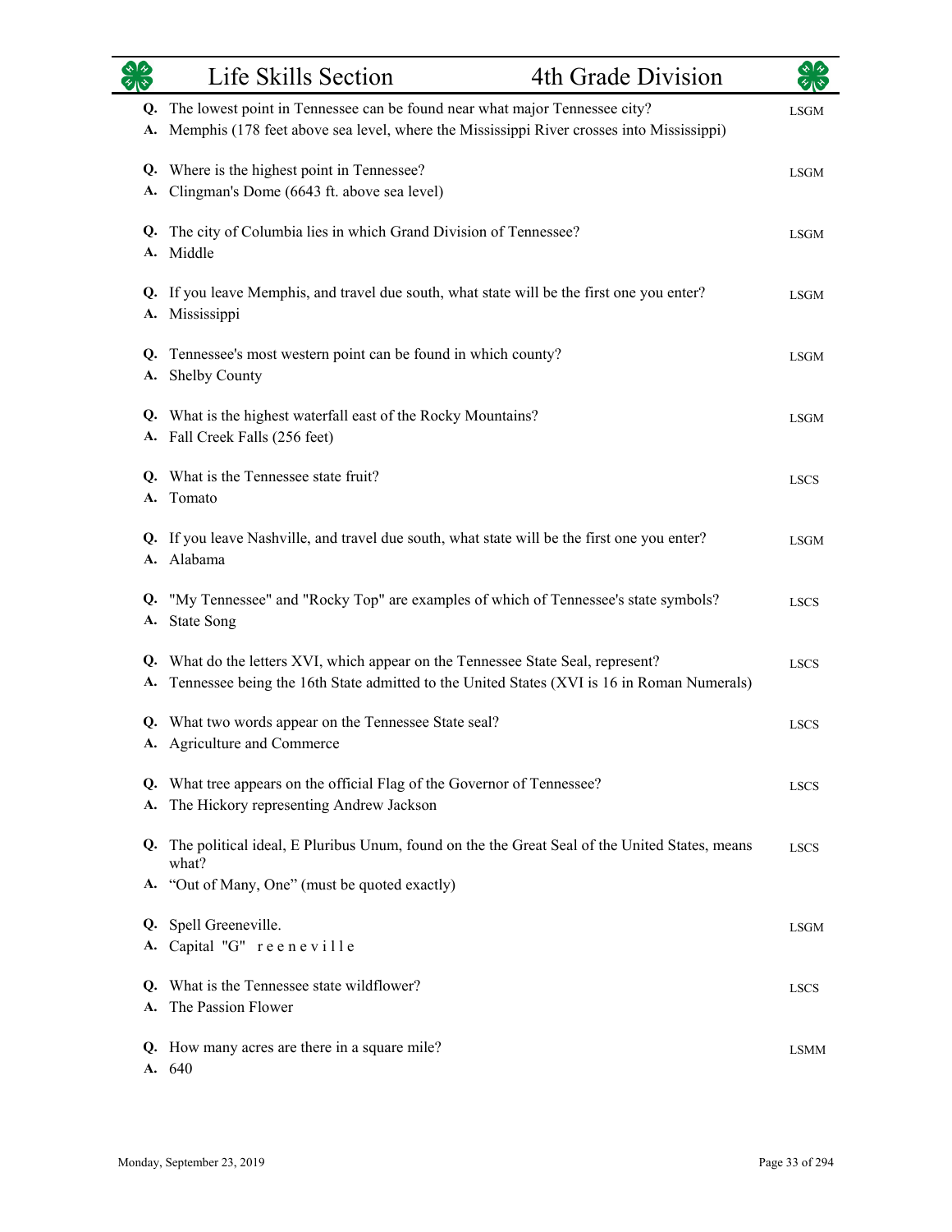**Q.** The lowest point in Tennessee can be found near what major Tennessee city? LSGM
**A.** Memphis (178 feet above sea level, where the Mississippi River crosses into Mississippi)

**Q.** Where is the highest point in Tennessee? LSGM
**A.** Clingman's Dome (6643 ft. above sea level)

**Q.** The city of Columbia lies in which Grand Division of Tennessee? LSGM
**A.** Middle

**Q.** If you leave Memphis, and travel due south, what state will be the first one you enter? LSGM
**A.** Mississippi

**Q.** Tennessee's most western point can be found in which county? LSGM
**A.** Shelby County

**Q.** What is the highest waterfall east of the Rocky Mountains? LSGM
**A.** Fall Creek Falls (256 feet)

**Q.** What is the Tennessee state fruit? LSCS
**A.** Tomato

**Q.** If you leave Nashville, and travel due south, what state will be the first one you enter? LSGM
**A.** Alabama

**Q.** "My Tennessee" and "Rocky Top" are examples of which of Tennessee's state symbols? LSCS
**A.** State Song

**Q.** What do the letters XVI, which appear on the Tennessee State Seal, represent? LSCS
**A.** Tennessee being the 16th State admitted to the United States (XVI is 16 in Roman Numerals)

**Q.** What two words appear on the Tennessee State seal? LSCS
**A.** Agriculture and Commerce

**Q.** What tree appears on the official Flag of the Governor of Tennessee? LSCS
**A.** The Hickory representing Andrew Jackson

**Q.** The political ideal, E Pluribus Unum, found on the the Great Seal of the United States, means what? LSCS
**A.** "Out of Many, One" (must be quoted exactly)

**Q.** Spell Greeneville. LSGM
**A.** Capital "G" r e e n e v i l l e

**Q.** What is the Tennessee state wildflower? LSCS
**A.** The Passion Flower

**Q.** How many acres are there in a square mile? LSMM
**A.** 640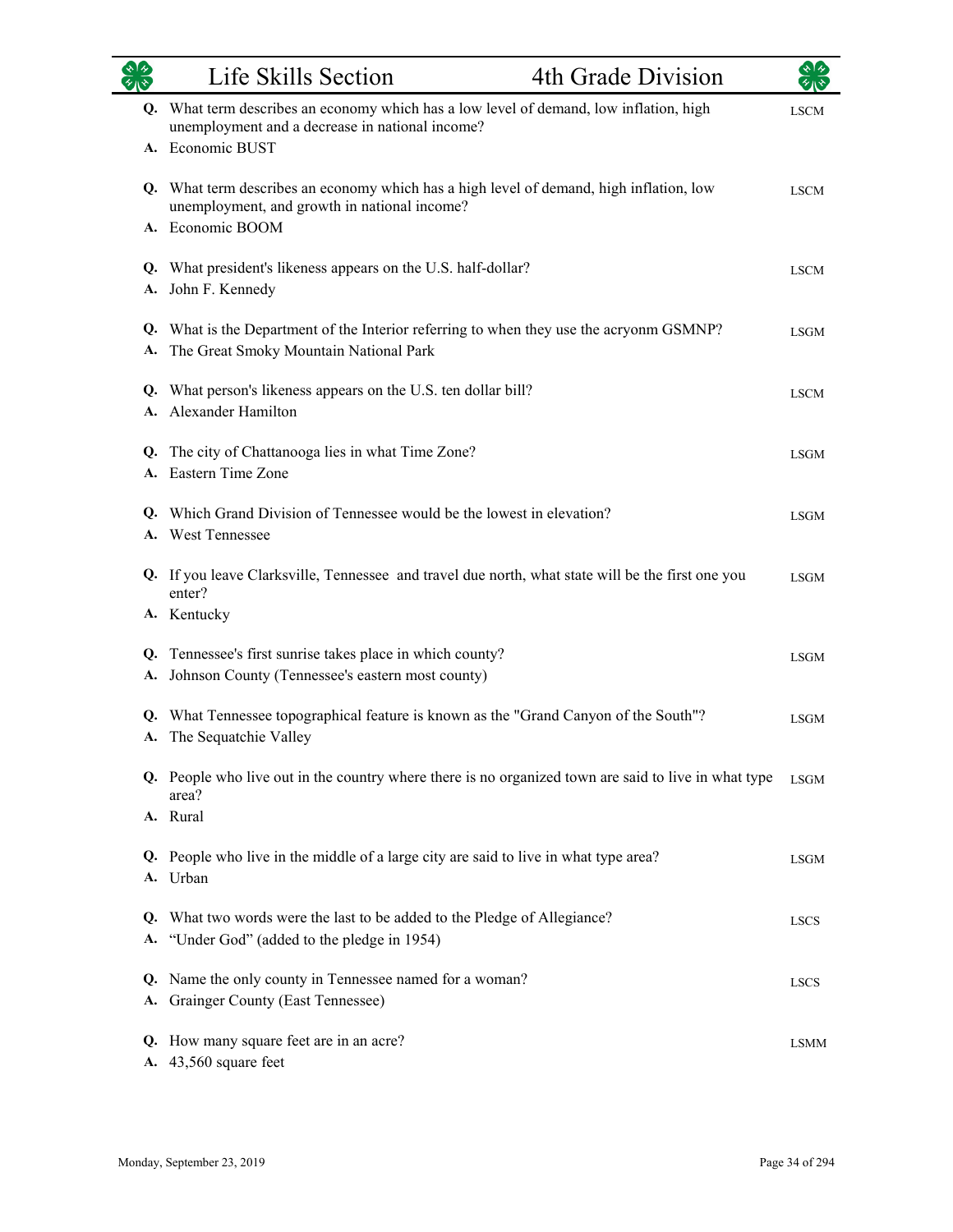**Q.** What term describes an economy which has a low level of demand, low inflation, high unemployment and a decrease in national income? — LSCM
**A.** Economic BUST

**Q.** What term describes an economy which has a high level of demand, high inflation, low unemployment, and growth in national income? — LSCM
**A.** Economic BOOM

**Q.** What president's likeness appears on the U.S. half-dollar? — LSCM
**A.** John F. Kennedy

**Q.** What is the Department of the Interior referring to when they use the acryonm GSMNP? — LSGM
**A.** The Great Smoky Mountain National Park

**Q.** What person's likeness appears on the U.S. ten dollar bill? — LSCM
**A.** Alexander Hamilton

**Q.** The city of Chattanooga lies in what Time Zone? — LSGM
**A.** Eastern Time Zone

**Q.** Which Grand Division of Tennessee would be the lowest in elevation? — LSGM
**A.** West Tennessee

**Q.** If you leave Clarksville, Tennessee and travel due north, what state will be the first one you enter? — LSGM
**A.** Kentucky

**Q.** Tennessee's first sunrise takes place in which county? — LSGM
**A.** Johnson County (Tennessee's eastern most county)

**Q.** What Tennessee topographical feature is known as the "Grand Canyon of the South"? — LSGM
**A.** The Sequatchie Valley

**Q.** People who live out in the country where there is no organized town are said to live in what type area? — LSGM
**A.** Rural

**Q.** People who live in the middle of a large city are said to live in what type area? — LSGM
**A.** Urban

**Q.** What two words were the last to be added to the Pledge of Allegiance? — LSCS
**A.** "Under God" (added to the pledge in 1954)

**Q.** Name the only county in Tennessee named for a woman? — LSCS
**A.** Grainger County (East Tennessee)

**Q.** How many square feet are in an acre? — LSMM
**A.** 43,560 square feet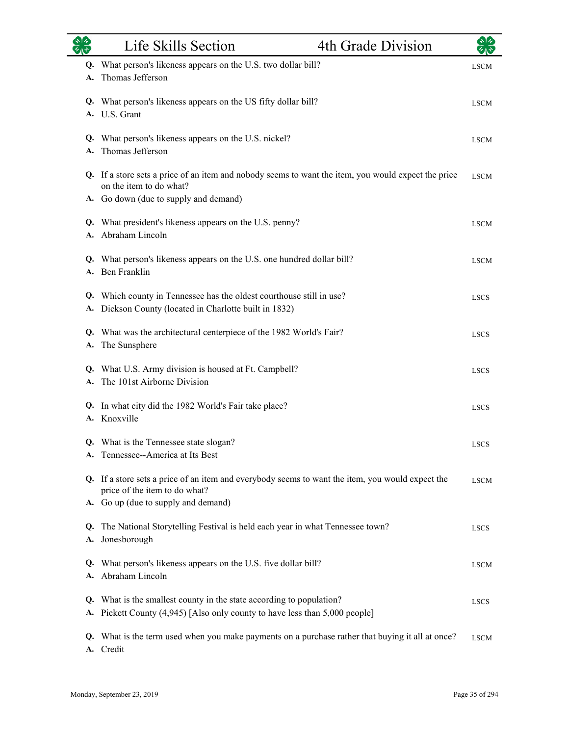| | | |
|---|---|---|
| **Q.** | What person's likeness appears on the U.S. two dollar bill? | LSCM |
| **A.** | Thomas Jefferson | |
| **Q.** | What person's likeness appears on the US fifty dollar bill? | LSCM |
| **A.** | U.S. Grant | |
| **Q.** | What person's likeness appears on the U.S. nickel? | LSCM |
| **A.** | Thomas Jefferson | |
| **Q.** | If a store sets a price of an item and nobody seems to want the item, you would expect the price on the item to do what? | LSCM |
| **A.** | Go down (due to supply and demand) | |
| **Q.** | What president's likeness appears on the U.S. penny? | LSCM |
| **A.** | Abraham Lincoln | |
| **Q.** | What person's likeness appears on the U.S. one hundred dollar bill? | LSCM |
| **A.** | Ben Franklin | |
| **Q.** | Which county in Tennessee has the oldest courthouse still in use? | LSCS |
| **A.** | Dickson County (located in Charlotte built in 1832) | |
| **Q.** | What was the architectural centerpiece of the 1982 World's Fair? | LSCS |
| **A.** | The Sunsphere | |
| **Q.** | What U.S. Army division is housed at Ft. Campbell? | LSCS |
| **A.** | The 101st Airborne Division | |
| **Q.** | In what city did the 1982 World's Fair take place? | LSCS |
| **A.** | Knoxville | |
| **Q.** | What is the Tennessee state slogan? | LSCS |
| **A.** | Tennessee--America at Its Best | |
| **Q.** | If a store sets a price of an item and everybody seems to want the item, you would expect the price of the item to do what? | LSCM |
| **A.** | Go up (due to supply and demand) | |
| **Q.** | The National Storytelling Festival is held each year in what Tennessee town? | LSCS |
| **A.** | Jonesborough | |
| **Q.** | What person's likeness appears on the U.S. five dollar bill? | LSCM |
| **A.** | Abraham Lincoln | |
| **Q.** | What is the smallest county in the state according to population? | LSCS |
| **A.** | Pickett County (4,945) [Also only county to have less than 5,000 people] | |
| **Q.** | What is the term used when you make payments on a purchase rather that buying it all at once? | LSCM |
| **A.** | Credit | |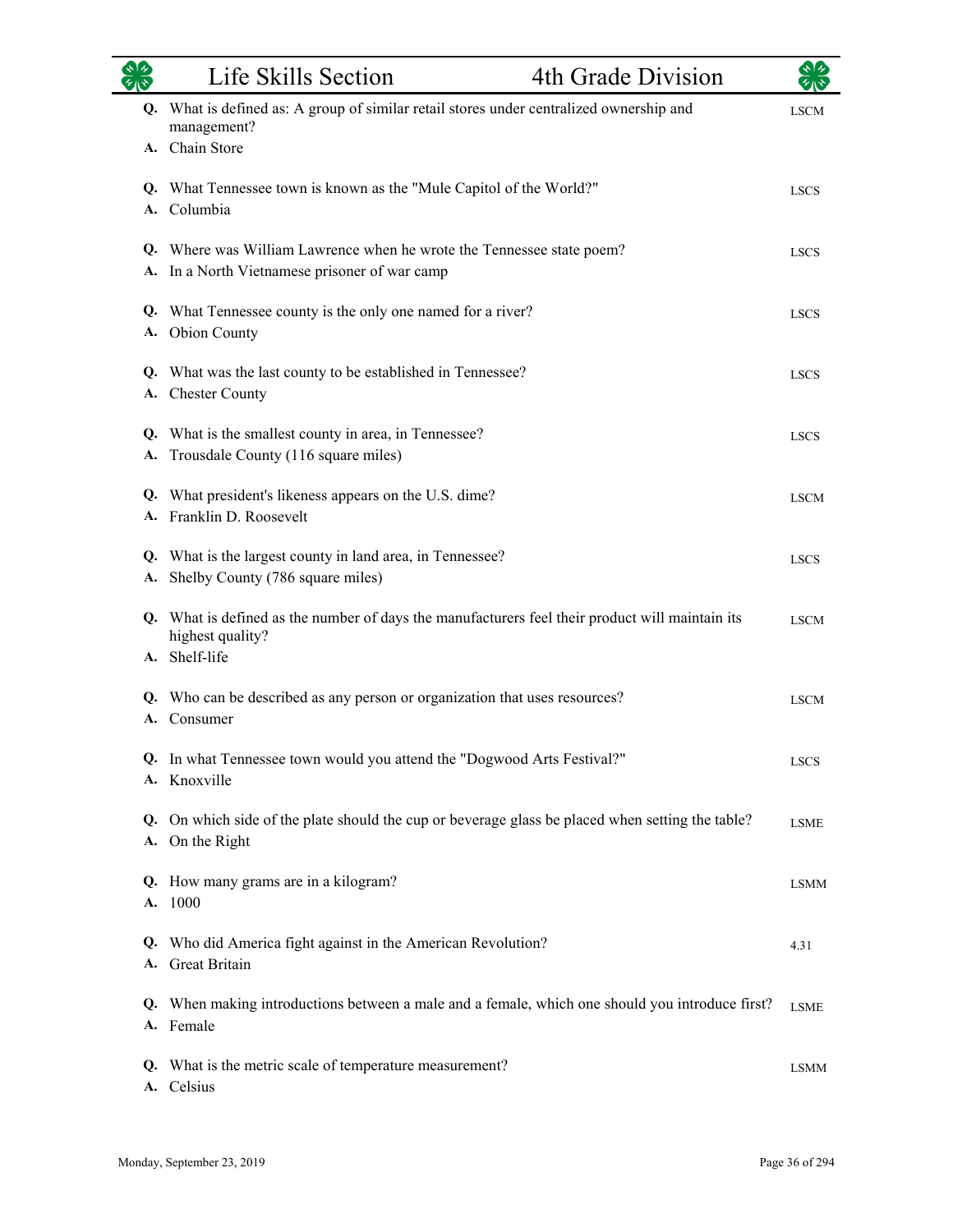**Q.** What is defined as: A group of similar retail stores under centralized ownership and management? LSCM
**A.** Chain Store

**Q.** What Tennessee town is known as the "Mule Capitol of the World?" LSCS
**A.** Columbia

**Q.** Where was William Lawrence when he wrote the Tennessee state poem? LSCS
**A.** In a North Vietnamese prisoner of war camp

**Q.** What Tennessee county is the only one named for a river? LSCS
**A.** Obion County

**Q.** What was the last county to be established in Tennessee? LSCS
**A.** Chester County

**Q.** What is the smallest county in area, in Tennessee? LSCS
**A.** Trousdale County (116 square miles)

**Q.** What president's likeness appears on the U.S. dime? LSCM
**A.** Franklin D. Roosevelt

**Q.** What is the largest county in land area, in Tennessee? LSCS
**A.** Shelby County (786 square miles)

**Q.** What is defined as the number of days the manufacturers feel their product will maintain its highest quality? LSCM
**A.** Shelf-life

**Q.** Who can be described as any person or organization that uses resources? LSCM
**A.** Consumer

**Q.** In what Tennessee town would you attend the "Dogwood Arts Festival?" LSCS
**A.** Knoxville

**Q.** On which side of the plate should the cup or beverage glass be placed when setting the table? LSME
**A.** On the Right

**Q.** How many grams are in a kilogram? LSMM
**A.** 1000

**Q.** Who did America fight against in the American Revolution? 4.31
**A.** Great Britain

**Q.** When making introductions between a male and a female, which one should you introduce first? LSME
**A.** Female

**Q.** What is the metric scale of temperature measurement? LSMM
**A.** Celsius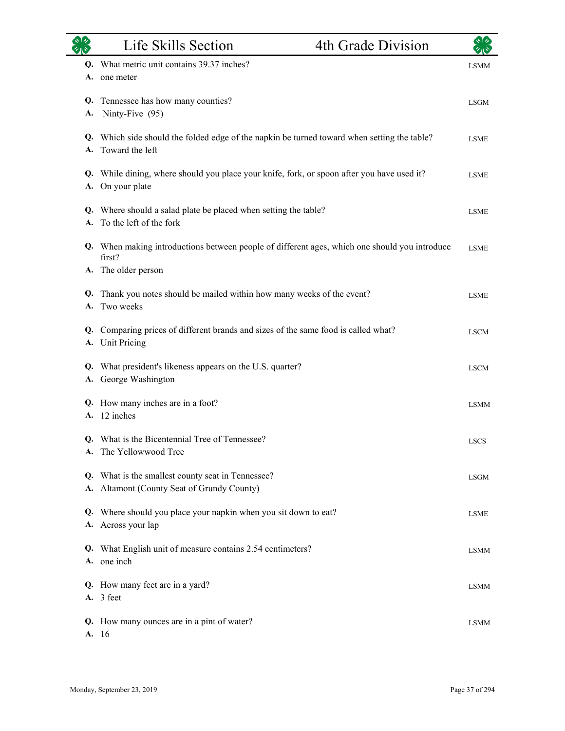| | Question / Answer | Code |
|---|---|---|
| **Q.** | What metric unit contains 39.37 inches? | LSMM |
| **A.** | one meter | |
| **Q.** | Tennessee has how many counties? | LSGM |
| **A.** | Ninty-Five (95) | |
| **Q.** | Which side should the folded edge of the napkin be turned toward when setting the table? | LSME |
| **A.** | Toward the left | |
| **Q.** | While dining, where should you place your knife, fork, or spoon after you have used it? | LSME |
| **A.** | On your plate | |
| **Q.** | Where should a salad plate be placed when setting the table? | LSME |
| **A.** | To the left of the fork | |
| **Q.** | When making introductions between people of different ages, which one should you introduce first? | LSME |
| **A.** | The older person | |
| **Q.** | Thank you notes should be mailed within how many weeks of the event? | LSME |
| **A.** | Two weeks | |
| **Q.** | Comparing prices of different brands and sizes of the same food is called what? | LSCM |
| **A.** | Unit Pricing | |
| **Q.** | What president's likeness appears on the U.S. quarter? | LSCM |
| **A.** | George Washington | |
| **Q.** | How many inches are in a foot? | LSMM |
| **A.** | 12 inches | |
| **Q.** | What is the Bicentennial Tree of Tennessee? | LSCS |
| **A.** | The Yellowwood Tree | |
| **Q.** | What is the smallest county seat in Tennessee? | LSGM |
| **A.** | Altamont (County Seat of Grundy County) | |
| **Q.** | Where should you place your napkin when you sit down to eat? | LSME |
| **A.** | Across your lap | |
| **Q.** | What English unit of measure contains 2.54 centimeters? | LSMM |
| **A.** | one inch | |
| **Q.** | How many feet are in a yard? | LSMM |
| **A.** | 3 feet | |
| **Q.** | How many ounces are in a pint of water? | LSMM |
| **A.** | 16 | |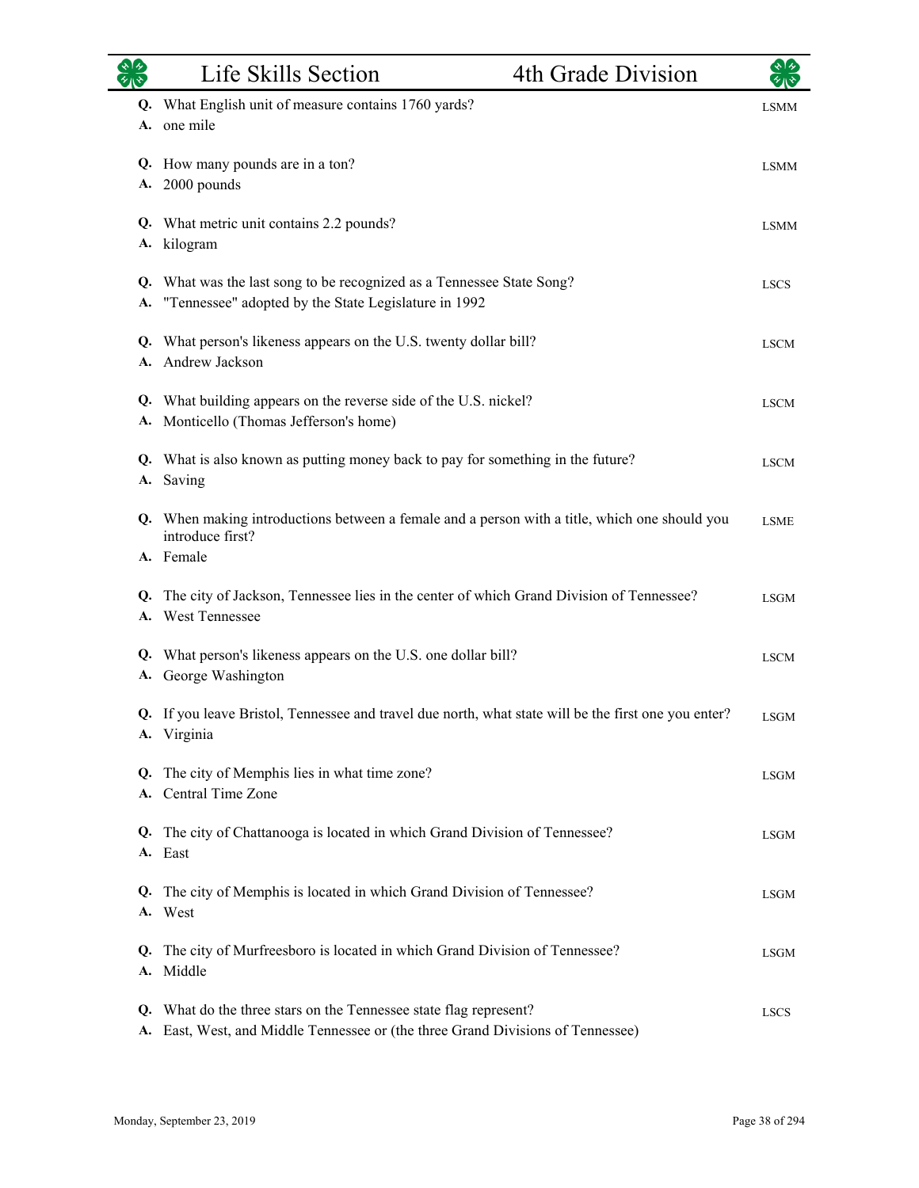**Q.** What English unit of measure contains 1760 yards? LSMM
**A.** one mile

**Q.** How many pounds are in a ton? LSMM
**A.** 2000 pounds

**Q.** What metric unit contains 2.2 pounds? LSMM
**A.** kilogram

**Q.** What was the last song to be recognized as a Tennessee State Song? LSCS
**A.** "Tennessee" adopted by the State Legislature in 1992

**Q.** What person's likeness appears on the U.S. twenty dollar bill? LSCM
**A.** Andrew Jackson

**Q.** What building appears on the reverse side of the U.S. nickel? LSCM
**A.** Monticello (Thomas Jefferson's home)

**Q.** What is also known as putting money back to pay for something in the future? LSCM
**A.** Saving

**Q.** When making introductions between a female and a person with a title, which one should you introduce first? LSME
**A.** Female

**Q.** The city of Jackson, Tennessee lies in the center of which Grand Division of Tennessee? LSGM
**A.** West Tennessee

**Q.** What person's likeness appears on the U.S. one dollar bill? LSCM
**A.** George Washington

**Q.** If you leave Bristol, Tennessee and travel due north, what state will be the first one you enter? LSGM
**A.** Virginia

**Q.** The city of Memphis lies in what time zone? LSGM
**A.** Central Time Zone

**Q.** The city of Chattanooga is located in which Grand Division of Tennessee? LSGM
**A.** East

**Q.** The city of Memphis is located in which Grand Division of Tennessee? LSGM
**A.** West

**Q.** The city of Murfreesboro is located in which Grand Division of Tennessee? LSGM
**A.** Middle

**Q.** What do the three stars on the Tennessee state flag represent? LSCS
**A.** East, West, and Middle Tennessee or (the three Grand Divisions of Tennessee)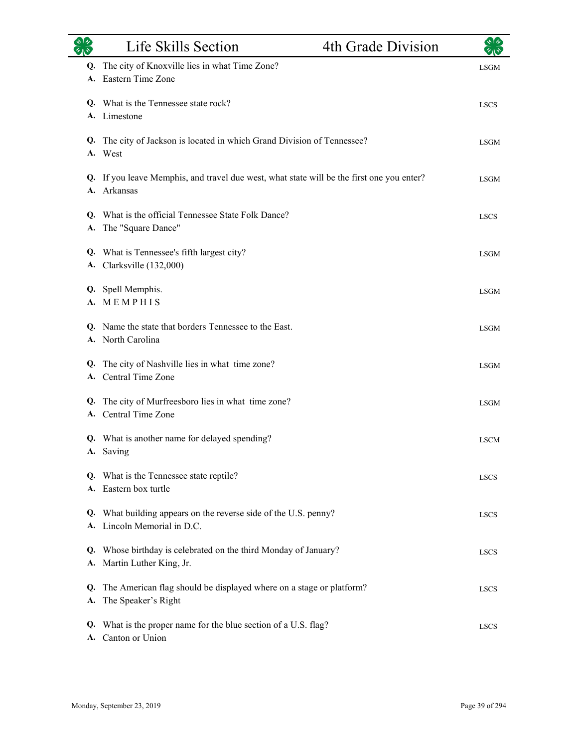**Q.** The city of Knoxville lies in what Time Zone? LSGM
**A.** Eastern Time Zone

**Q.** What is the Tennessee state rock? LSCS
**A.** Limestone

**Q.** The city of Jackson is located in which Grand Division of Tennessee? LSGM
**A.** West

**Q.** If you leave Memphis, and travel due west, what state will be the first one you enter? LSGM
**A.** Arkansas

**Q.** What is the official Tennessee State Folk Dance? LSCS
**A.** The "Square Dance"

**Q.** What is Tennessee's fifth largest city? LSGM
**A.** Clarksville (132,000)

**Q.** Spell Memphis. LSGM
**A.** M E M P H I S

**Q.** Name the state that borders Tennessee to the East. LSGM
**A.** North Carolina

**Q.** The city of Nashville lies in what time zone? LSGM
**A.** Central Time Zone

**Q.** The city of Murfreesboro lies in what time zone? LSGM
**A.** Central Time Zone

**Q.** What is another name for delayed spending? LSCM
**A.** Saving

**Q.** What is the Tennessee state reptile? LSCS
**A.** Eastern box turtle

**Q.** What building appears on the reverse side of the U.S. penny? LSCS
**A.** Lincoln Memorial in D.C.

**Q.** Whose birthday is celebrated on the third Monday of January? LSCS
**A.** Martin Luther King, Jr.

**Q.** The American flag should be displayed where on a stage or platform? LSCS
**A.** The Speaker's Right

**Q.** What is the proper name for the blue section of a U.S. flag? LSCS
**A.** Canton or Union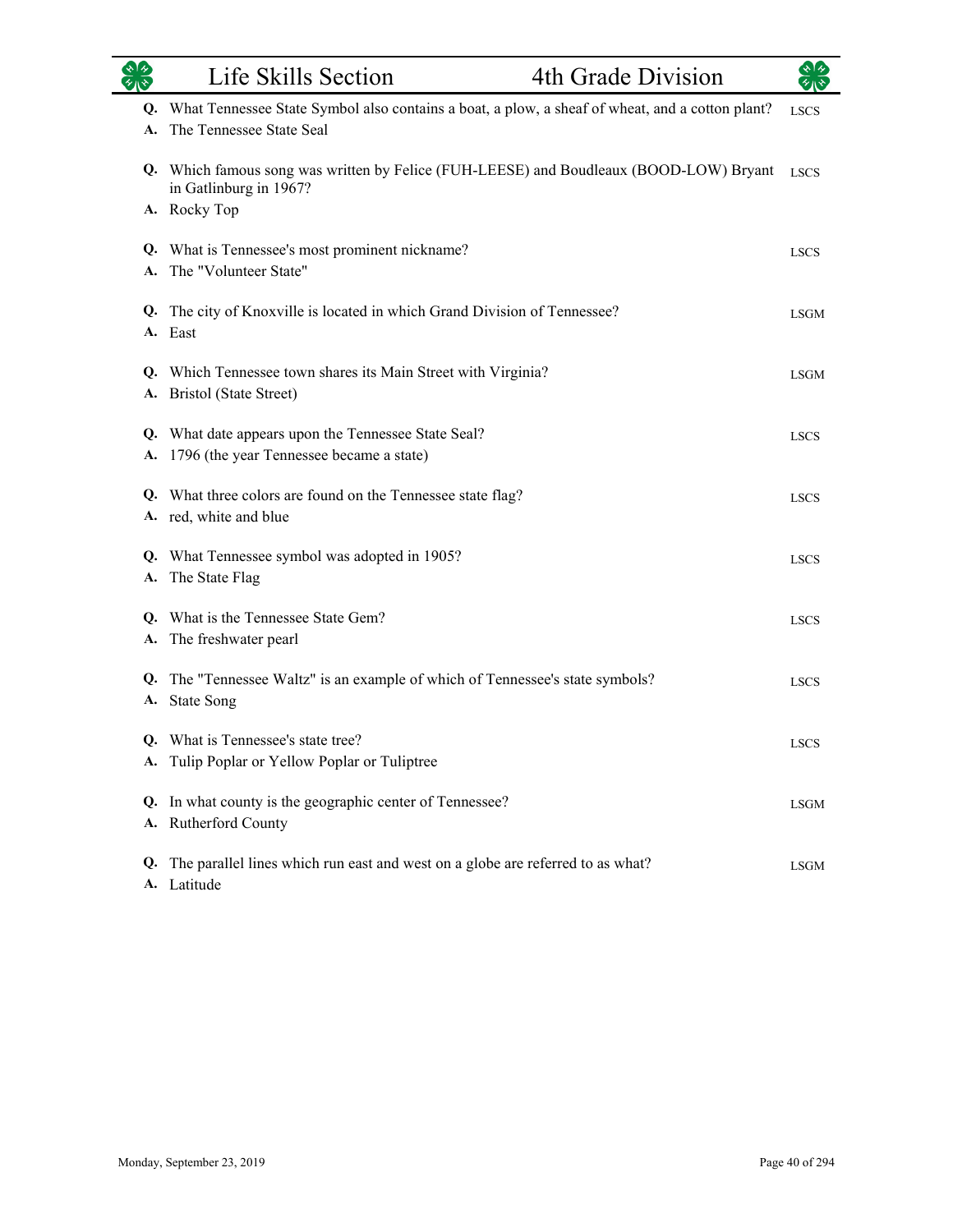**Q.** What Tennessee State Symbol also contains a boat, a plow, a sheaf of wheat, and a cotton plant? LSCS
**A.** The Tennessee State Seal

**Q.** Which famous song was written by Felice (FUH-LEESE) and Boudleaux (BOOD-LOW) Bryant in Gatlinburg in 1967? LSCS
**A.** Rocky Top

**Q.** What is Tennessee's most prominent nickname? LSCS
**A.** The "Volunteer State"

**Q.** The city of Knoxville is located in which Grand Division of Tennessee? LSGM
**A.** East

**Q.** Which Tennessee town shares its Main Street with Virginia? LSGM
**A.** Bristol (State Street)

**Q.** What date appears upon the Tennessee State Seal? LSCS
**A.** 1796 (the year Tennessee became a state)

**Q.** What three colors are found on the Tennessee state flag? LSCS
**A.** red, white and blue

**Q.** What Tennessee symbol was adopted in 1905? LSCS
**A.** The State Flag

**Q.** What is the Tennessee State Gem? LSCS
**A.** The freshwater pearl

**Q.** The "Tennessee Waltz" is an example of which of Tennessee's state symbols? LSCS
**A.** State Song

**Q.** What is Tennessee's state tree? LSCS
**A.** Tulip Poplar or Yellow Poplar or Tuliptree

**Q.** In what county is the geographic center of Tennessee? LSGM
**A.** Rutherford County

**Q.** The parallel lines which run east and west on a globe are referred to as what? LSGM
**A.** Latitude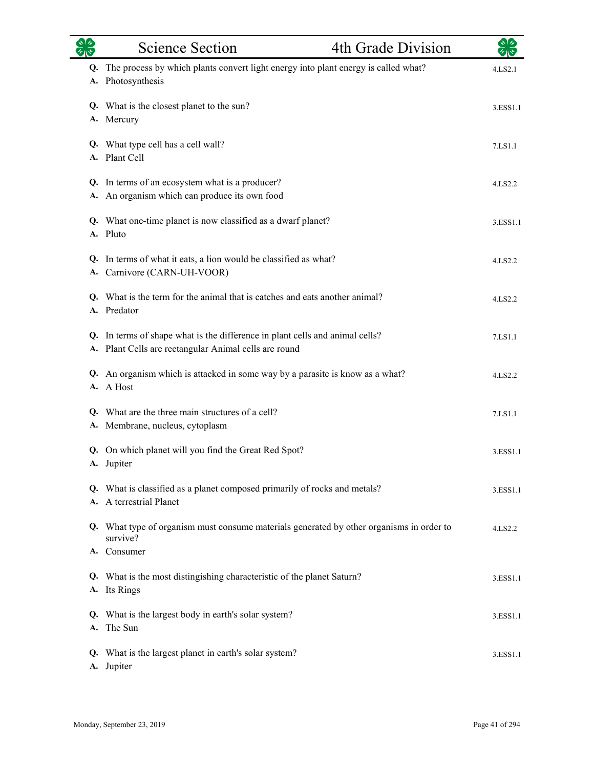## Science Section — 4th Grade Division

**Q.** The process by which plants convert light energy into plant energy is called what? — 4.LS2.1
**A.** Photosynthesis

**Q.** What is the closest planet to the sun? — 3.ESS1.1
**A.** Mercury

**Q.** What type cell has a cell wall? — 7.LS1.1
**A.** Plant Cell

**Q.** In terms of an ecosystem what is a producer? — 4.LS2.2
**A.** An organism which can produce its own food

**Q.** What one-time planet is now classified as a dwarf planet? — 3.ESS1.1
**A.** Pluto

**Q.** In terms of what it eats, a lion would be classified as what? — 4.LS2.2
**A.** Carnivore (CARN-UH-VOOR)

**Q.** What is the term for the animal that is catches and eats another animal? — 4.LS2.2
**A.** Predator

**Q.** In terms of shape what is the difference in plant cells and animal cells? — 7.LS1.1
**A.** Plant Cells are rectangular Animal cells are round

**Q.** An organism which is attacked in some way by a parasite is know as a what? — 4.LS2.2
**A.** A Host

**Q.** What are the three main structures of a cell? — 7.LS1.1
**A.** Membrane, nucleus, cytoplasm

**Q.** On which planet will you find the Great Red Spot? — 3.ESS1.1
**A.** Jupiter

**Q.** What is classified as a planet composed primarily of rocks and metals? — 3.ESS1.1
**A.** A terrestrial Planet

**Q.** What type of organism must consume materials generated by other organisms in order to survive? — 4.LS2.2
**A.** Consumer

**Q.** What is the most distinguishing characteristic of the planet Saturn? — 3.ESS1.1
**A.** Its Rings

**Q.** What is the largest body in earth's solar system? — 3.ESS1.1
**A.** The Sun

**Q.** What is the largest planet in earth's solar system? — 3.ESS1.1
**A.** Jupiter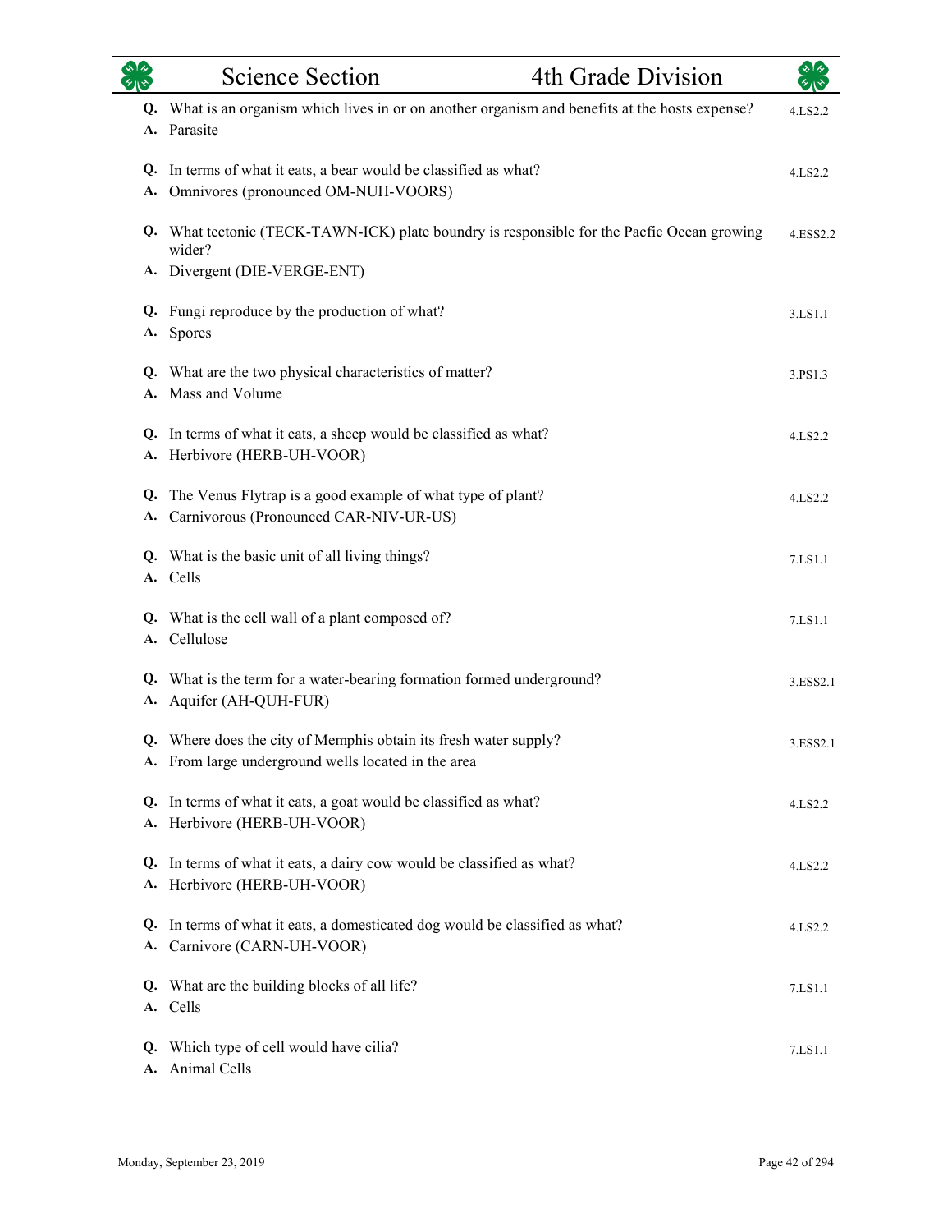**Q.** What is an organism which lives in or on another organism and benefits at the hosts expense? 4.LS2.2
**A.** Parasite

**Q.** In terms of what it eats, a bear would be classified as what? 4.LS2.2
**A.** Omnivores (pronounced OM-NUH-VOORS)

**Q.** What tectonic (TECK-TAWN-ICK) plate boundry is responsible for the Pacfic Ocean growing wider? 4.ESS2.2
**A.** Divergent (DIE-VERGE-ENT)

**Q.** Fungi reproduce by the production of what? 3.LS1.1
**A.** Spores

**Q.** What are the two physical characteristics of matter? 3.PS1.3
**A.** Mass and Volume

**Q.** In terms of what it eats, a sheep would be classified as what? 4.LS2.2
**A.** Herbivore (HERB-UH-VOOR)

**Q.** The Venus Flytrap is a good example of what type of plant? 4.LS2.2
**A.** Carnivorous (Pronounced CAR-NIV-UR-US)

**Q.** What is the basic unit of all living things? 7.LS1.1
**A.** Cells

**Q.** What is the cell wall of a plant composed of? 7.LS1.1
**A.** Cellulose

**Q.** What is the term for a water-bearing formation formed underground? 3.ESS2.1
**A.** Aquifer (AH-QUH-FUR)

**Q.** Where does the city of Memphis obtain its fresh water supply? 3.ESS2.1
**A.** From large underground wells located in the area

**Q.** In terms of what it eats, a goat would be classified as what? 4.LS2.2
**A.** Herbivore (HERB-UH-VOOR)

**Q.** In terms of what it eats, a dairy cow would be classified as what? 4.LS2.2
**A.** Herbivore (HERB-UH-VOOR)

**Q.** In terms of what it eats, a domesticated dog would be classified as what? 4.LS2.2
**A.** Carnivore (CARN-UH-VOOR)

**Q.** What are the building blocks of all life? 7.LS1.1
**A.** Cells

**Q.** Which type of cell would have cilia? 7.LS1.1
**A.** Animal Cells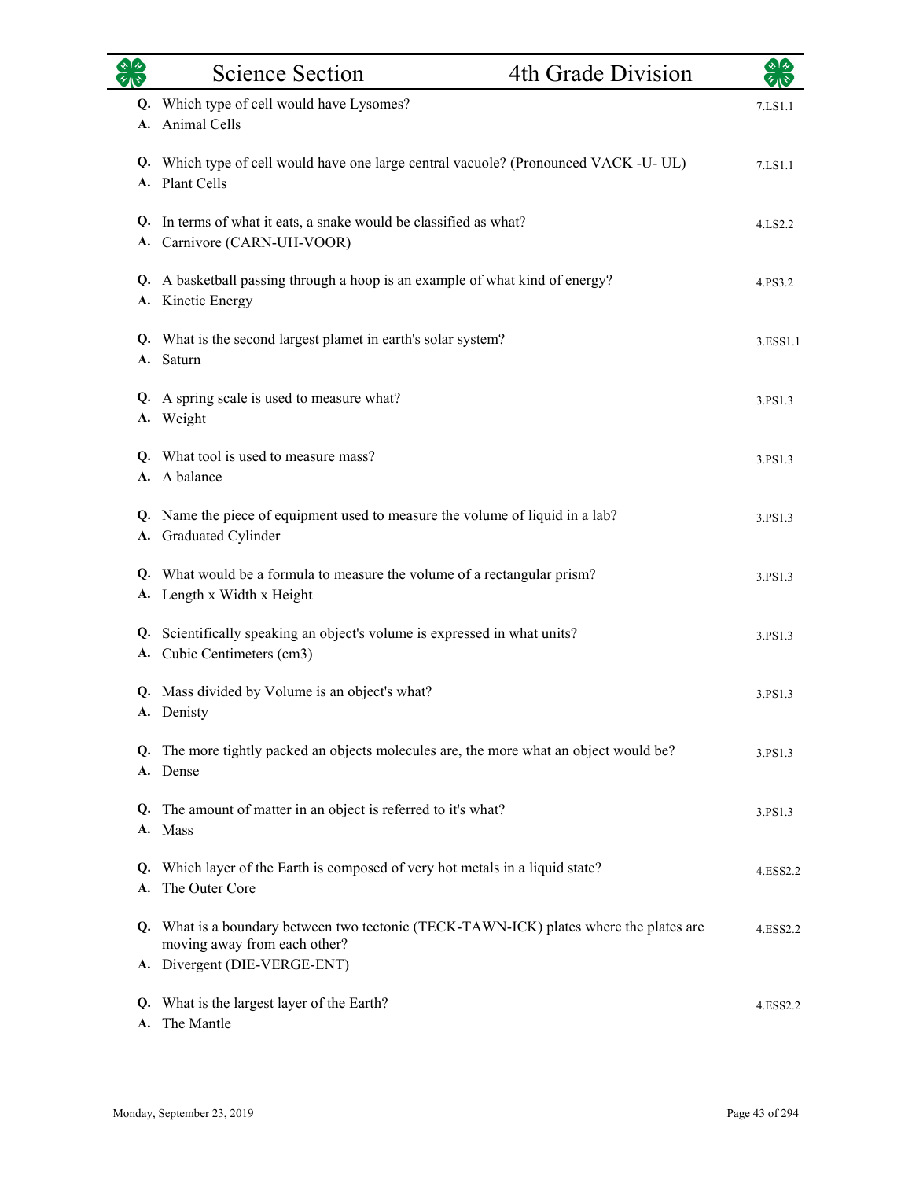## Science Section — 4th Grade Division

**Q.** Which type of cell would have Lysomes?
**A.** Animal Cells
7.LS1.1

**Q.** Which type of cell would have one large central vacuole? (Pronounced VACK -U- UL)
**A.** Plant Cells
7.LS1.1

**Q.** In terms of what it eats, a snake would be classified as what?
**A.** Carnivore (CARN-UH-VOOR)
4.LS2.2

**Q.** A basketball passing through a hoop is an example of what kind of energy?
**A.** Kinetic Energy
4.PS3.2

**Q.** What is the second largest plamet in earth's solar system?
**A.** Saturn
3.ESS1.1

**Q.** A spring scale is used to measure what?
**A.** Weight
3.PS1.3

**Q.** What tool is used to measure mass?
**A.** A balance
3.PS1.3

**Q.** Name the piece of equipment used to measure the volume of liquid in a lab?
**A.** Graduated Cylinder
3.PS1.3

**Q.** What would be a formula to measure the volume of a rectangular prism?
**A.** Length x Width x Height
3.PS1.3

**Q.** Scientifically speaking an object's volume is expressed in what units?
**A.** Cubic Centimeters (cm3)
3.PS1.3

**Q.** Mass divided by Volume is an object's what?
**A.** Denisty
3.PS1.3

**Q.** The more tightly packed an objects molecules are, the more what an object would be?
**A.** Dense
3.PS1.3

**Q.** The amount of matter in an object is referred to it's what?
**A.** Mass
3.PS1.3

**Q.** Which layer of the Earth is composed of very hot metals in a liquid state?
**A.** The Outer Core
4.ESS2.2

**Q.** What is a boundary between two tectonic (TECK-TAWN-ICK) plates where the plates are moving away from each other?
**A.** Divergent (DIE-VERGE-ENT)
4.ESS2.2

**Q.** What is the largest layer of the Earth?
**A.** The Mantle
4.ESS2.2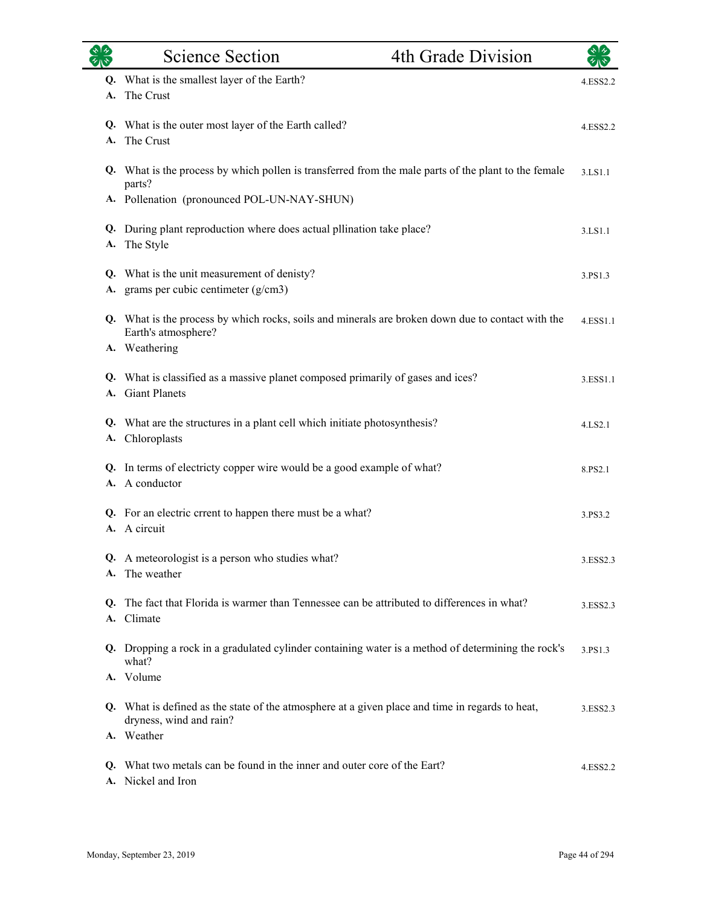**Q.** What is the smallest layer of the Earth? 4.ESS2.2
**A.** The Crust

**Q.** What is the outer most layer of the Earth called? 4.ESS2.2
**A.** The Crust

**Q.** What is the process by which pollen is transferred from the male parts of the plant to the female parts? 3.LS1.1
**A.** Pollenation (pronounced POL-UN-NAY-SHUN)

**Q.** During plant reproduction where does actual pllination take place? 3.LS1.1
**A.** The Style

**Q.** What is the unit measurement of denisty? 3.PS1.3
**A.** grams per cubic centimeter (g/cm3)

**Q.** What is the process by which rocks, soils and minerals are broken down due to contact with the Earth's atmosphere? 4.ESS1.1
**A.** Weathering

**Q.** What is classified as a massive planet composed primarily of gases and ices? 3.ESS1.1
**A.** Giant Planets

**Q.** What are the structures in a plant cell which initiate photosynthesis? 4.LS2.1
**A.** Chloroplasts

**Q.** In terms of electricty copper wire would be a good example of what? 8.PS2.1
**A.** A conductor

**Q.** For an electric crrent to happen there must be a what? 3.PS3.2
**A.** A circuit

**Q.** A meteorologist is a person who studies what? 3.ESS2.3
**A.** The weather

**Q.** The fact that Florida is warmer than Tennessee can be attributed to differences in what? 3.ESS2.3
**A.** Climate

**Q.** Dropping a rock in a gradulated cylinder containing water is a method of determining the rock's what? 3.PS1.3
**A.** Volume

**Q.** What is defined as the state of the atmosphere at a given place and time in regards to heat, dryness, wind and rain? 3.ESS2.3
**A.** Weather

**Q.** What two metals can be found in the inner and outer core of the Eart? 4.ESS2.2
**A.** Nickel and Iron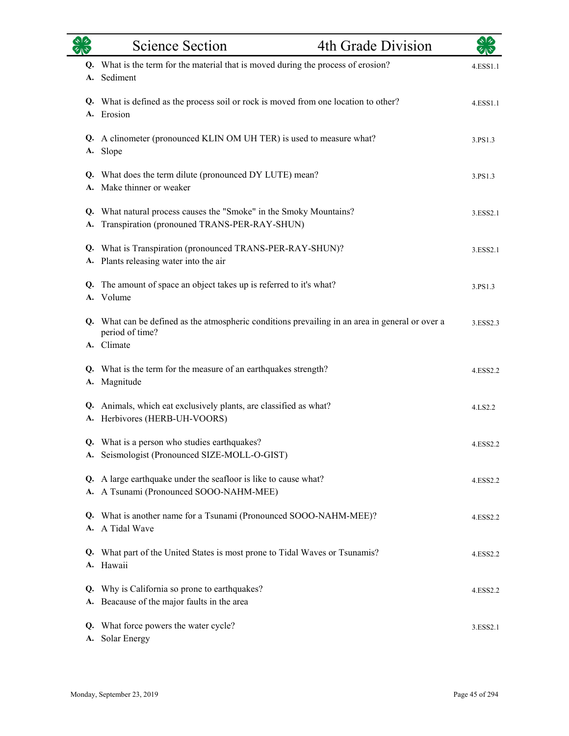## Science Section — 4th Grade Division

**Q.** What is the term for the material that is moved during the process of erosion? 4.ESS1.1
**A.** Sediment

**Q.** What is defined as the process soil or rock is moved from one location to other? 4.ESS1.1
**A.** Erosion

**Q.** A clinometer (pronounced KLIN OM UH TER) is used to measure what? 3.PS1.3
**A.** Slope

**Q.** What does the term dilute (pronounced DY LUTE) mean? 3.PS1.3
**A.** Make thinner or weaker

**Q.** What natural process causes the "Smoke" in the Smoky Mountains? 3.ESS2.1
**A.** Transpiration (pronouned TRANS-PER-RAY-SHUN)

**Q.** What is Transpiration (pronounced TRANS-PER-RAY-SHUN)? 3.ESS2.1
**A.** Plants releasing water into the air

**Q.** The amount of space an object takes up is referred to it's what? 3.PS1.3
**A.** Volume

**Q.** What can be defined as the atmospheric conditions prevailing in an area in general or over a period of time? 3.ESS2.3
**A.** Climate

**Q.** What is the term for the measure of an earthquakes strength? 4.ESS2.2
**A.** Magnitude

**Q.** Animals, which eat exclusively plants, are classified as what? 4.LS2.2
**A.** Herbivores (HERB-UH-VOORS)

**Q.** What is a person who studies earthquakes? 4.ESS2.2
**A.** Seismologist (Pronounced SIZE-MOLL-O-GIST)

**Q.** A large earthquake under the seafloor is like to cause what? 4.ESS2.2
**A.** A Tsunami (Pronounced SOOO-NAHM-MEE)

**Q.** What is another name for a Tsunami (Pronounced SOOO-NAHM-MEE)? 4.ESS2.2
**A.** A Tidal Wave

**Q.** What part of the United States is most prone to Tidal Waves or Tsunamis? 4.ESS2.2
**A.** Hawaii

**Q.** Why is California so prone to earthquakes? 4.ESS2.2
**A.** Beacause of the major faults in the area

**Q.** What force powers the water cycle? 3.ESS2.1
**A.** Solar Energy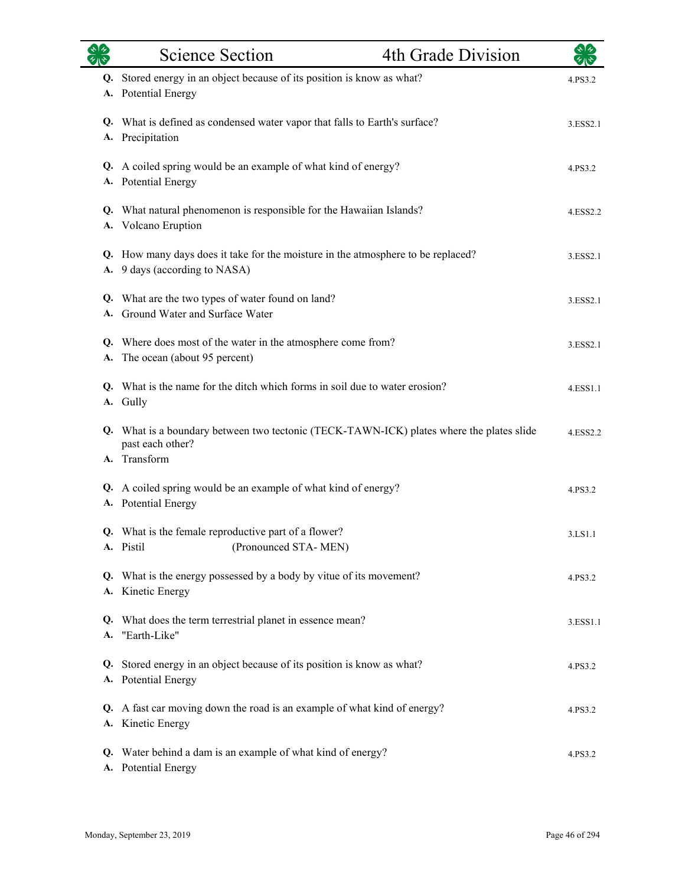| | Science Section | 4th Grade Division |
|---|---|---|

**Q.** Stored energy in an object because of its position is know as what? — 4.PS3.2
**A.** Potential Energy

**Q.** What is defined as condensed water vapor that falls to Earth's surface? — 3.ESS2.1
**A.** Precipitation

**Q.** A coiled spring would be an example of what kind of energy? — 4.PS3.2
**A.** Potential Energy

**Q.** What natural phenomenon is responsible for the Hawaiian Islands? — 4.ESS2.2
**A.** Volcano Eruption

**Q.** How many days does it take for the moisture in the atmosphere to be replaced? — 3.ESS2.1
**A.** 9 days (according to NASA)

**Q.** What are the two types of water found on land? — 3.ESS2.1
**A.** Ground Water and Surface Water

**Q.** Where does most of the water in the atmosphere come from? — 3.ESS2.1
**A.** The ocean (about 95 percent)

**Q.** What is the name for the ditch which forms in soil due to water erosion? — 4.ESS1.1
**A.** Gully

**Q.** What is a boundary between two tectonic (TECK-TAWN-ICK) plates where the plates slide past each other? — 4.ESS2.2
**A.** Transform

**Q.** A coiled spring would be an example of what kind of energy? — 4.PS3.2
**A.** Potential Energy

**Q.** What is the female reproductive part of a flower? — 3.LS1.1
**A.** Pistil (Pronounced STA- MEN)

**Q.** What is the energy possessed by a body by vitue of its movement? — 4.PS3.2
**A.** Kinetic Energy

**Q.** What does the term terrestrial planet in essence mean? — 3.ESS1.1
**A.** "Earth-Like"

**Q.** Stored energy in an object because of its position is know as what? — 4.PS3.2
**A.** Potential Energy

**Q.** A fast car moving down the road is an example of what kind of energy? — 4.PS3.2
**A.** Kinetic Energy

**Q.** Water behind a dam is an example of what kind of energy? — 4.PS3.2
**A.** Potential Energy

Monday, September 23, 2019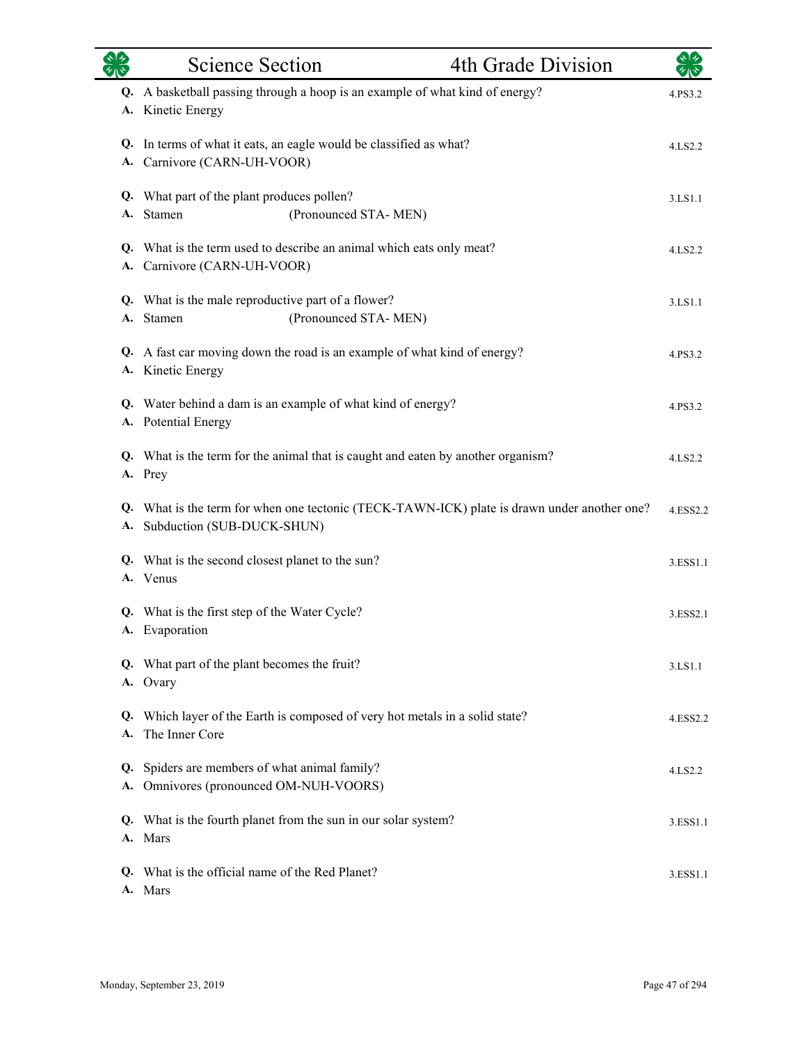| | Science Section | 4th Grade Division |
|---|---|---|

**Q.** A basketball passing through a hoop is an example of what kind of energy? — 4.PS3.2
**A.** Kinetic Energy

**Q.** In terms of what it eats, an eagle would be classified as what? — 4.LS2.2
**A.** Carnivore (CARN-UH-VOOR)

**Q.** What part of the plant produces pollen? — 3.LS1.1
**A.** Stamen (Pronounced STA- MEN)

**Q.** What is the term used to describe an animal which eats only meat? — 4.LS2.2
**A.** Carnivore (CARN-UH-VOOR)

**Q.** What is the male reproductive part of a flower? — 3.LS1.1
**A.** Stamen (Pronounced STA- MEN)

**Q.** A fast car moving down the road is an example of what kind of energy? — 4.PS3.2
**A.** Kinetic Energy

**Q.** Water behind a dam is an example of what kind of energy? — 4.PS3.2
**A.** Potential Energy

**Q.** What is the term for the animal that is caught and eaten by another organism? — 4.LS2.2
**A.** Prey

**Q.** What is the term for when one tectonic (TECK-TAWN-ICK) plate is drawn under another one? — 4.ESS2.2
**A.** Subduction (SUB-DUCK-SHUN)

**Q.** What is the second closest planet to the sun? — 3.ESS1.1
**A.** Venus

**Q.** What is the first step of the Water Cycle? — 3.ESS2.1
**A.** Evaporation

**Q.** What part of the plant becomes the fruit? — 3.LS1.1
**A.** Ovary

**Q.** Which layer of the Earth is composed of very hot metals in a solid state? — 4.ESS2.2
**A.** The Inner Core

**Q.** Spiders are members of what animal family? — 4.LS2.2
**A.** Omnivores (pronounced OM-NUH-VOORS)

**Q.** What is the fourth planet from the sun in our solar system? — 3.ESS1.1
**A.** Mars

**Q.** What is the official name of the Red Planet? — 3.ESS1.1
**A.** Mars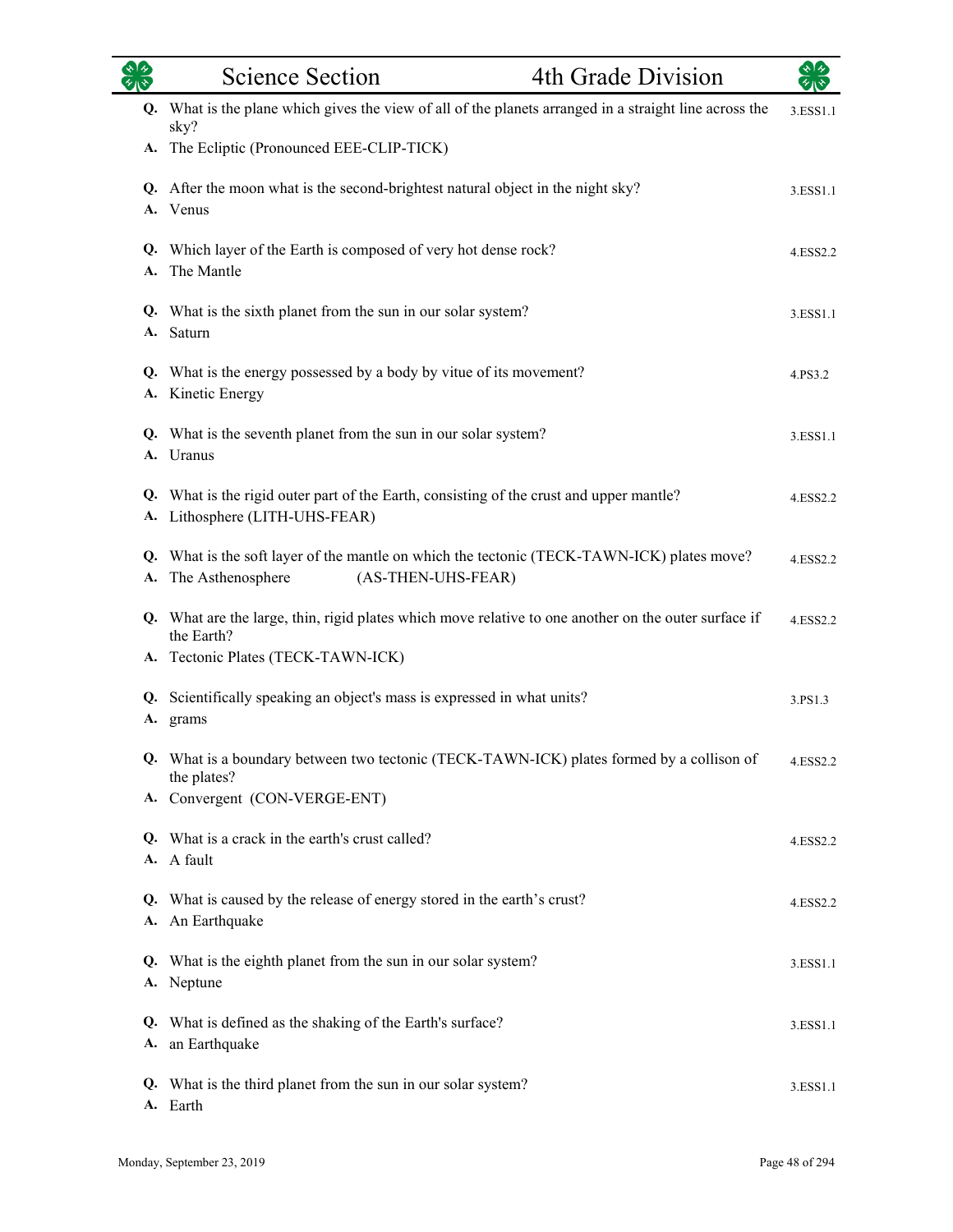**Q.** What is the plane which gives the view of all of the planets arranged in a straight line across the sky? — 3.ESS1.1
**A.** The Ecliptic (Pronounced EEE-CLIP-TICK)

**Q.** After the moon what is the second-brightest natural object in the night sky? — 3.ESS1.1
**A.** Venus

**Q.** Which layer of the Earth is composed of very hot dense rock? — 4.ESS2.2
**A.** The Mantle

**Q.** What is the sixth planet from the sun in our solar system? — 3.ESS1.1
**A.** Saturn

**Q.** What is the energy possessed by a body by vitue of its movement? — 4.PS3.2
**A.** Kinetic Energy

**Q.** What is the seventh planet from the sun in our solar system? — 3.ESS1.1
**A.** Uranus

**Q.** What is the rigid outer part of the Earth, consisting of the crust and upper mantle? — 4.ESS2.2
**A.** Lithosphere (LITH-UHS-FEAR)

**Q.** What is the soft layer of the mantle on which the tectonic (TECK-TAWN-ICK) plates move? — 4.ESS2.2
**A.** The Asthenosphere (AS-THEN-UHS-FEAR)

**Q.** What are the large, thin, rigid plates which move relative to one another on the outer surface if the Earth? — 4.ESS2.2
**A.** Tectonic Plates (TECK-TAWN-ICK)

**Q.** Scientifically speaking an object's mass is expressed in what units? — 3.PS1.3
**A.** grams

**Q.** What is a boundary between two tectonic (TECK-TAWN-ICK) plates formed by a collison of the plates? — 4.ESS2.2
**A.** Convergent (CON-VERGE-ENT)

**Q.** What is a crack in the earth's crust called? — 4.ESS2.2
**A.** A fault

**Q.** What is caused by the release of energy stored in the earth's crust? — 4.ESS2.2
**A.** An Earthquake

**Q.** What is the eighth planet from the sun in our solar system? — 3.ESS1.1
**A.** Neptune

**Q.** What is defined as the shaking of the Earth's surface? — 3.ESS1.1
**A.** an Earthquake

**Q.** What is the third planet from the sun in our solar system? — 3.ESS1.1
**A.** Earth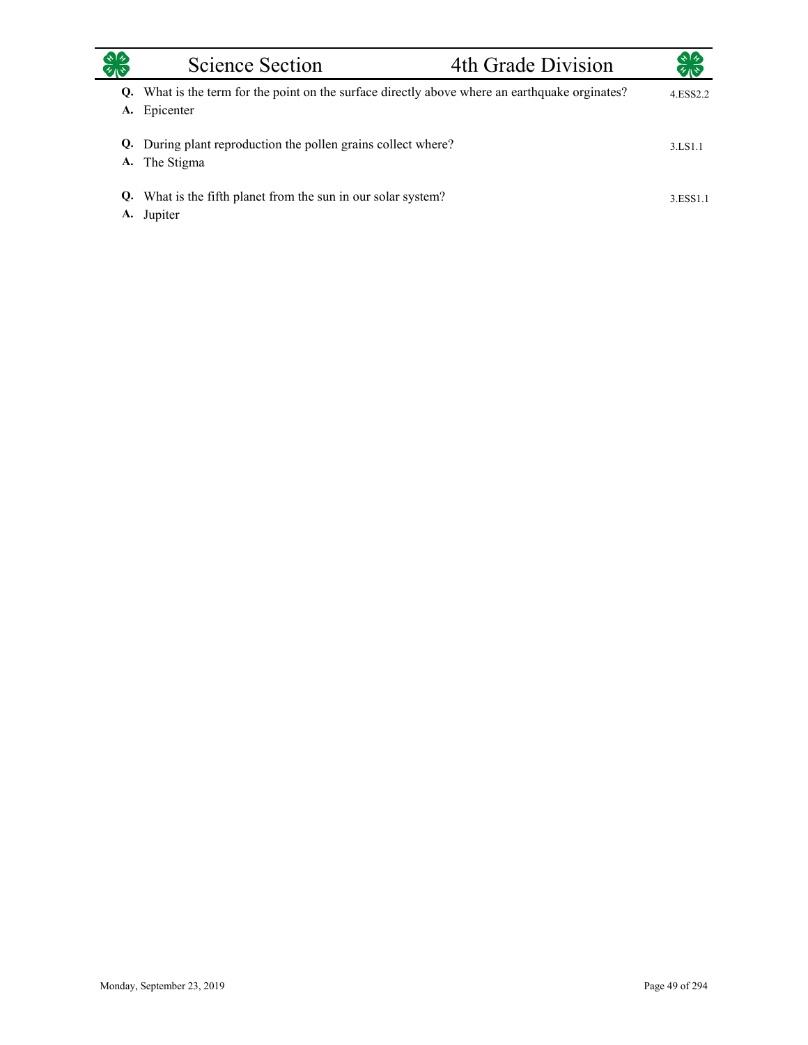| Science Section | 4th Grade Division |
|---|---|

**Q.** What is the term for the point on the surface directly above where an earthquake orginates? 4.ESS2.2
**A.** Epicenter

**Q.** During plant reproduction the pollen grains collect where? 3.LS1.1
**A.** The Stigma

**Q.** What is the fifth planet from the sun in our solar system? 3.ESS1.1
**A.** Jupiter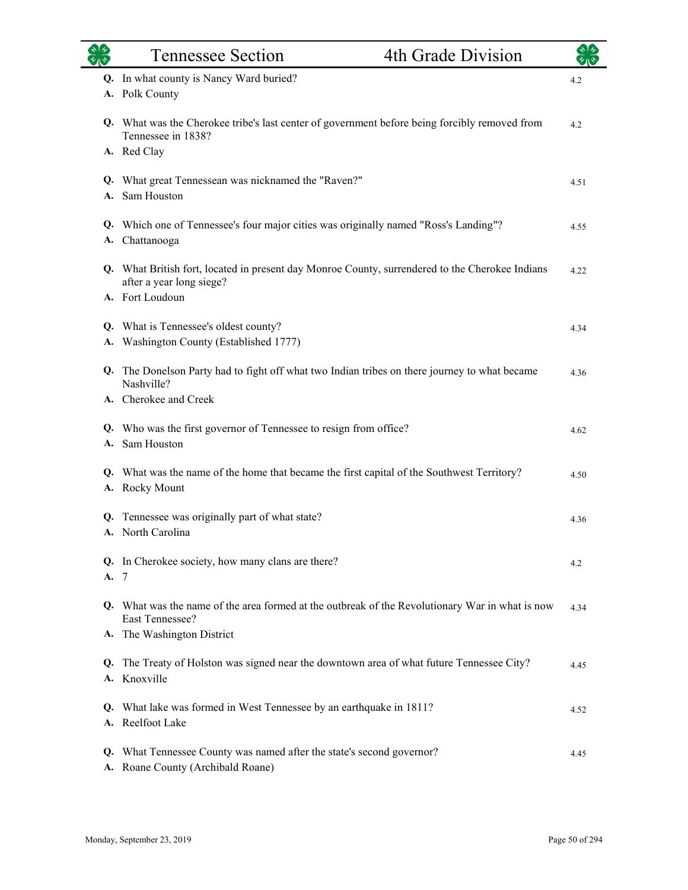**Q.** In what county is Nancy Ward buried? 4.2
**A.** Polk County

**Q.** What was the Cherokee tribe's last center of government before being forcibly removed from Tennessee in 1838? 4.2
**A.** Red Clay

**Q.** What great Tennessean was nicknamed the "Raven?" 4.51
**A.** Sam Houston

**Q.** Which one of Tennessee's four major cities was originally named "Ross's Landing"? 4.55
**A.** Chattanooga

**Q.** What British fort, located in present day Monroe County, surrendered to the Cherokee Indians after a year long siege? 4.22
**A.** Fort Loudoun

**Q.** What is Tennessee's oldest county? 4.34
**A.** Washington County (Established 1777)

**Q.** The Donelson Party had to fight off what two Indian tribes on there journey to what became Nashville? 4.36
**A.** Cherokee and Creek

**Q.** Who was the first governor of Tennessee to resign from office? 4.62
**A.** Sam Houston

**Q.** What was the name of the home that became the first capital of the Southwest Territory? 4.50
**A.** Rocky Mount

**Q.** Tennessee was originally part of what state? 4.36
**A.** North Carolina

**Q.** In Cherokee society, how many clans are there? 4.2
**A.** 7

**Q.** What was the name of the area formed at the outbreak of the Revolutionary War in what is now East Tennessee? 4.34
**A.** The Washington District

**Q.** The Treaty of Holston was signed near the downtown area of what future Tennessee City? 4.45
**A.** Knoxville

**Q.** What lake was formed in West Tennessee by an earthquake in 1811? 4.52
**A.** Reelfoot Lake

**Q.** What Tennessee County was named after the state's second governor? 4.45
**A.** Roane County (Archibald Roane)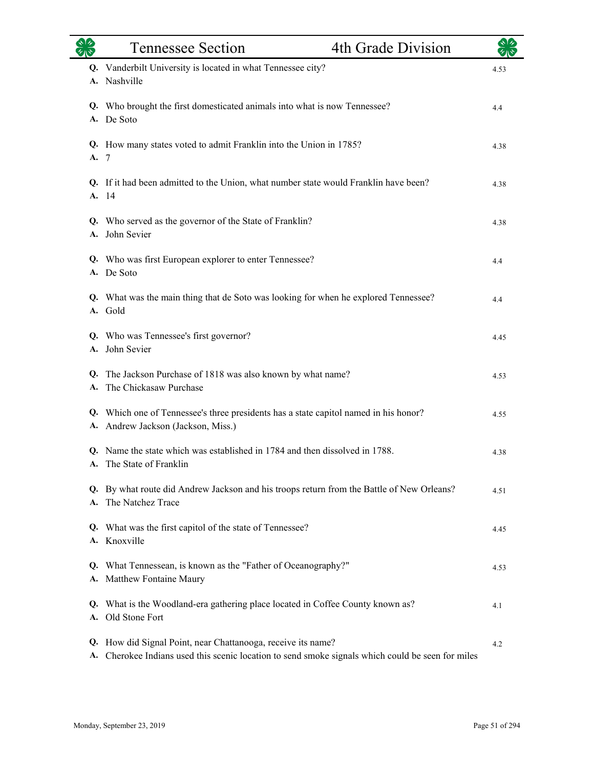**Q.** Vanderbilt University is located in what Tennessee city? — 4.53
**A.** Nashville

**Q.** Who brought the first domesticated animals into what is now Tennessee? — 4.4
**A.** De Soto

**Q.** How many states voted to admit Franklin into the Union in 1785? — 4.38
**A.** 7

**Q.** If it had been admitted to the Union, what number state would Franklin have been? — 4.38
**A.** 14

**Q.** Who served as the governor of the State of Franklin? — 4.38
**A.** John Sevier

**Q.** Who was first European explorer to enter Tennessee? — 4.4
**A.** De Soto

**Q.** What was the main thing that de Soto was looking for when he explored Tennessee? — 4.4
**A.** Gold

**Q.** Who was Tennessee's first governor? — 4.45
**A.** John Sevier

**Q.** The Jackson Purchase of 1818 was also known by what name? — 4.53
**A.** The Chickasaw Purchase

**Q.** Which one of Tennessee's three presidents has a state capitol named in his honor? — 4.55
**A.** Andrew Jackson (Jackson, Miss.)

**Q.** Name the state which was established in 1784 and then dissolved in 1788. — 4.38
**A.** The State of Franklin

**Q.** By what route did Andrew Jackson and his troops return from the Battle of New Orleans? — 4.51
**A.** The Natchez Trace

**Q.** What was the first capitol of the state of Tennessee? — 4.45
**A.** Knoxville

**Q.** What Tennessean, is known as the "Father of Oceanography?" — 4.53
**A.** Matthew Fontaine Maury

**Q.** What is the Woodland-era gathering place located in Coffee County known as? — 4.1
**A.** Old Stone Fort

**Q.** How did Signal Point, near Chattanooga, receive its name? — 4.2
**A.** Cherokee Indians used this scenic location to send smoke signals which could be seen for miles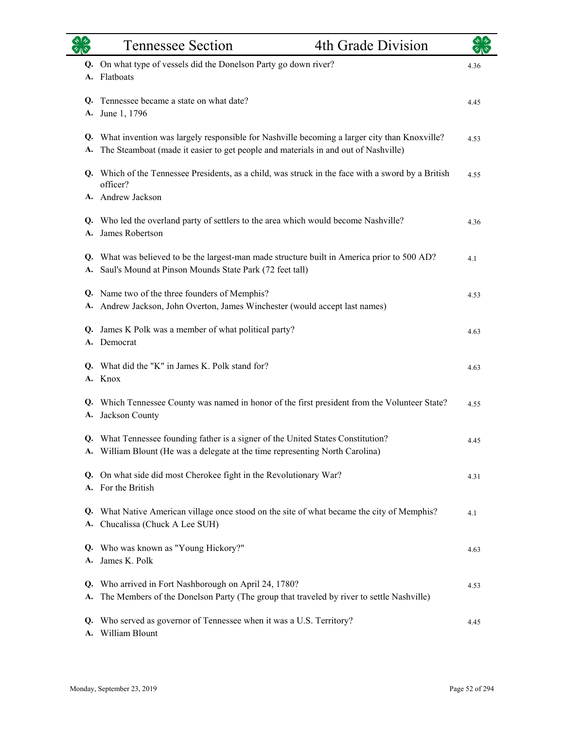| Tennessee Section | 4th Grade Division | |
|---|---|---|
| **Q.** On what type of vessels did the Donelson Party go down river? **A.** Flatboats | | 4.36 |
| **Q.** Tennessee became a state on what date? **A.** June 1, 1796 | | 4.45 |
| **Q.** What invention was largely responsible for Nashville becoming a larger city than Knoxville? **A.** The Steamboat (made it easier to get people and materials in and out of Nashville) | | 4.53 |
| **Q.** Which of the Tennessee Presidents, as a child, was struck in the face with a sword by a British officer? **A.** Andrew Jackson | | 4.55 |
| **Q.** Who led the overland party of settlers to the area which would become Nashville? **A.** James Robertson | | 4.36 |
| **Q.** What was believed to be the largest-man made structure built in America prior to 500 AD? **A.** Saul's Mound at Pinson Mounds State Park (72 feet tall) | | 4.1 |
| **Q.** Name two of the three founders of Memphis? **A.** Andrew Jackson, John Overton, James Winchester (would accept last names) | | 4.53 |
| **Q.** James K Polk was a member of what political party? **A.** Democrat | | 4.63 |
| **Q.** What did the "K" in James K. Polk stand for? **A.** Knox | | 4.63 |
| **Q.** Which Tennessee County was named in honor of the first president from the Volunteer State? **A.** Jackson County | | 4.55 |
| **Q.** What Tennessee founding father is a signer of the United States Constitution? **A.** William Blount (He was a delegate at the time representing North Carolina) | | 4.45 |
| **Q.** On what side did most Cherokee fight in the Revolutionary War? **A.** For the British | | 4.31 |
| **Q.** What Native American village once stood on the site of what became the city of Memphis? **A.** Chucalissa (Chuck A Lee SUH) | | 4.1 |
| **Q.** Who was known as "Young Hickory?" **A.** James K. Polk | | 4.63 |
| **Q.** Who arrived in Fort Nashborough on April 24, 1780? **A.** The Members of the Donelson Party (The group that traveled by river to settle Nashville) | | 4.53 |
| **Q.** Who served as governor of Tennessee when it was a U.S. Territory? **A.** William Blount | | 4.45 |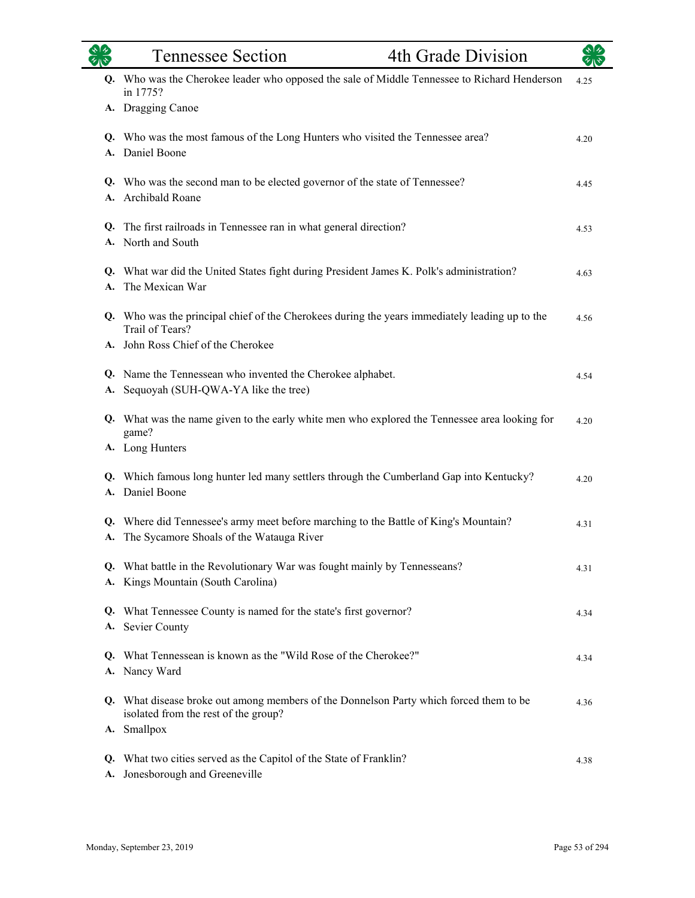**Q.** Who was the Cherokee leader who opposed the sale of Middle Tennessee to Richard Henderson in 1775? — 4.25
**A.** Dragging Canoe

**Q.** Who was the most famous of the Long Hunters who visited the Tennessee area? — 4.20
**A.** Daniel Boone

**Q.** Who was the second man to be elected governor of the state of Tennessee? — 4.45
**A.** Archibald Roane

**Q.** The first railroads in Tennessee ran in what general direction? — 4.53
**A.** North and South

**Q.** What war did the United States fight during President James K. Polk's administration? — 4.63
**A.** The Mexican War

**Q.** Who was the principal chief of the Cherokees during the years immediately leading up to the Trail of Tears? — 4.56
**A.** John Ross Chief of the Cherokee

**Q.** Name the Tennessean who invented the Cherokee alphabet. — 4.54
**A.** Sequoyah (SUH-QWA-YA like the tree)

**Q.** What was the name given to the early white men who explored the Tennessee area looking for game? — 4.20
**A.** Long Hunters

**Q.** Which famous long hunter led many settlers through the Cumberland Gap into Kentucky? — 4.20
**A.** Daniel Boone

**Q.** Where did Tennessee's army meet before marching to the Battle of King's Mountain? — 4.31
**A.** The Sycamore Shoals of the Watauga River

**Q.** What battle in the Revolutionary War was fought mainly by Tennesseans? — 4.31
**A.** Kings Mountain (South Carolina)

**Q.** What Tennessee County is named for the state's first governor? — 4.34
**A.** Sevier County

**Q.** What Tennessean is known as the "Wild Rose of the Cherokee?" — 4.34
**A.** Nancy Ward

**Q.** What disease broke out among members of the Donnelson Party which forced them to be isolated from the rest of the group? — 4.36
**A.** Smallpox

**Q.** What two cities served as the Capitol of the State of Franklin? — 4.38
**A.** Jonesborough and Greeneville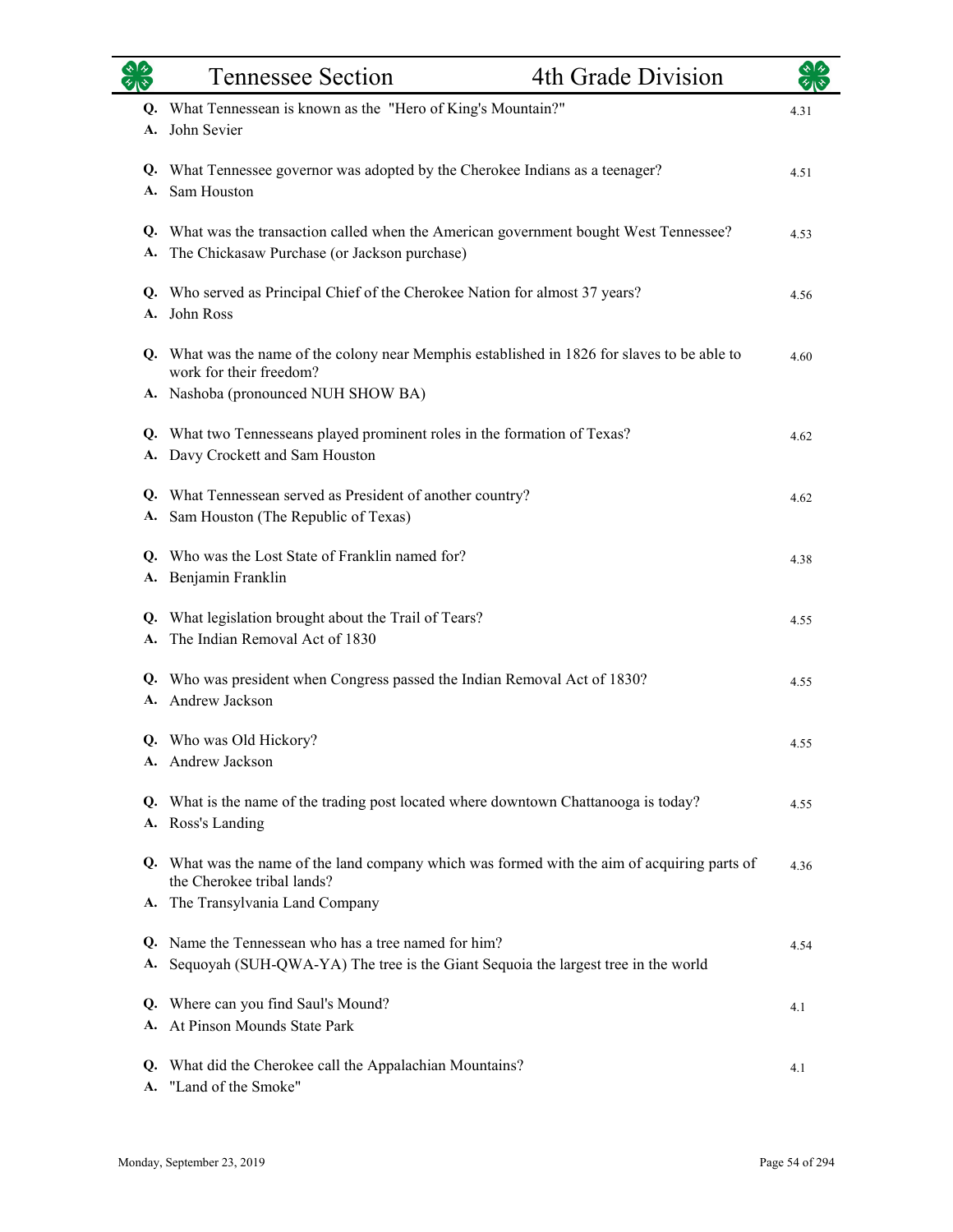**Q.** What Tennessean is known as the "Hero of King's Mountain?" — 4.31
**A.** John Sevier

**Q.** What Tennessee governor was adopted by the Cherokee Indians as a teenager? — 4.51
**A.** Sam Houston

**Q.** What was the transaction called when the American government bought West Tennessee? — 4.53
**A.** The Chickasaw Purchase (or Jackson purchase)

**Q.** Who served as Principal Chief of the Cherokee Nation for almost 37 years? — 4.56
**A.** John Ross

**Q.** What was the name of the colony near Memphis established in 1826 for slaves to be able to work for their freedom? — 4.60
**A.** Nashoba (pronounced NUH SHOW BA)

**Q.** What two Tennesseans played prominent roles in the formation of Texas? — 4.62
**A.** Davy Crockett and Sam Houston

**Q.** What Tennessean served as President of another country? — 4.62
**A.** Sam Houston (The Republic of Texas)

**Q.** Who was the Lost State of Franklin named for? — 4.38
**A.** Benjamin Franklin

**Q.** What legislation brought about the Trail of Tears? — 4.55
**A.** The Indian Removal Act of 1830

**Q.** Who was president when Congress passed the Indian Removal Act of 1830? — 4.55
**A.** Andrew Jackson

**Q.** Who was Old Hickory? — 4.55
**A.** Andrew Jackson

**Q.** What is the name of the trading post located where downtown Chattanooga is today? — 4.55
**A.** Ross's Landing

**Q.** What was the name of the land company which was formed with the aim of acquiring parts of the Cherokee tribal lands? — 4.36
**A.** The Transylvania Land Company

**Q.** Name the Tennessean who has a tree named for him? — 4.54
**A.** Sequoyah (SUH-QWA-YA) The tree is the Giant Sequoia the largest tree in the world

**Q.** Where can you find Saul's Mound? — 4.1
**A.** At Pinson Mounds State Park

**Q.** What did the Cherokee call the Appalachian Mountains? — 4.1
**A.** "Land of the Smoke"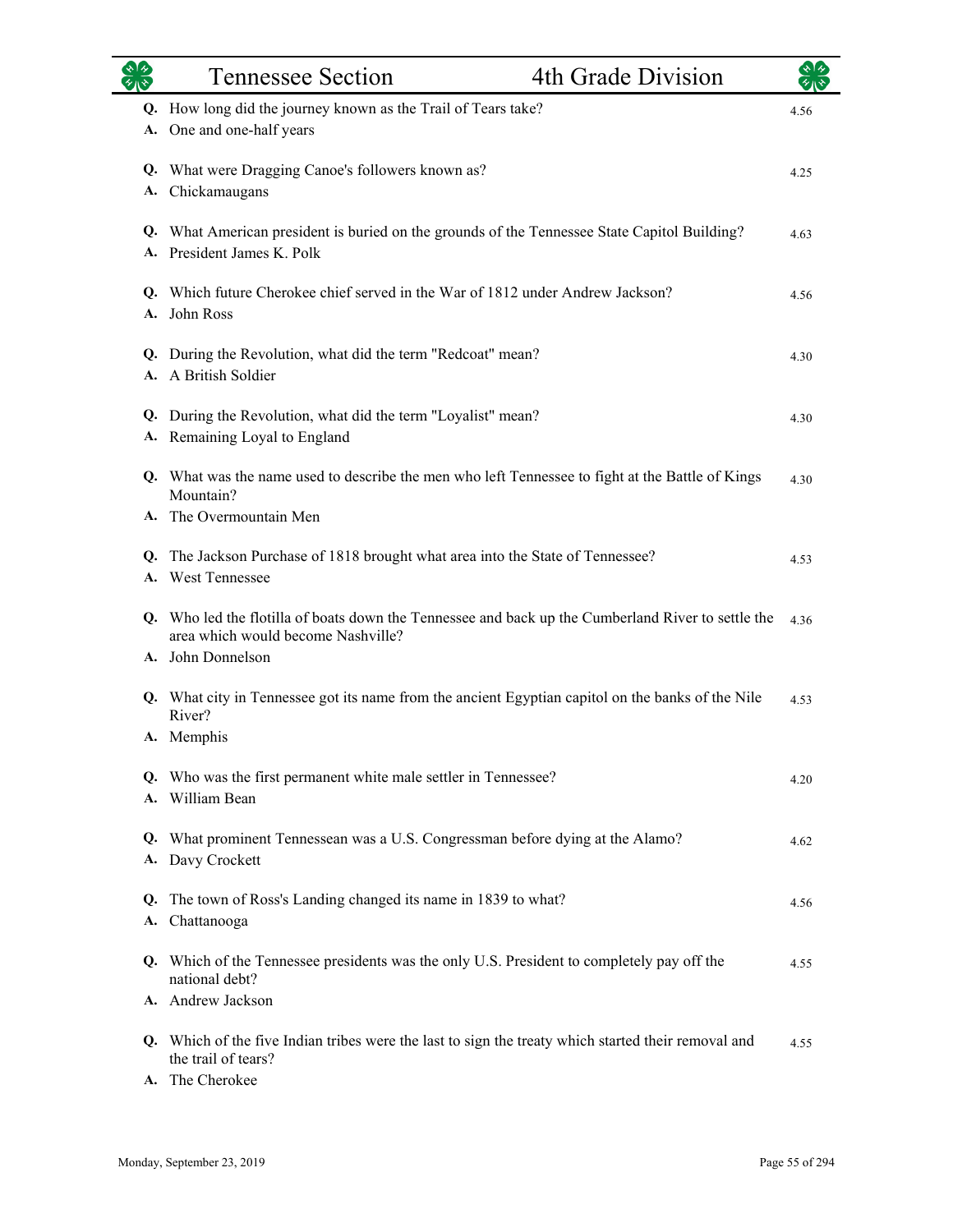## Tennessee Section — 4th Grade Division

**Q.** How long did the journey known as the Trail of Tears take? 4.56
**A.** One and one-half years

**Q.** What were Dragging Canoe's followers known as? 4.25
**A.** Chickamaugans

**Q.** What American president is buried on the grounds of the Tennessee State Capitol Building? 4.63
**A.** President James K. Polk

**Q.** Which future Cherokee chief served in the War of 1812 under Andrew Jackson? 4.56
**A.** John Ross

**Q.** During the Revolution, what did the term "Redcoat" mean? 4.30
**A.** A British Soldier

**Q.** During the Revolution, what did the term "Loyalist" mean? 4.30
**A.** Remaining Loyal to England

**Q.** What was the name used to describe the men who left Tennessee to fight at the Battle of Kings Mountain? 4.30
**A.** The Overmountain Men

**Q.** The Jackson Purchase of 1818 brought what area into the State of Tennessee? 4.53
**A.** West Tennessee

**Q.** Who led the flotilla of boats down the Tennessee and back up the Cumberland River to settle the area which would become Nashville? 4.36
**A.** John Donnelson

**Q.** What city in Tennessee got its name from the ancient Egyptian capitol on the banks of the Nile River? 4.53
**A.** Memphis

**Q.** Who was the first permanent white male settler in Tennessee? 4.20
**A.** William Bean

**Q.** What prominent Tennessean was a U.S. Congressman before dying at the Alamo? 4.62
**A.** Davy Crockett

**Q.** The town of Ross's Landing changed its name in 1839 to what? 4.56
**A.** Chattanooga

**Q.** Which of the Tennessee presidents was the only U.S. President to completely pay off the national debt? 4.55
**A.** Andrew Jackson

**Q.** Which of the five Indian tribes were the last to sign the treaty which started their removal and the trail of tears? 4.55
**A.** The Cherokee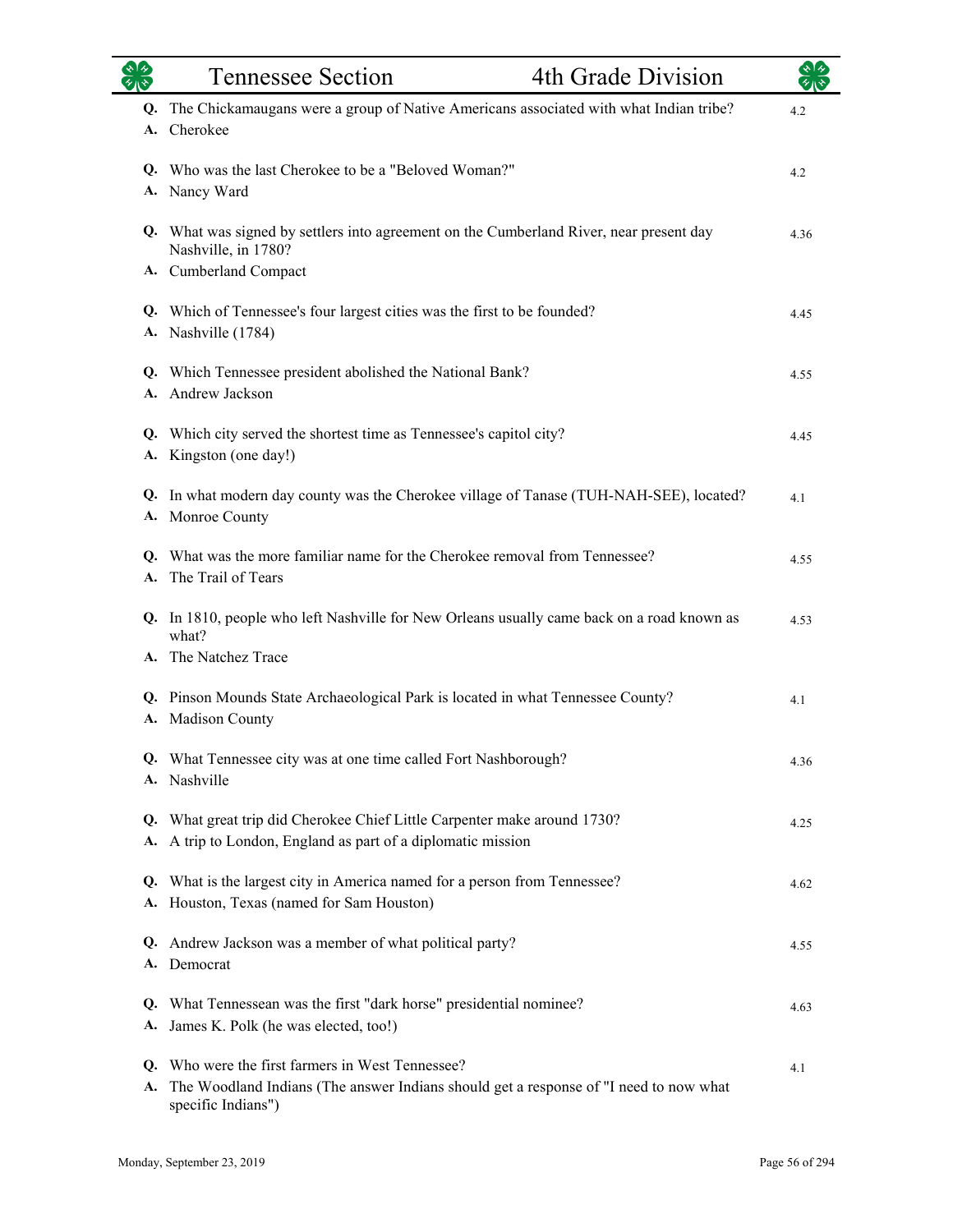**Q.** The Chickamaugans were a group of Native Americans associated with what Indian tribe? — 4.2
**A.** Cherokee

**Q.** Who was the last Cherokee to be a "Beloved Woman?" — 4.2
**A.** Nancy Ward

**Q.** What was signed by settlers into agreement on the Cumberland River, near present day Nashville, in 1780? — 4.36
**A.** Cumberland Compact

**Q.** Which of Tennessee's four largest cities was the first to be founded? — 4.45
**A.** Nashville (1784)

**Q.** Which Tennessee president abolished the National Bank? — 4.55
**A.** Andrew Jackson

**Q.** Which city served the shortest time as Tennessee's capitol city? — 4.45
**A.** Kingston (one day!)

**Q.** In what modern day county was the Cherokee village of Tanase (TUH-NAH-SEE), located? — 4.1
**A.** Monroe County

**Q.** What was the more familiar name for the Cherokee removal from Tennessee? — 4.55
**A.** The Trail of Tears

**Q.** In 1810, people who left Nashville for New Orleans usually came back on a road known as what? — 4.53
**A.** The Natchez Trace

**Q.** Pinson Mounds State Archaeological Park is located in what Tennessee County? — 4.1
**A.** Madison County

**Q.** What Tennessee city was at one time called Fort Nashborough? — 4.36
**A.** Nashville

**Q.** What great trip did Cherokee Chief Little Carpenter make around 1730? — 4.25
**A.** A trip to London, England as part of a diplomatic mission

**Q.** What is the largest city in America named for a person from Tennessee? — 4.62
**A.** Houston, Texas (named for Sam Houston)

**Q.** Andrew Jackson was a member of what political party? — 4.55
**A.** Democrat

**Q.** What Tennessean was the first "dark horse" presidential nominee? — 4.63
**A.** James K. Polk (he was elected, too!)

**Q.** Who were the first farmers in West Tennessee? — 4.1
**A.** The Woodland Indians (The answer Indians should get a response of "I need to now what specific Indians")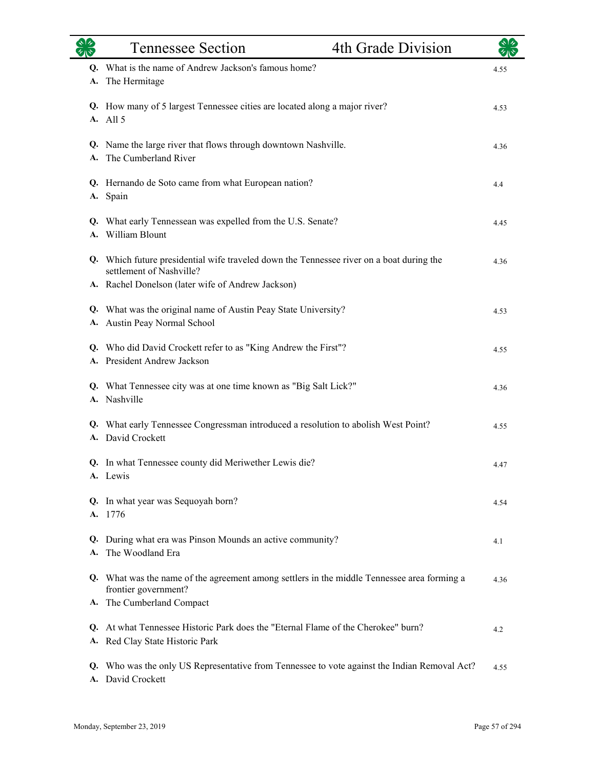| | Tennessee Section | 4th Grade Division |
|---|---|---|

**Q.** What is the name of Andrew Jackson's famous home? — 4.55
**A.** The Hermitage

**Q.** How many of 5 largest Tennessee cities are located along a major river? — 4.53
**A.** All 5

**Q.** Name the large river that flows through downtown Nashville. — 4.36
**A.** The Cumberland River

**Q.** Hernando de Soto came from what European nation? — 4.4
**A.** Spain

**Q.** What early Tennessean was expelled from the U.S. Senate? — 4.45
**A.** William Blount

**Q.** Which future presidential wife traveled down the Tennessee river on a boat during the settlement of Nashville? — 4.36
**A.** Rachel Donelson (later wife of Andrew Jackson)

**Q.** What was the original name of Austin Peay State University? — 4.53
**A.** Austin Peay Normal School

**Q.** Who did David Crockett refer to as "King Andrew the First"? — 4.55
**A.** President Andrew Jackson

**Q.** What Tennessee city was at one time known as "Big Salt Lick?" — 4.36
**A.** Nashville

**Q.** What early Tennessee Congressman introduced a resolution to abolish West Point? — 4.55
**A.** David Crockett

**Q.** In what Tennessee county did Meriwether Lewis die? — 4.47
**A.** Lewis

**Q.** In what year was Sequoyah born? — 4.54
**A.** 1776

**Q.** During what era was Pinson Mounds an active community? — 4.1
**A.** The Woodland Era

**Q.** What was the name of the agreement among settlers in the middle Tennessee area forming a frontier government? — 4.36
**A.** The Cumberland Compact

**Q.** At what Tennessee Historic Park does the "Eternal Flame of the Cherokee" burn? — 4.2
**A.** Red Clay State Historic Park

**Q.** Who was the only US Representative from Tennessee to vote against the Indian Removal Act? — 4.55
**A.** David Crockett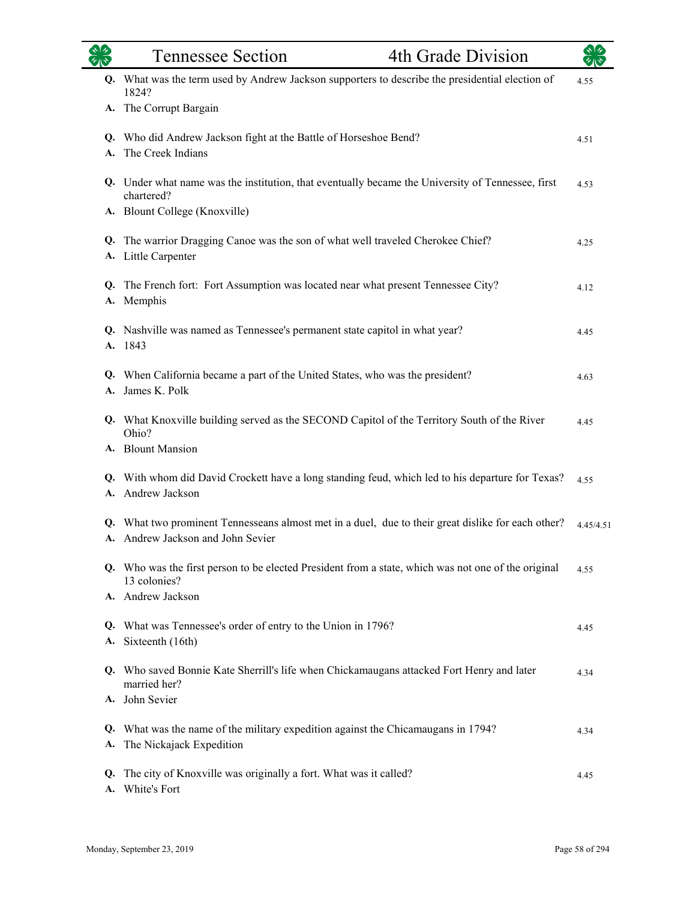| | Tennessee Section | 4th Grade Division | |
|---|---|---|---|

**Q.** What was the term used by Andrew Jackson supporters to describe the presidential election of 1824? — 4.55
**A.** The Corrupt Bargain

**Q.** Who did Andrew Jackson fight at the Battle of Horseshoe Bend? — 4.51
**A.** The Creek Indians

**Q.** Under what name was the institution, that eventually became the University of Tennessee, first chartered? — 4.53
**A.** Blount College (Knoxville)

**Q.** The warrior Dragging Canoe was the son of what well traveled Cherokee Chief? — 4.25
**A.** Little Carpenter

**Q.** The French fort: Fort Assumption was located near what present Tennessee City? — 4.12
**A.** Memphis

**Q.** Nashville was named as Tennessee's permanent state capitol in what year? — 4.45
**A.** 1843

**Q.** When California became a part of the United States, who was the president? — 4.63
**A.** James K. Polk

**Q.** What Knoxville building served as the SECOND Capitol of the Territory South of the River Ohio? — 4.45
**A.** Blount Mansion

**Q.** With whom did David Crockett have a long standing feud, which led to his departure for Texas? — 4.55
**A.** Andrew Jackson

**Q.** What two prominent Tennesseans almost met in a duel, due to their great dislike for each other? — 4.45/4.51
**A.** Andrew Jackson and John Sevier

**Q.** Who was the first person to be elected President from a state, which was not one of the original 13 colonies? — 4.55
**A.** Andrew Jackson

**Q.** What was Tennessee's order of entry to the Union in 1796? — 4.45
**A.** Sixteenth (16th)

**Q.** Who saved Bonnie Kate Sherrill's life when Chickamaugans attacked Fort Henry and later married her? — 4.34
**A.** John Sevier

**Q.** What was the name of the military expedition against the Chicamaugans in 1794? — 4.34
**A.** The Nickajack Expedition

**Q.** The city of Knoxville was originally a fort. What was it called? — 4.45
**A.** White's Fort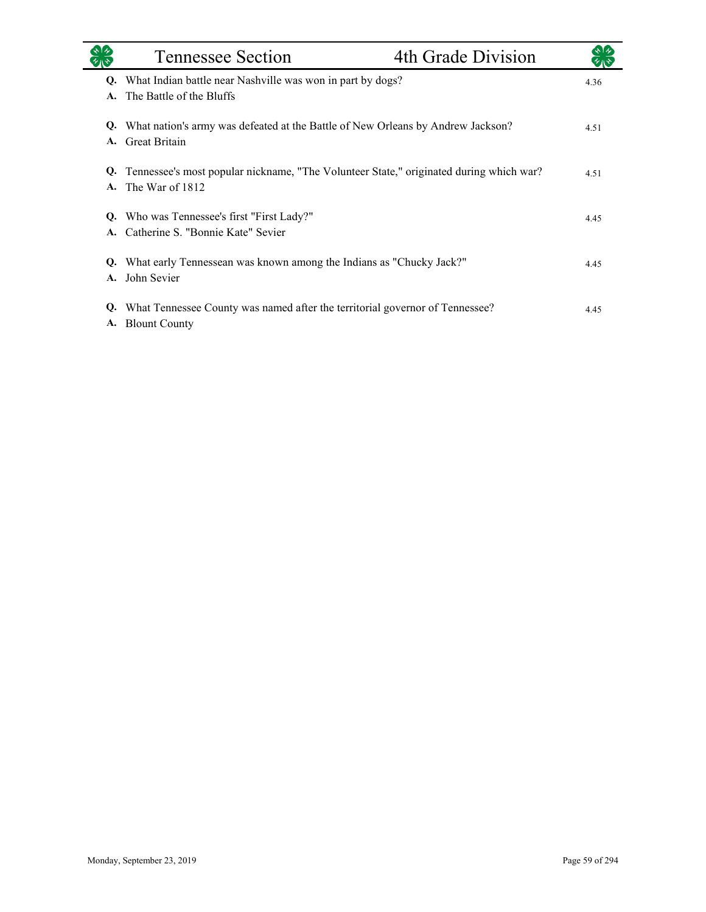**Q.** What Indian battle near Nashville was won in part by dogs? 4.36
**A.** The Battle of the Bluffs

**Q.** What nation's army was defeated at the Battle of New Orleans by Andrew Jackson? 4.51
**A.** Great Britain

**Q.** Tennessee's most popular nickname, "The Volunteer State," originated during which war? 4.51
**A.** The War of 1812

**Q.** Who was Tennessee's first "First Lady?" 4.45
**A.** Catherine S. "Bonnie Kate" Sevier

**Q.** What early Tennessean was known among the Indians as "Chucky Jack?" 4.45
**A.** John Sevier

**Q.** What Tennessee County was named after the territorial governor of Tennessee? 4.45
**A.** Blount County